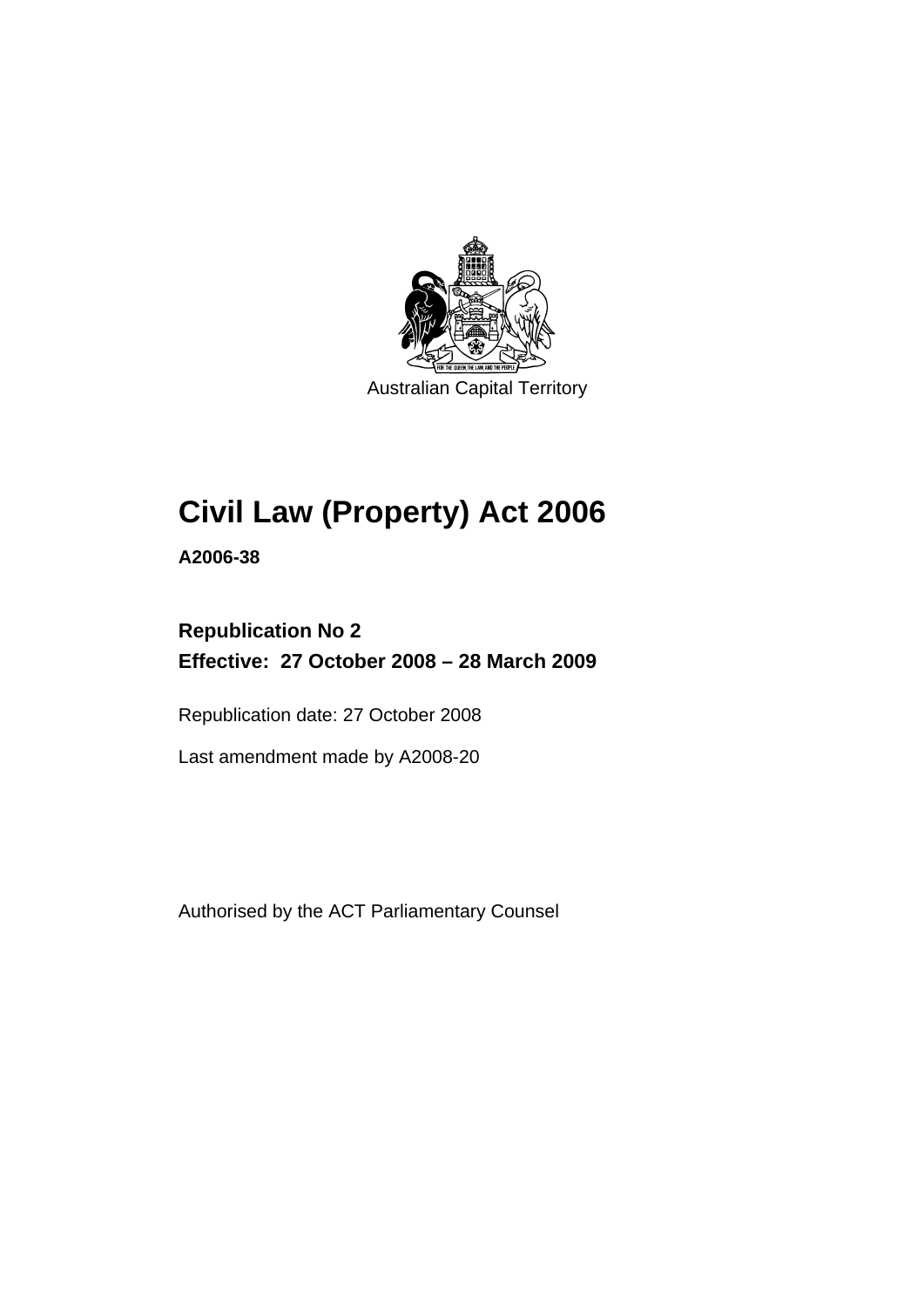Australian Capital Territory

# Civil Law (Property) Act 2006

**A2006-38**

**Republication No 2**
**Effective: 27 October 2008 – 28 March 2009**

Republication date: 27 October 2008

Last amendment made by A2008-20

Authorised by the ACT Parliamentary Counsel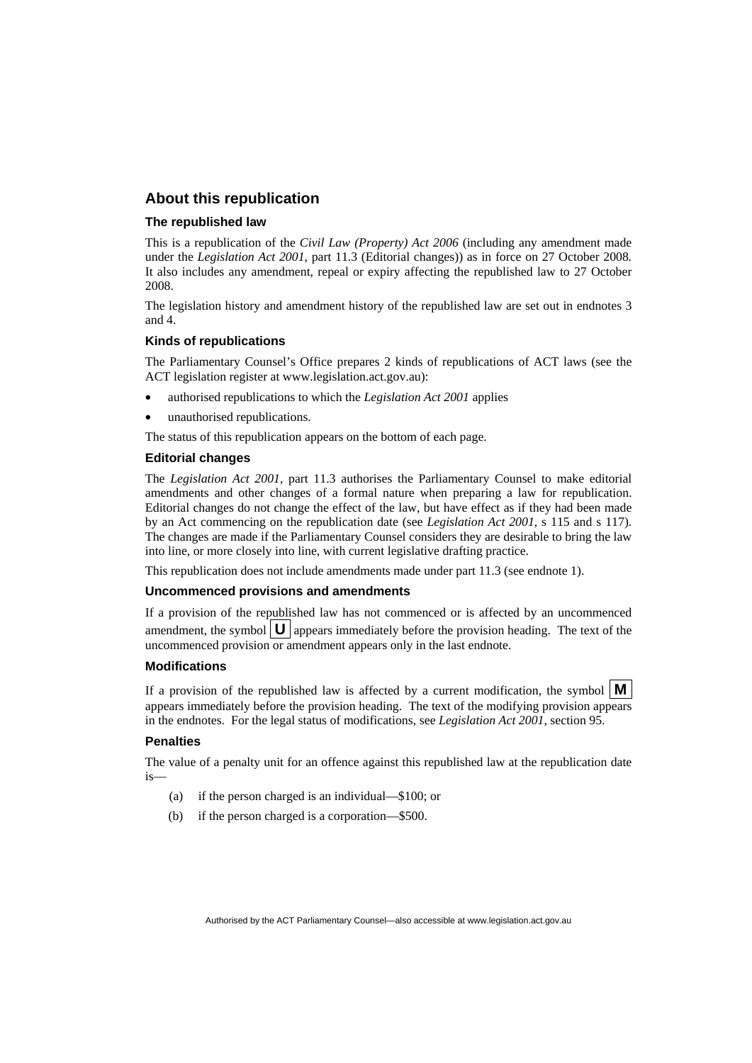## About this republication

### The republished law

This is a republication of the *Civil Law (Property) Act 2006* (including any amendment made under the *Legislation Act 2001*, part 11.3 (Editorial changes)) as in force on 27 October 2008*.* It also includes any amendment, repeal or expiry affecting the republished law to 27 October 2008.

The legislation history and amendment history of the republished law are set out in endnotes 3 and 4.

### Kinds of republications

The Parliamentary Counsel's Office prepares 2 kinds of republications of ACT laws (see the ACT legislation register at www.legislation.act.gov.au):

- authorised republications to which the *Legislation Act 2001* applies
- unauthorised republications.

The status of this republication appears on the bottom of each page.

### Editorial changes

The *Legislation Act 2001*, part 11.3 authorises the Parliamentary Counsel to make editorial amendments and other changes of a formal nature when preparing a law for republication. Editorial changes do not change the effect of the law, but have effect as if they had been made by an Act commencing on the republication date (see *Legislation Act 2001*, s 115 and s 117). The changes are made if the Parliamentary Counsel considers they are desirable to bring the law into line, or more closely into line, with current legislative drafting practice.

This republication does not include amendments made under part 11.3 (see endnote 1).

### Uncommenced provisions and amendments

If a provision of the republished law has not commenced or is affected by an uncommenced amendment, the symbol **U** appears immediately before the provision heading. The text of the uncommenced provision or amendment appears only in the last endnote.

### Modifications

If a provision of the republished law is affected by a current modification, the symbol **M** appears immediately before the provision heading. The text of the modifying provision appears in the endnotes. For the legal status of modifications, see *Legislation Act 2001*, section 95.

### Penalties

The value of a penalty unit for an offence against this republished law at the republication date is—

(a) if the person charged is an individual—$100; or

(b) if the person charged is a corporation—$500.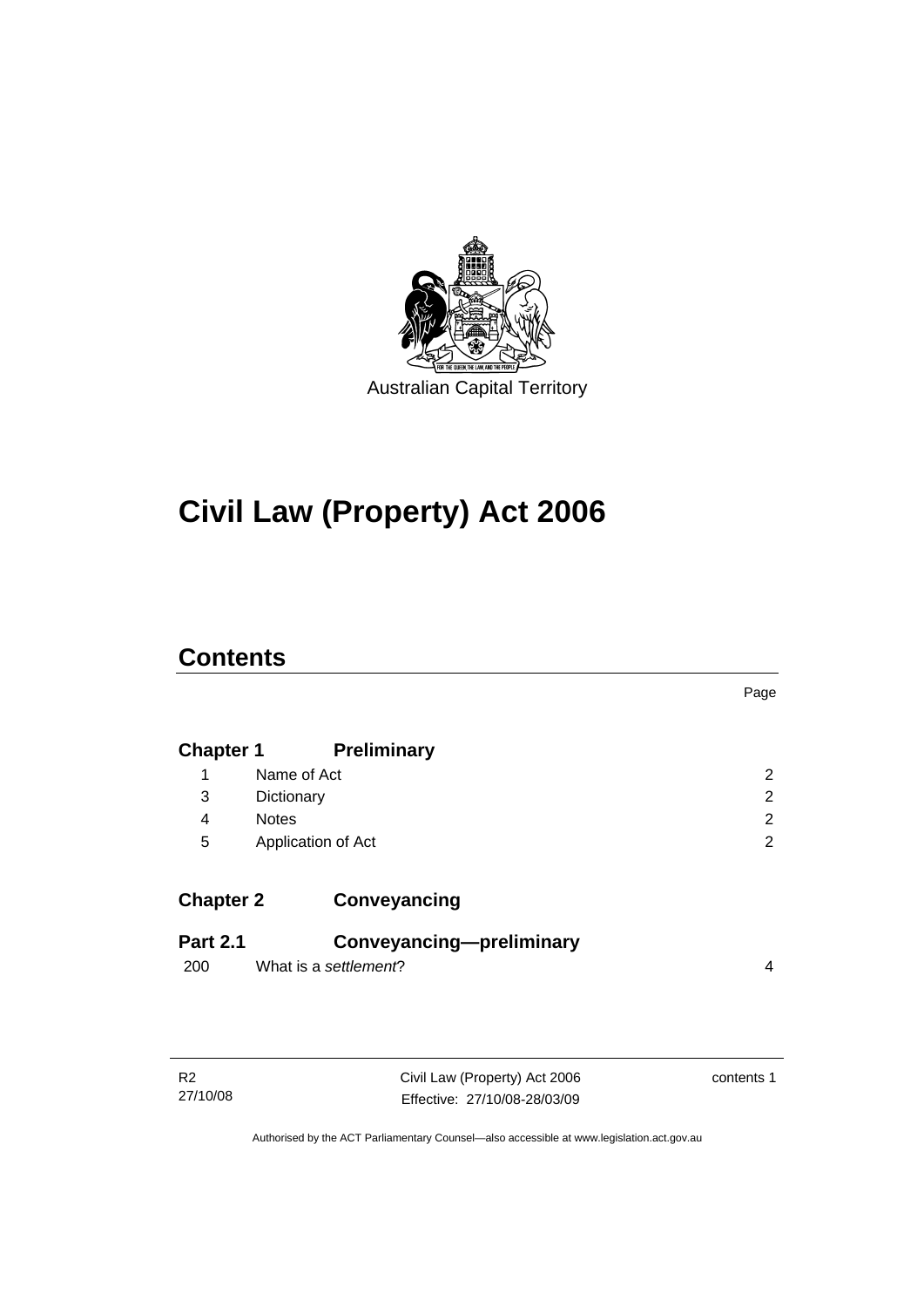Australian Capital Territory

# Civil Law (Property) Act 2006

## Contents

| | | Page |
|---|---|---|
| **Chapter 1** | **Preliminary** | |
| 1 | Name of Act | 2 |
| 3 | Dictionary | 2 |
| 4 | Notes | 2 |
| 5 | Application of Act | 2 |
| **Chapter 2** | **Conveyancing** | |
| **Part 2.1** | **Conveyancing—preliminary** | |
| 200 | What is a *settlement*? | 4 |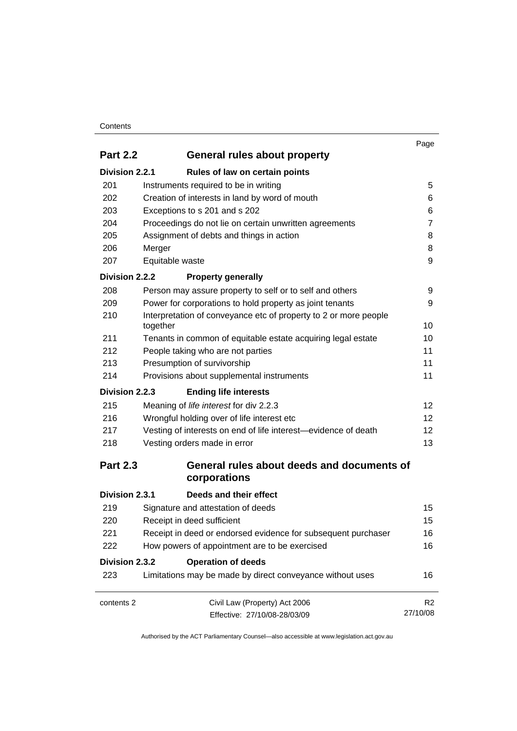| | | Page |
|---|---|---|
| **Part 2.2** | **General rules about property** | |
| **Division 2.2.1** | **Rules of law on certain points** | |
| 201 | Instruments required to be in writing | 5 |
| 202 | Creation of interests in land by word of mouth | 6 |
| 203 | Exceptions to s 201 and s 202 | 6 |
| 204 | Proceedings do not lie on certain unwritten agreements | 7 |
| 205 | Assignment of debts and things in action | 8 |
| 206 | Merger | 8 |
| 207 | Equitable waste | 9 |
| **Division 2.2.2** | **Property generally** | |
| 208 | Person may assure property to self or to self and others | 9 |
| 209 | Power for corporations to hold property as joint tenants | 9 |
| 210 | Interpretation of conveyance etc of property to 2 or more people together | 10 |
| 211 | Tenants in common of equitable estate acquiring legal estate | 10 |
| 212 | People taking who are not parties | 11 |
| 213 | Presumption of survivorship | 11 |
| 214 | Provisions about supplemental instruments | 11 |
| **Division 2.2.3** | **Ending life interests** | |
| 215 | Meaning of *life interest* for div 2.2.3 | 12 |
| 216 | Wrongful holding over of life interest etc | 12 |
| 217 | Vesting of interests on end of life interest—evidence of death | 12 |
| 218 | Vesting orders made in error | 13 |
| **Part 2.3** | **General rules about deeds and documents of corporations** | |
| **Division 2.3.1** | **Deeds and their effect** | |
| 219 | Signature and attestation of deeds | 15 |
| 220 | Receipt in deed sufficient | 15 |
| 221 | Receipt in deed or endorsed evidence for subsequent purchaser | 16 |
| 222 | How powers of appointment are to be exercised | 16 |
| **Division 2.3.2** | **Operation of deeds** | |
| 223 | Limitations may be made by direct conveyance without uses | 16 |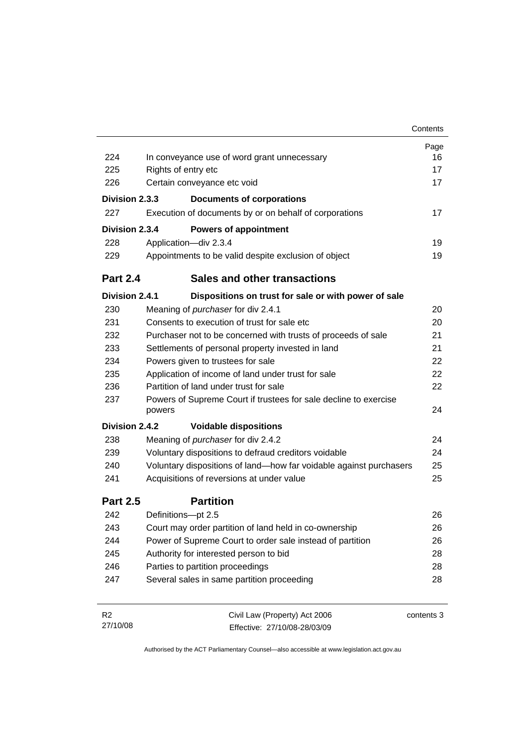| | | Page |
|---|---|---|
| 224 | In conveyance use of word grant unnecessary | 16 |
| 225 | Rights of entry etc | 17 |
| 226 | Certain conveyance etc void | 17 |
| **Division 2.3.3** | **Documents of corporations** | |
| 227 | Execution of documents by or on behalf of corporations | 17 |
| **Division 2.3.4** | **Powers of appointment** | |
| 228 | Application—div 2.3.4 | 19 |
| 229 | Appointments to be valid despite exclusion of object | 19 |
| **Part 2.4** | **Sales and other transactions** | |
| **Division 2.4.1** | **Dispositions on trust for sale or with power of sale** | |
| 230 | Meaning of *purchaser* for div 2.4.1 | 20 |
| 231 | Consents to execution of trust for sale etc | 20 |
| 232 | Purchaser not to be concerned with trusts of proceeds of sale | 21 |
| 233 | Settlements of personal property invested in land | 21 |
| 234 | Powers given to trustees for sale | 22 |
| 235 | Application of income of land under trust for sale | 22 |
| 236 | Partition of land under trust for sale | 22 |
| 237 | Powers of Supreme Court if trustees for sale decline to exercise powers | 24 |
| **Division 2.4.2** | **Voidable dispositions** | |
| 238 | Meaning of *purchaser* for div 2.4.2 | 24 |
| 239 | Voluntary dispositions to defraud creditors voidable | 24 |
| 240 | Voluntary dispositions of land—how far voidable against purchasers | 25 |
| 241 | Acquisitions of reversions at under value | 25 |
| **Part 2.5** | **Partition** | |
| 242 | Definitions—pt 2.5 | 26 |
| 243 | Court may order partition of land held in co-ownership | 26 |
| 244 | Power of Supreme Court to order sale instead of partition | 26 |
| 245 | Authority for interested person to bid | 28 |
| 246 | Parties to partition proceedings | 28 |
| 247 | Several sales in same partition proceeding | 28 |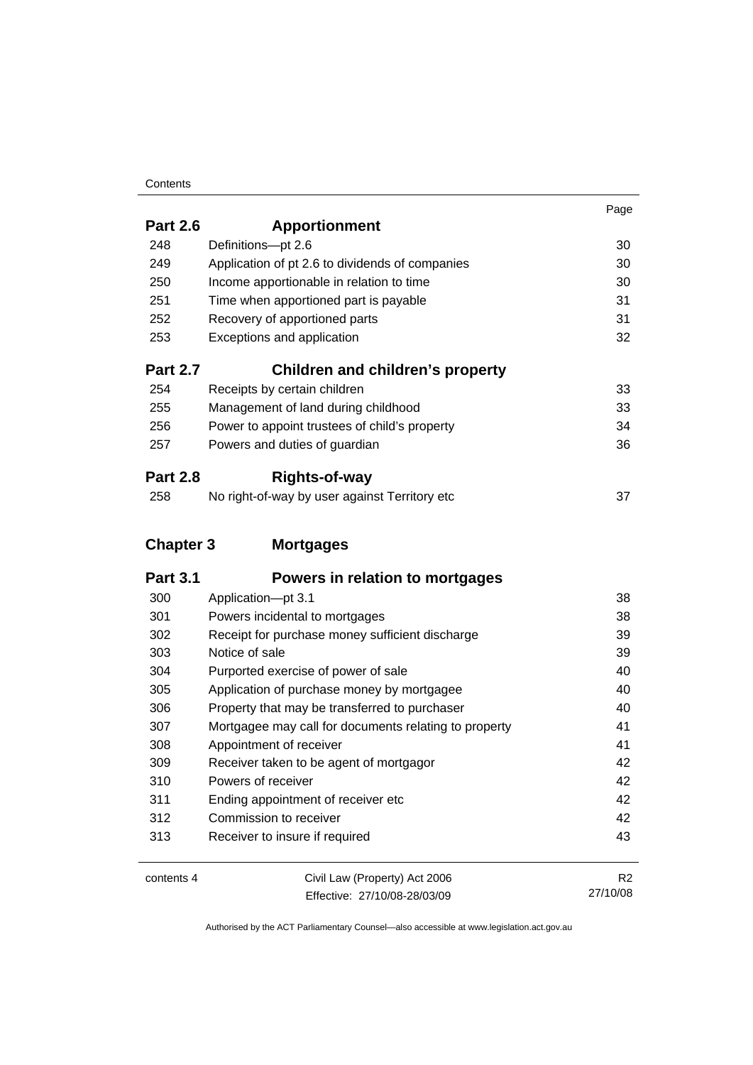| | | Page |
|---|---|---|
| **Part 2.6** | **Apportionment** | |
| 248 | Definitions—pt 2.6 | 30 |
| 249 | Application of pt 2.6 to dividends of companies | 30 |
| 250 | Income apportionable in relation to time | 30 |
| 251 | Time when apportioned part is payable | 31 |
| 252 | Recovery of apportioned parts | 31 |
| 253 | Exceptions and application | 32 |
| **Part 2.7** | **Children and children's property** | |
| 254 | Receipts by certain children | 33 |
| 255 | Management of land during childhood | 33 |
| 256 | Power to appoint trustees of child's property | 34 |
| 257 | Powers and duties of guardian | 36 |
| **Part 2.8** | **Rights-of-way** | |
| 258 | No right-of-way by user against Territory etc | 37 |
| **Chapter 3** | **Mortgages** | |
| **Part 3.1** | **Powers in relation to mortgages** | |
| 300 | Application—pt 3.1 | 38 |
| 301 | Powers incidental to mortgages | 38 |
| 302 | Receipt for purchase money sufficient discharge | 39 |
| 303 | Notice of sale | 39 |
| 304 | Purported exercise of power of sale | 40 |
| 305 | Application of purchase money by mortgagee | 40 |
| 306 | Property that may be transferred to purchaser | 40 |
| 307 | Mortgagee may call for documents relating to property | 41 |
| 308 | Appointment of receiver | 41 |
| 309 | Receiver taken to be agent of mortgagor | 42 |
| 310 | Powers of receiver | 42 |
| 311 | Ending appointment of receiver etc | 42 |
| 312 | Commission to receiver | 42 |
| 313 | Receiver to insure if required | 43 |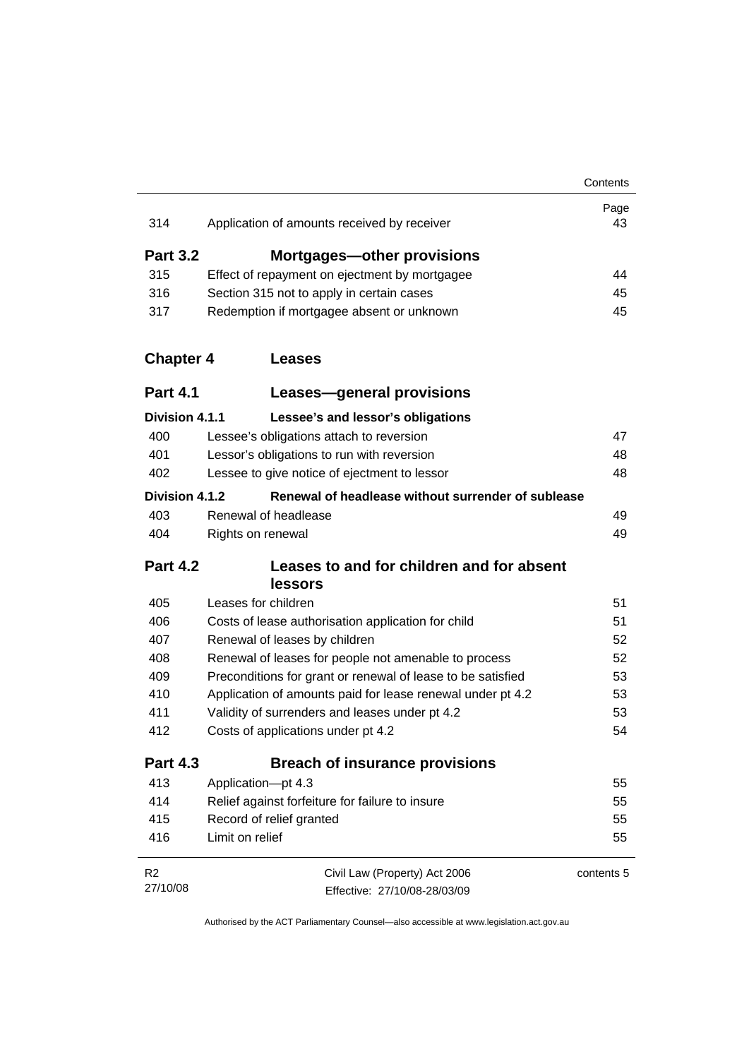| | | Page |
|---|---|---|
| 314 | Application of amounts received by receiver | 43 |
| **Part 3.2** | **Mortgages—other provisions** | |
| 315 | Effect of repayment on ejectment by mortgagee | 44 |
| 316 | Section 315 not to apply in certain cases | 45 |
| 317 | Redemption if mortgagee absent or unknown | 45 |
| **Chapter 4** | **Leases** | |
| **Part 4.1** | **Leases—general provisions** | |
| **Division 4.1.1** | **Lessee's and lessor's obligations** | |
| 400 | Lessee's obligations attach to reversion | 47 |
| 401 | Lessor's obligations to run with reversion | 48 |
| 402 | Lessee to give notice of ejectment to lessor | 48 |
| **Division 4.1.2** | **Renewal of headlease without surrender of sublease** | |
| 403 | Renewal of headlease | 49 |
| 404 | Rights on renewal | 49 |
| **Part 4.2** | **Leases to and for children and for absent lessors** | |
| 405 | Leases for children | 51 |
| 406 | Costs of lease authorisation application for child | 51 |
| 407 | Renewal of leases by children | 52 |
| 408 | Renewal of leases for people not amenable to process | 52 |
| 409 | Preconditions for grant or renewal of lease to be satisfied | 53 |
| 410 | Application of amounts paid for lease renewal under pt 4.2 | 53 |
| 411 | Validity of surrenders and leases under pt 4.2 | 53 |
| 412 | Costs of applications under pt 4.2 | 54 |
| **Part 4.3** | **Breach of insurance provisions** | |
| 413 | Application—pt 4.3 | 55 |
| 414 | Relief against forfeiture for failure to insure | 55 |
| 415 | Record of relief granted | 55 |
| 416 | Limit on relief | 55 |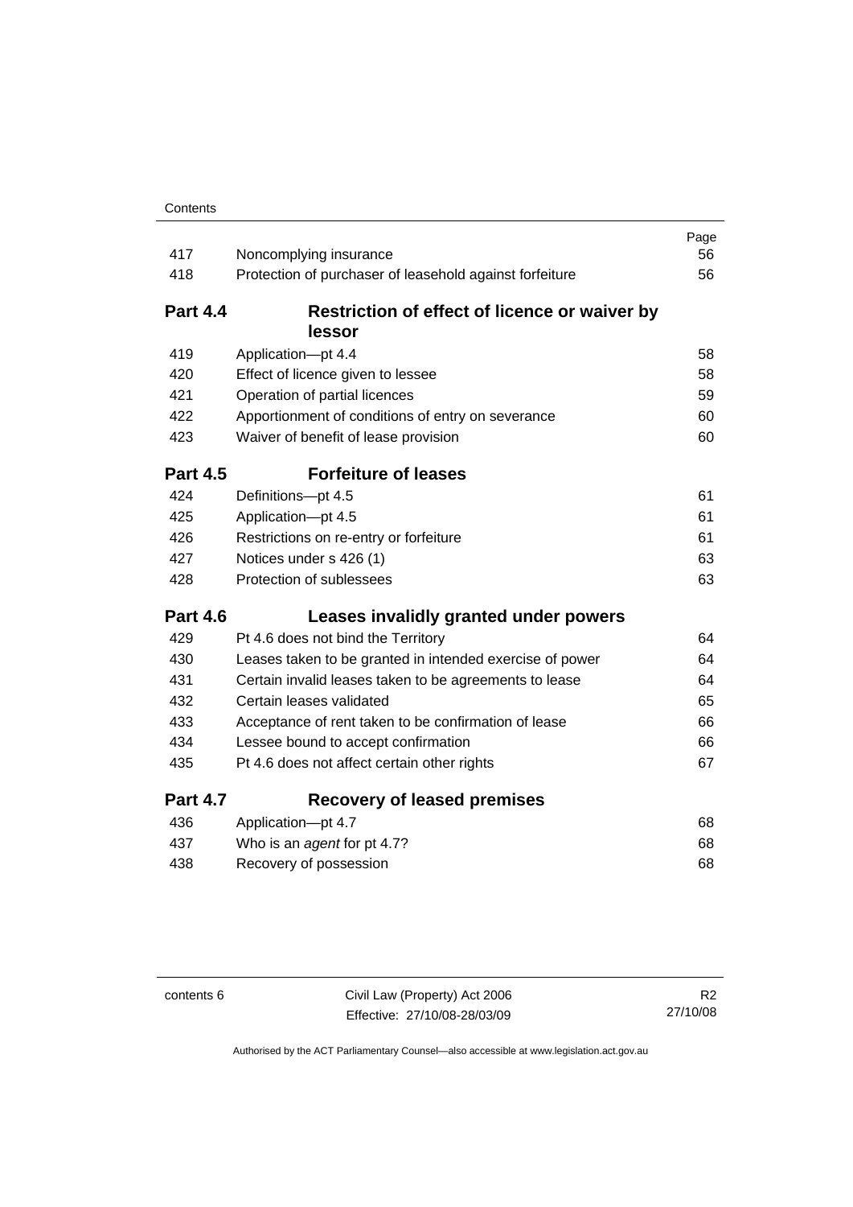| | | Page |
|---|---|---|
| 417 | Noncomplying insurance | 56 |
| 418 | Protection of purchaser of leasehold against forfeiture | 56 |
| **Part 4.4** | **Restriction of effect of licence or waiver by lessor** | |
| 419 | Application—pt 4.4 | 58 |
| 420 | Effect of licence given to lessee | 58 |
| 421 | Operation of partial licences | 59 |
| 422 | Apportionment of conditions of entry on severance | 60 |
| 423 | Waiver of benefit of lease provision | 60 |
| **Part 4.5** | **Forfeiture of leases** | |
| 424 | Definitions—pt 4.5 | 61 |
| 425 | Application—pt 4.5 | 61 |
| 426 | Restrictions on re-entry or forfeiture | 61 |
| 427 | Notices under s 426 (1) | 63 |
| 428 | Protection of sublessees | 63 |
| **Part 4.6** | **Leases invalidly granted under powers** | |
| 429 | Pt 4.6 does not bind the Territory | 64 |
| 430 | Leases taken to be granted in intended exercise of power | 64 |
| 431 | Certain invalid leases taken to be agreements to lease | 64 |
| 432 | Certain leases validated | 65 |
| 433 | Acceptance of rent taken to be confirmation of lease | 66 |
| 434 | Lessee bound to accept confirmation | 66 |
| 435 | Pt 4.6 does not affect certain other rights | 67 |
| **Part 4.7** | **Recovery of leased premises** | |
| 436 | Application—pt 4.7 | 68 |
| 437 | Who is an *agent* for pt 4.7? | 68 |
| 438 | Recovery of possession | 68 |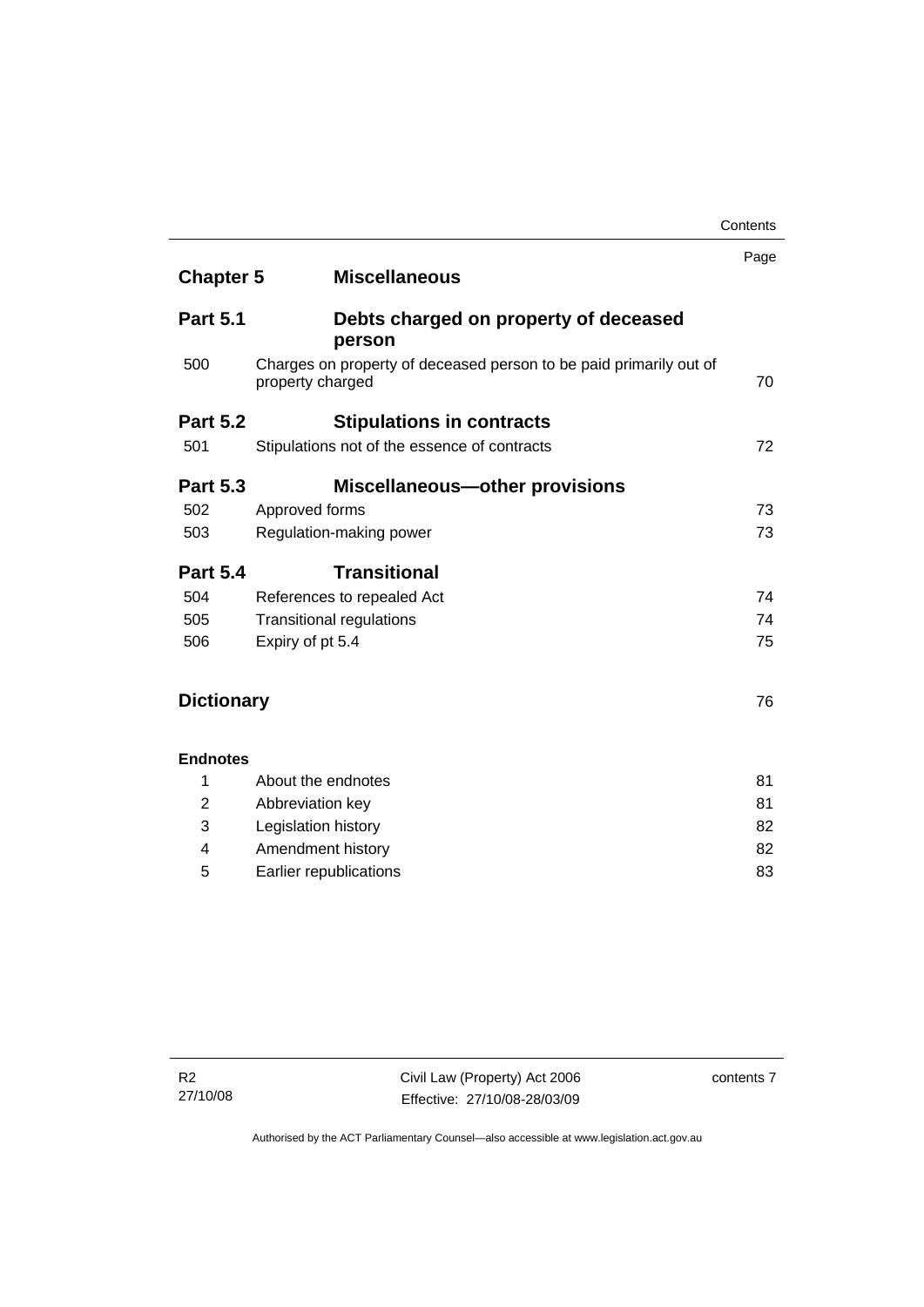| | | Page |
|---|---|---|
| **Chapter 5** | **Miscellaneous** | |
| **Part 5.1** | **Debts charged on property of deceased person** | |
| 500 | Charges on property of deceased person to be paid primarily out of property charged | 70 |
| **Part 5.2** | **Stipulations in contracts** | |
| 501 | Stipulations not of the essence of contracts | 72 |
| **Part 5.3** | **Miscellaneous—other provisions** | |
| 502 | Approved forms | 73 |
| 503 | Regulation-making power | 73 |
| **Part 5.4** | **Transitional** | |
| 504 | References to repealed Act | 74 |
| 505 | Transitional regulations | 74 |
| 506 | Expiry of pt 5.4 | 75 |
| **Dictionary** | | 76 |
| **Endnotes** | | |
| 1 | About the endnotes | 81 |
| 2 | Abbreviation key | 81 |
| 3 | Legislation history | 82 |
| 4 | Amendment history | 82 |
| 5 | Earlier republications | 83 |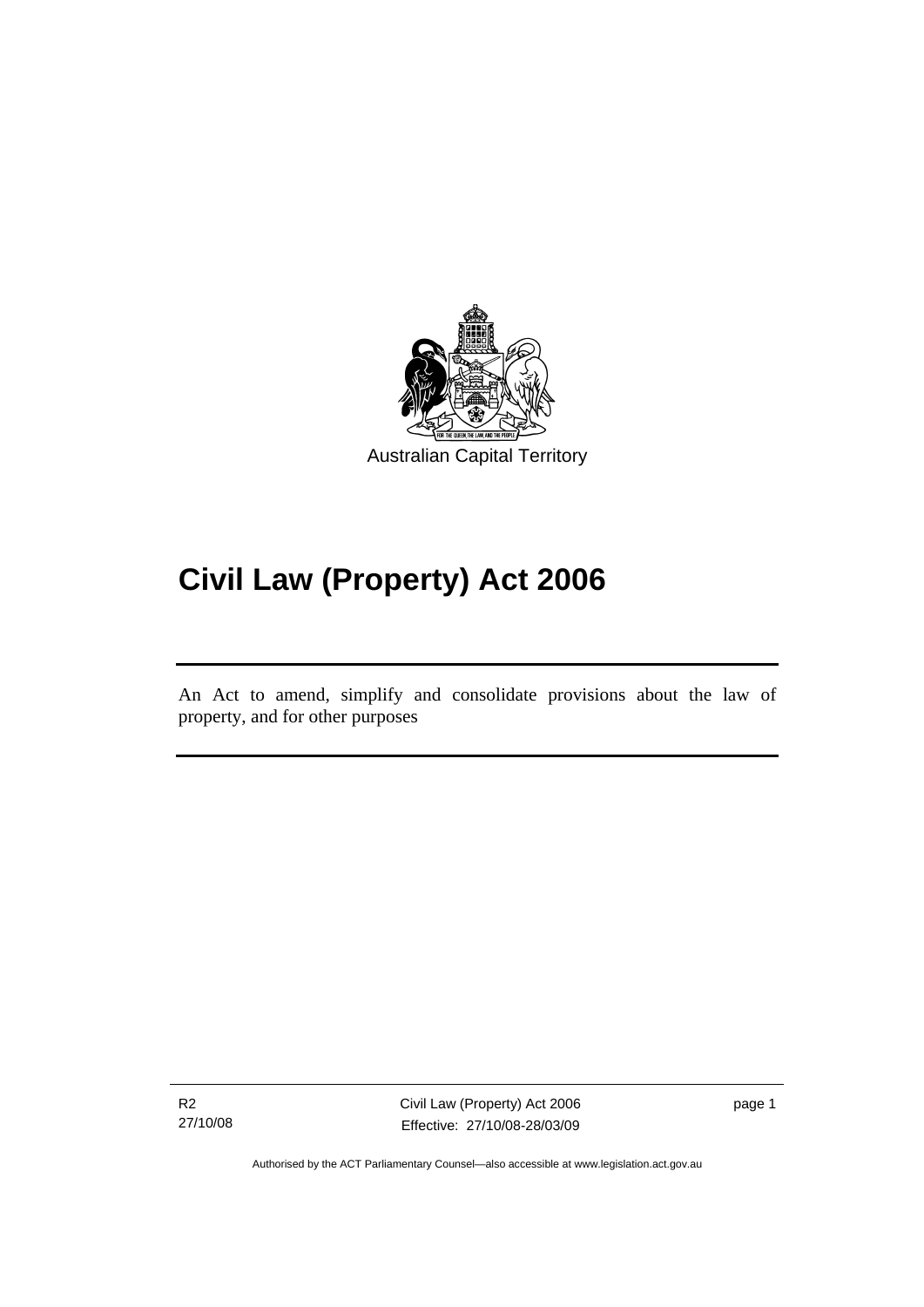Australian Capital Territory

# Civil Law (Property) Act 2006

An Act to amend, simplify and consolidate provisions about the law of property, and for other purposes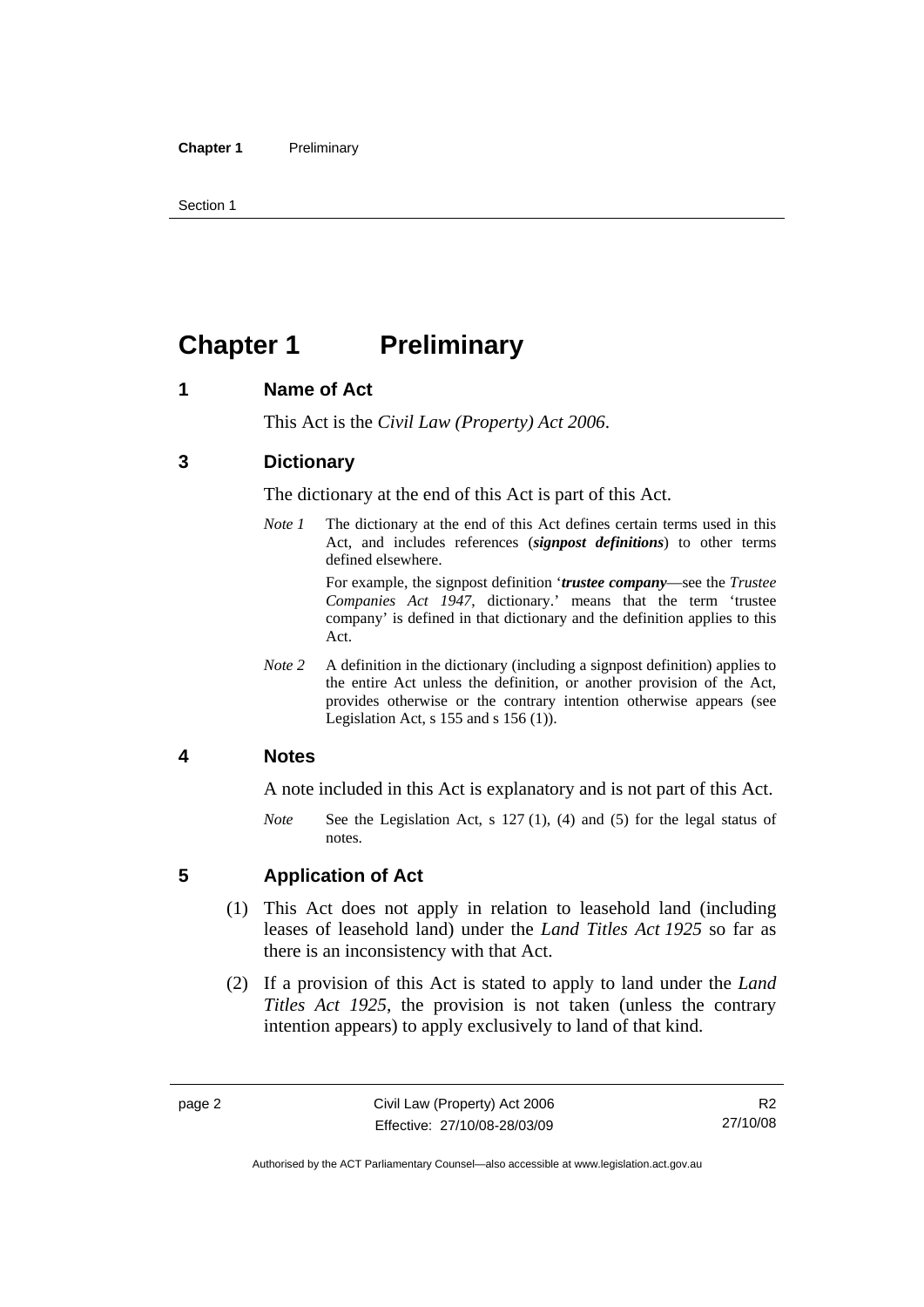# Chapter 1 Preliminary

## 1 Name of Act

This Act is the *Civil Law (Property) Act 2006*.

## 3 Dictionary

The dictionary at the end of this Act is part of this Act.

*Note 1* The dictionary at the end of this Act defines certain terms used in this Act, and includes references (***signpost definitions***) to other terms defined elsewhere.

For example, the signpost definition '***trustee company***—see the *Trustee Companies Act 1947*, dictionary.' means that the term 'trustee company' is defined in that dictionary and the definition applies to this Act.

*Note 2* A definition in the dictionary (including a signpost definition) applies to the entire Act unless the definition, or another provision of the Act, provides otherwise or the contrary intention otherwise appears (see Legislation Act, s 155 and s 156 (1)).

## 4 Notes

A note included in this Act is explanatory and is not part of this Act.

*Note* See the Legislation Act, s 127 (1), (4) and (5) for the legal status of notes.

## 5 Application of Act

(1) This Act does not apply in relation to leasehold land (including leases of leasehold land) under the *Land Titles Act 1925* so far as there is an inconsistency with that Act.

(2) If a provision of this Act is stated to apply to land under the *Land Titles Act 1925*, the provision is not taken (unless the contrary intention appears) to apply exclusively to land of that kind.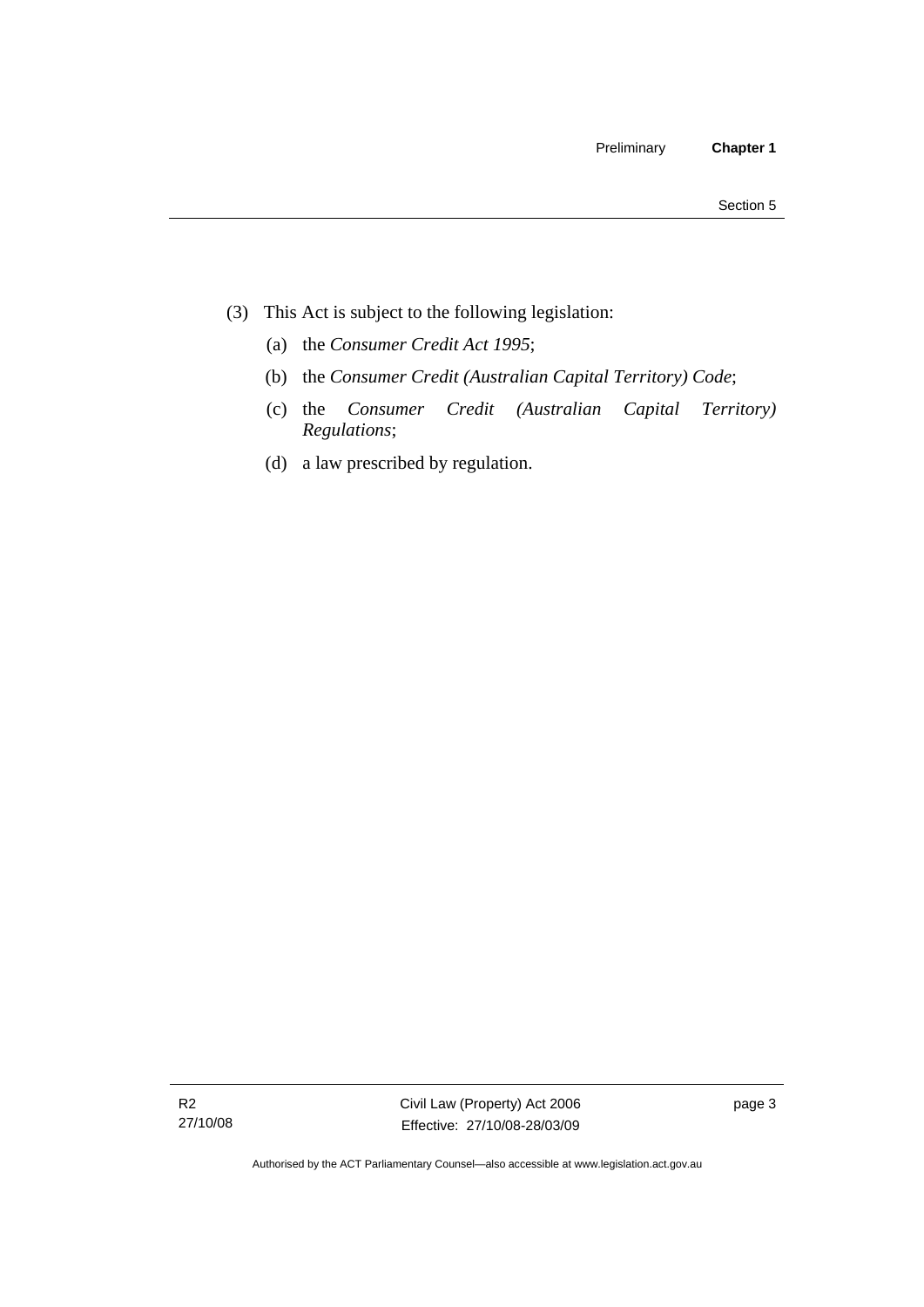(3) This Act is subject to the following legislation:

(a) the *Consumer Credit Act 1995*;

(b) the *Consumer Credit (Australian Capital Territory) Code*;

(c) the *Consumer Credit (Australian Capital Territory) Regulations*;

(d) a law prescribed by regulation.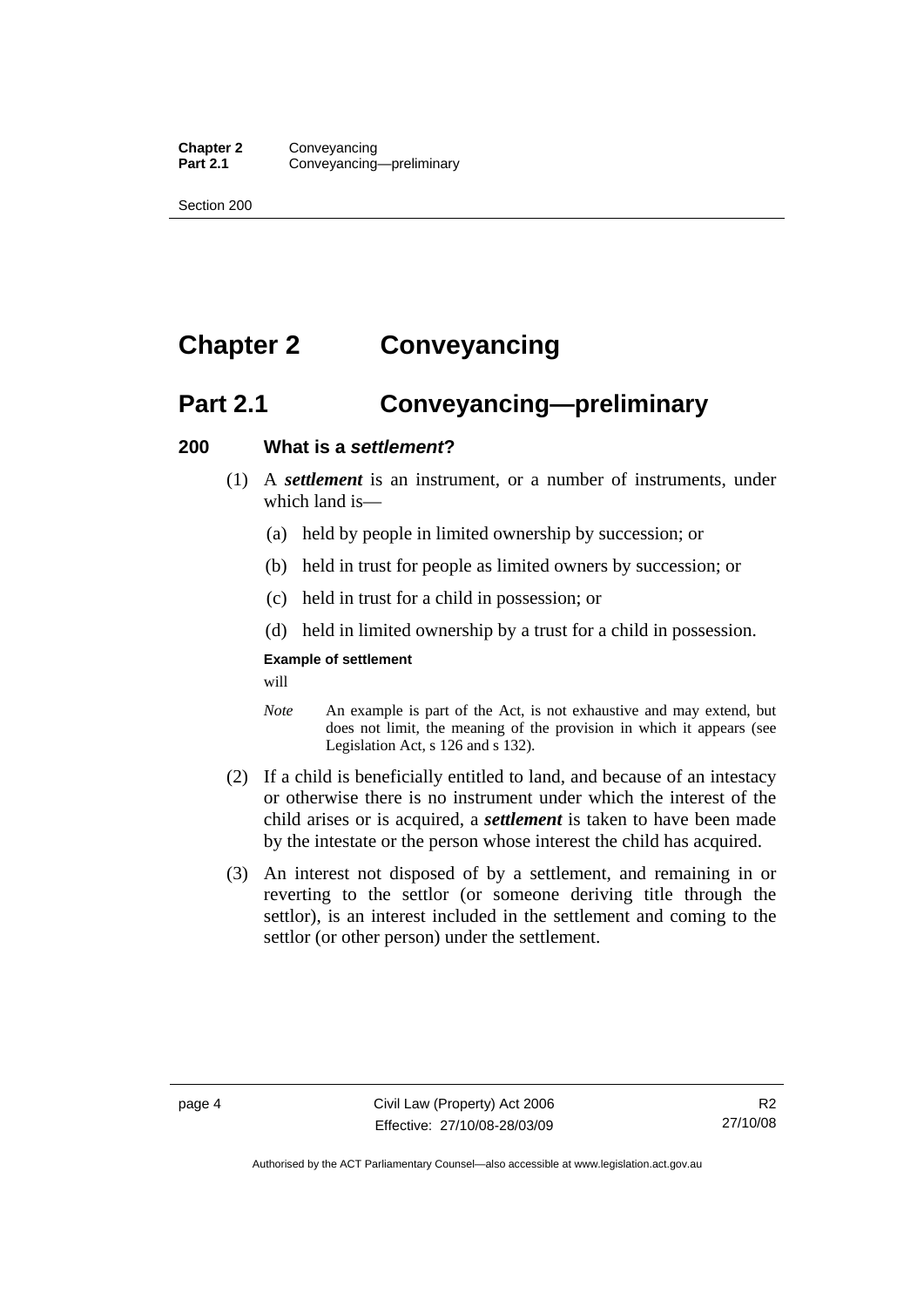# Chapter 2 Conveyancing

## Part 2.1 Conveyancing—preliminary

### 200 What is a *settlement*?

(1) A ***settlement*** is an instrument, or a number of instruments, under which land is—

(a) held by people in limited ownership by succession; or

(b) held in trust for people as limited owners by succession; or

(c) held in trust for a child in possession; or

(d) held in limited ownership by a trust for a child in possession.

**Example of settlement**

will

*Note* An example is part of the Act, is not exhaustive and may extend, but does not limit, the meaning of the provision in which it appears (see Legislation Act, s 126 and s 132).

(2) If a child is beneficially entitled to land, and because of an intestacy or otherwise there is no instrument under which the interest of the child arises or is acquired, a ***settlement*** is taken to have been made by the intestate or the person whose interest the child has acquired.

(3) An interest not disposed of by a settlement, and remaining in or reverting to the settlor (or someone deriving title through the settlor), is an interest included in the settlement and coming to the settlor (or other person) under the settlement.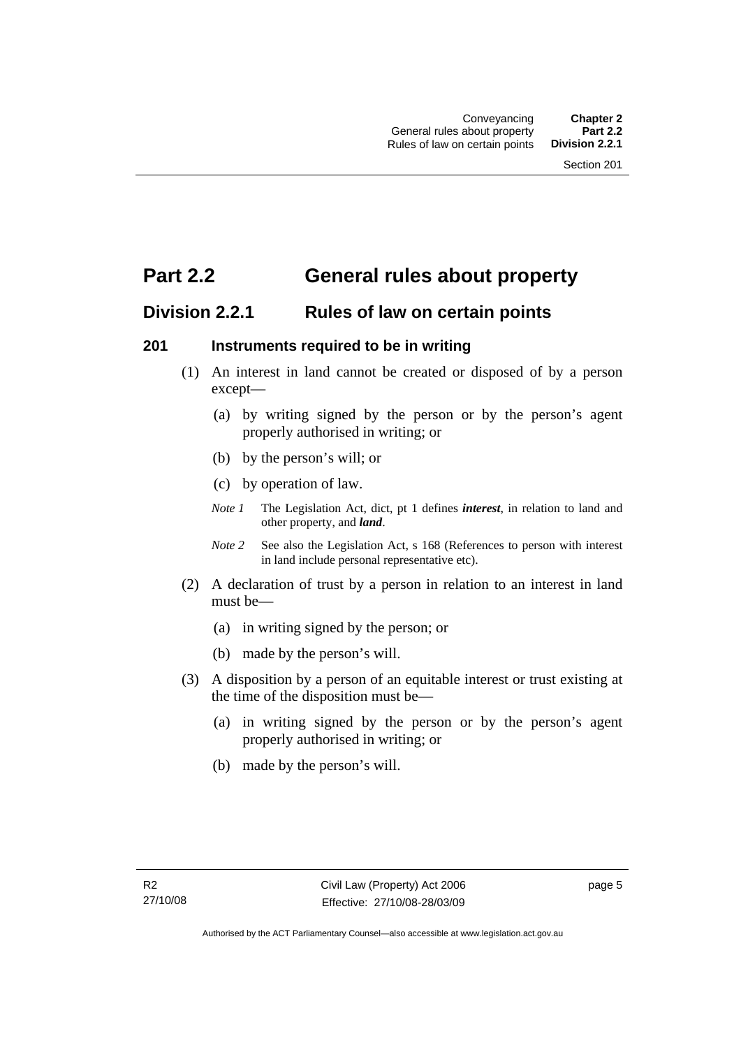# Part 2.2 General rules about property

## Division 2.2.1 Rules of law on certain points

### 201 Instruments required to be in writing

(1) An interest in land cannot be created or disposed of by a person except—

(a) by writing signed by the person or by the person's agent properly authorised in writing; or

(b) by the person's will; or

(c) by operation of law.

*Note 1* The Legislation Act, dict, pt 1 defines ***interest***, in relation to land and other property, and ***land***.

*Note 2* See also the Legislation Act, s 168 (References to person with interest in land include personal representative etc).

(2) A declaration of trust by a person in relation to an interest in land must be—

(a) in writing signed by the person; or

(b) made by the person's will.

(3) A disposition by a person of an equitable interest or trust existing at the time of the disposition must be—

(a) in writing signed by the person or by the person's agent properly authorised in writing; or

(b) made by the person's will.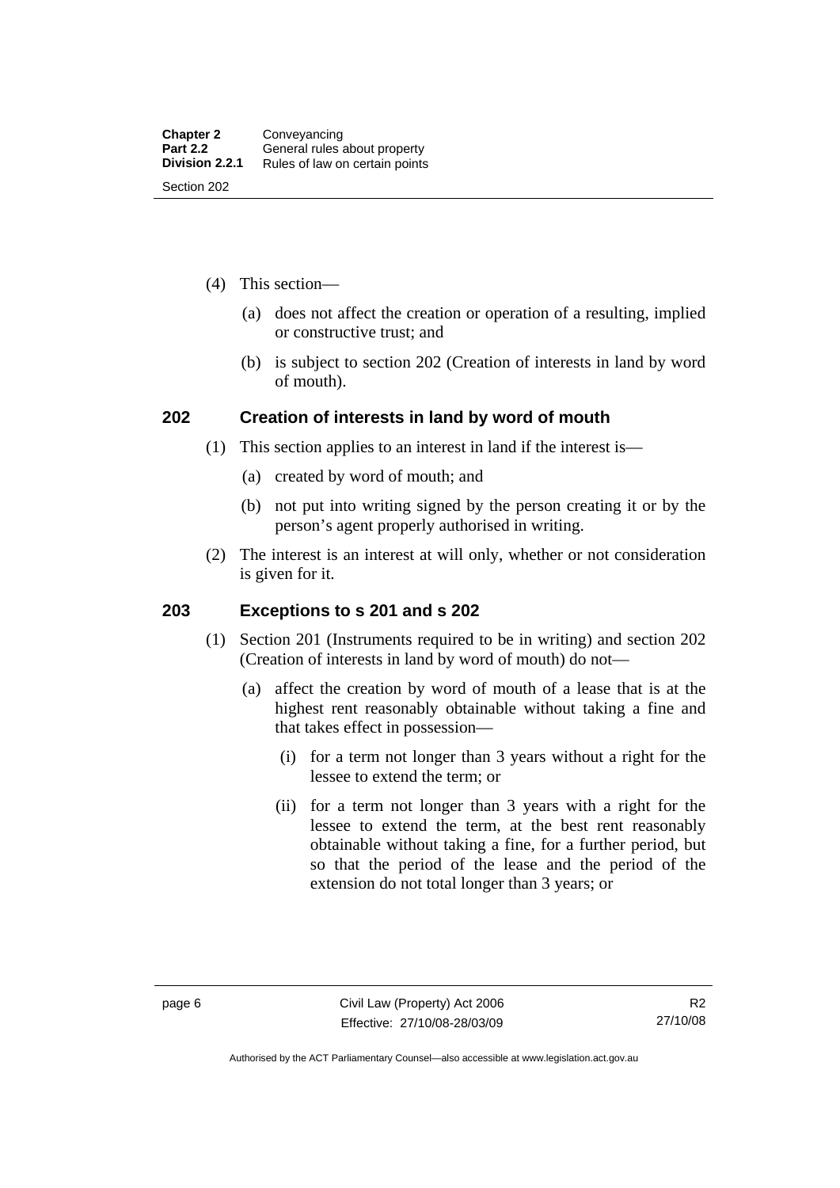(4) This section—

(a) does not affect the creation or operation of a resulting, implied or constructive trust; and

(b) is subject to section 202 (Creation of interests in land by word of mouth).

## 202 Creation of interests in land by word of mouth

(1) This section applies to an interest in land if the interest is—

(a) created by word of mouth; and

(b) not put into writing signed by the person creating it or by the person's agent properly authorised in writing.

(2) The interest is an interest at will only, whether or not consideration is given for it.

## 203 Exceptions to s 201 and s 202

(1) Section 201 (Instruments required to be in writing) and section 202 (Creation of interests in land by word of mouth) do not—

(a) affect the creation by word of mouth of a lease that is at the highest rent reasonably obtainable without taking a fine and that takes effect in possession—

(i) for a term not longer than 3 years without a right for the lessee to extend the term; or

(ii) for a term not longer than 3 years with a right for the lessee to extend the term, at the best rent reasonably obtainable without taking a fine, for a further period, but so that the period of the lease and the period of the extension do not total longer than 3 years; or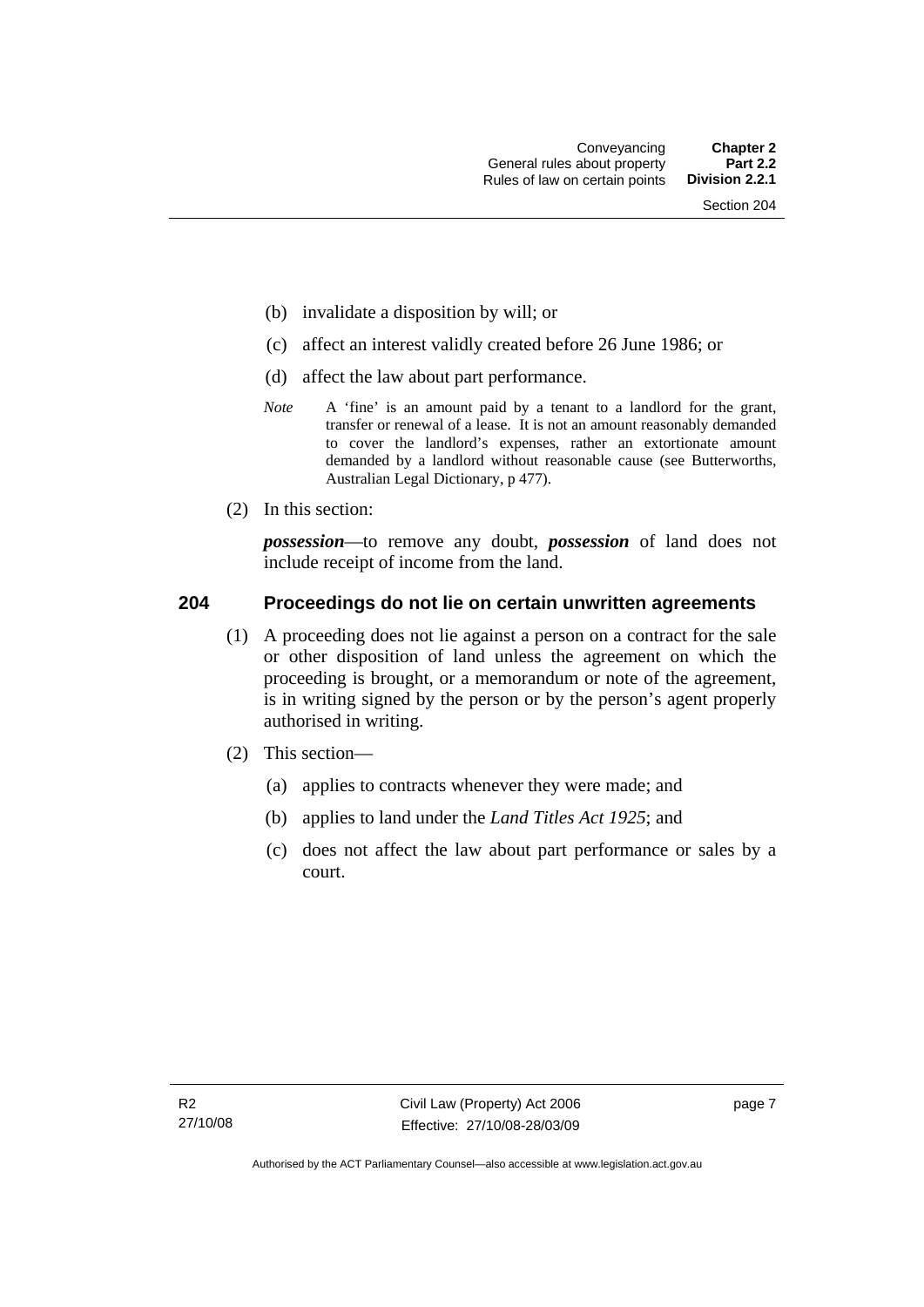- (b) invalidate a disposition by will; or
- (c) affect an interest validly created before 26 June 1986; or
- (d) affect the law about part performance.

*Note* A 'fine' is an amount paid by a tenant to a landlord for the grant, transfer or renewal of a lease. It is not an amount reasonably demanded to cover the landlord's expenses, rather an extortionate amount demanded by a landlord without reasonable cause (see Butterworths, Australian Legal Dictionary, p 477).

(2) In this section:

***possession***—to remove any doubt, ***possession*** of land does not include receipt of income from the land.

## 204 Proceedings do not lie on certain unwritten agreements

(1) A proceeding does not lie against a person on a contract for the sale or other disposition of land unless the agreement on which the proceeding is brought, or a memorandum or note of the agreement, is in writing signed by the person or by the person's agent properly authorised in writing.

(2) This section—

- (a) applies to contracts whenever they were made; and
- (b) applies to land under the *Land Titles Act 1925*; and
- (c) does not affect the law about part performance or sales by a court.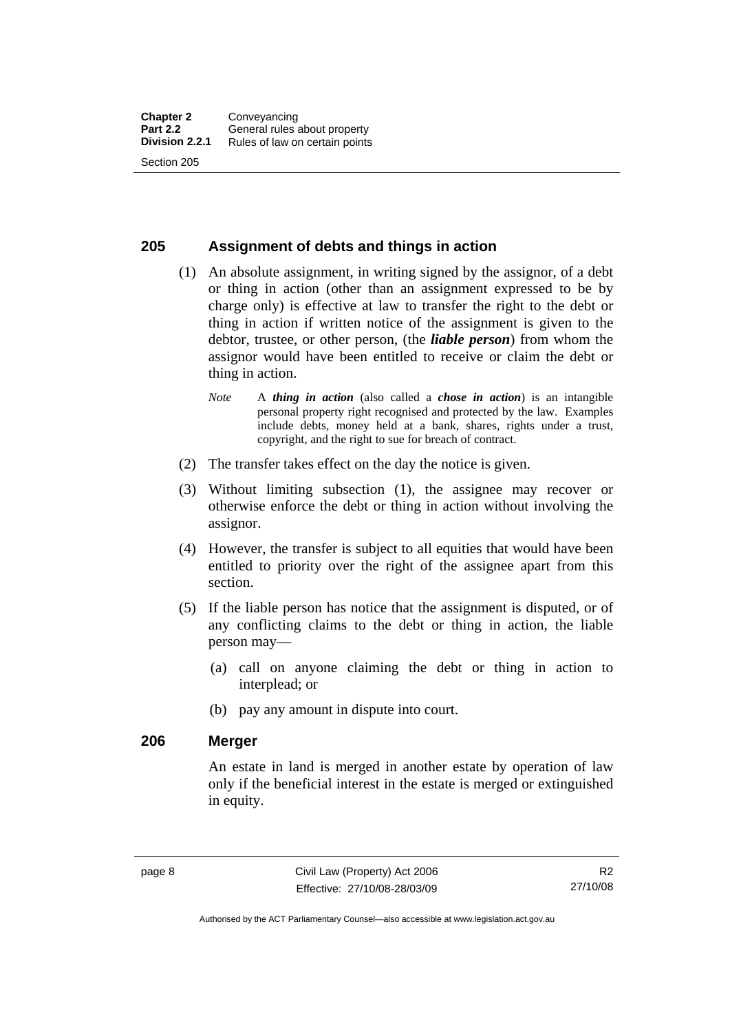## 205 Assignment of debts and things in action

(1) An absolute assignment, in writing signed by the assignor, of a debt or thing in action (other than an assignment expressed to be by charge only) is effective at law to transfer the right to the debt or thing in action if written notice of the assignment is given to the debtor, trustee, or other person, (the ***liable person***) from whom the assignor would have been entitled to receive or claim the debt or thing in action.

*Note* A ***thing in action*** (also called a ***chose in action***) is an intangible personal property right recognised and protected by the law. Examples include debts, money held at a bank, shares, rights under a trust, copyright, and the right to sue for breach of contract.

(2) The transfer takes effect on the day the notice is given.

(3) Without limiting subsection (1), the assignee may recover or otherwise enforce the debt or thing in action without involving the assignor.

(4) However, the transfer is subject to all equities that would have been entitled to priority over the right of the assignee apart from this section.

(5) If the liable person has notice that the assignment is disputed, or of any conflicting claims to the debt or thing in action, the liable person may—

(a) call on anyone claiming the debt or thing in action to interplead; or

(b) pay any amount in dispute into court.

## 206 Merger

An estate in land is merged in another estate by operation of law only if the beneficial interest in the estate is merged or extinguished in equity.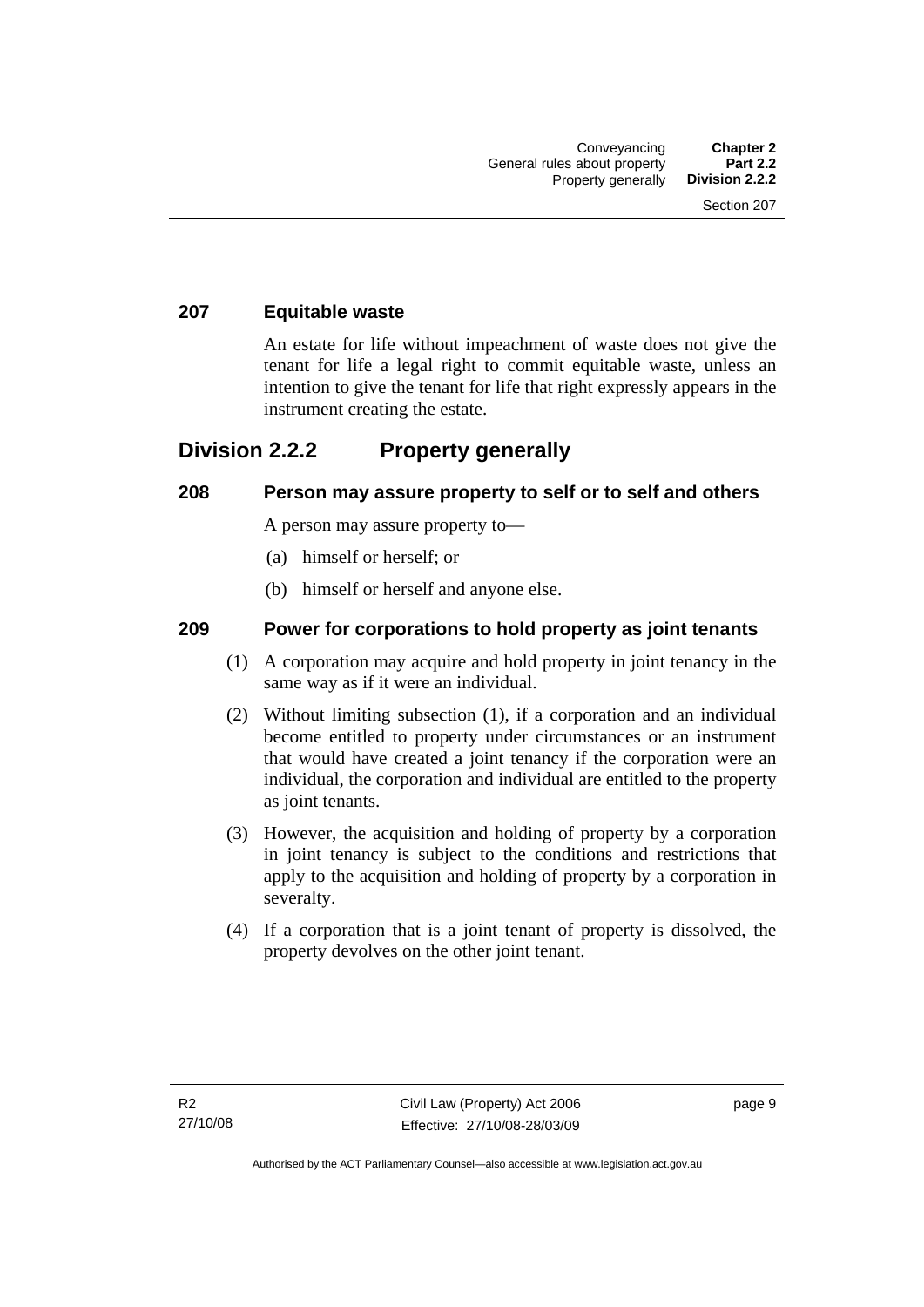### 207 Equitable waste

An estate for life without impeachment of waste does not give the tenant for life a legal right to commit equitable waste, unless an intention to give the tenant for life that right expressly appears in the instrument creating the estate.

## Division 2.2.2 Property generally

### 208 Person may assure property to self or to self and others

A person may assure property to—

(a) himself or herself; or

(b) himself or herself and anyone else.

### 209 Power for corporations to hold property as joint tenants

(1) A corporation may acquire and hold property in joint tenancy in the same way as if it were an individual.

(2) Without limiting subsection (1), if a corporation and an individual become entitled to property under circumstances or an instrument that would have created a joint tenancy if the corporation were an individual, the corporation and individual are entitled to the property as joint tenants.

(3) However, the acquisition and holding of property by a corporation in joint tenancy is subject to the conditions and restrictions that apply to the acquisition and holding of property by a corporation in severalty.

(4) If a corporation that is a joint tenant of property is dissolved, the property devolves on the other joint tenant.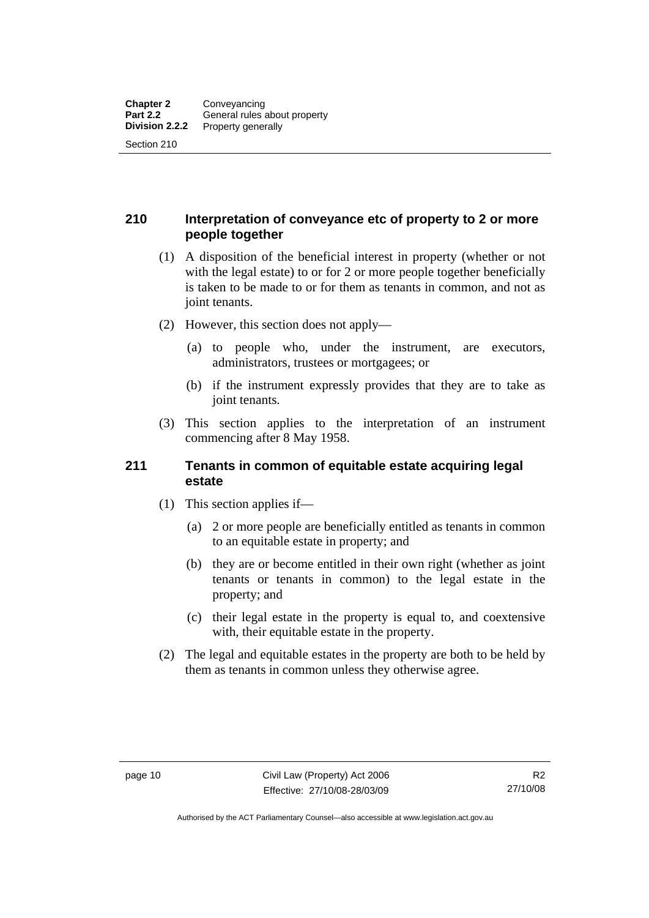## 210 Interpretation of conveyance etc of property to 2 or more people together

(1) A disposition of the beneficial interest in property (whether or not with the legal estate) to or for 2 or more people together beneficially is taken to be made to or for them as tenants in common, and not as joint tenants.

(2) However, this section does not apply—

(a) to people who, under the instrument, are executors, administrators, trustees or mortgagees; or

(b) if the instrument expressly provides that they are to take as joint tenants.

(3) This section applies to the interpretation of an instrument commencing after 8 May 1958.

## 211 Tenants in common of equitable estate acquiring legal estate

(1) This section applies if—

(a) 2 or more people are beneficially entitled as tenants in common to an equitable estate in property; and

(b) they are or become entitled in their own right (whether as joint tenants or tenants in common) to the legal estate in the property; and

(c) their legal estate in the property is equal to, and coextensive with, their equitable estate in the property.

(2) The legal and equitable estates in the property are both to be held by them as tenants in common unless they otherwise agree.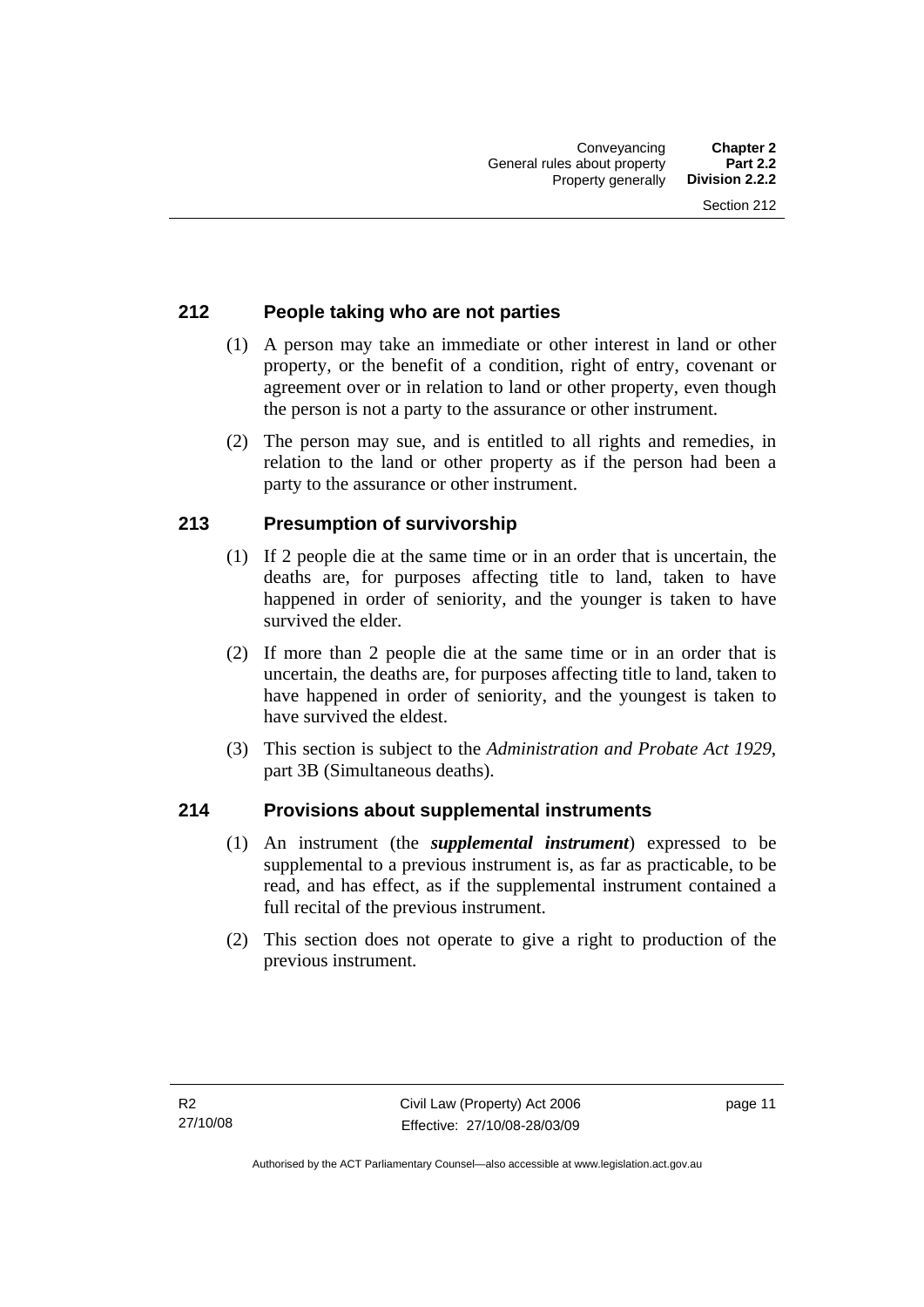## 212 People taking who are not parties

(1) A person may take an immediate or other interest in land or other property, or the benefit of a condition, right of entry, covenant or agreement over or in relation to land or other property, even though the person is not a party to the assurance or other instrument.

(2) The person may sue, and is entitled to all rights and remedies, in relation to the land or other property as if the person had been a party to the assurance or other instrument.

## 213 Presumption of survivorship

(1) If 2 people die at the same time or in an order that is uncertain, the deaths are, for purposes affecting title to land, taken to have happened in order of seniority, and the younger is taken to have survived the elder.

(2) If more than 2 people die at the same time or in an order that is uncertain, the deaths are, for purposes affecting title to land, taken to have happened in order of seniority, and the youngest is taken to have survived the eldest.

(3) This section is subject to the *Administration and Probate Act 1929*, part 3B (Simultaneous deaths).

## 214 Provisions about supplemental instruments

(1) An instrument (the ***supplemental instrument***) expressed to be supplemental to a previous instrument is, as far as practicable, to be read, and has effect, as if the supplemental instrument contained a full recital of the previous instrument.

(2) This section does not operate to give a right to production of the previous instrument.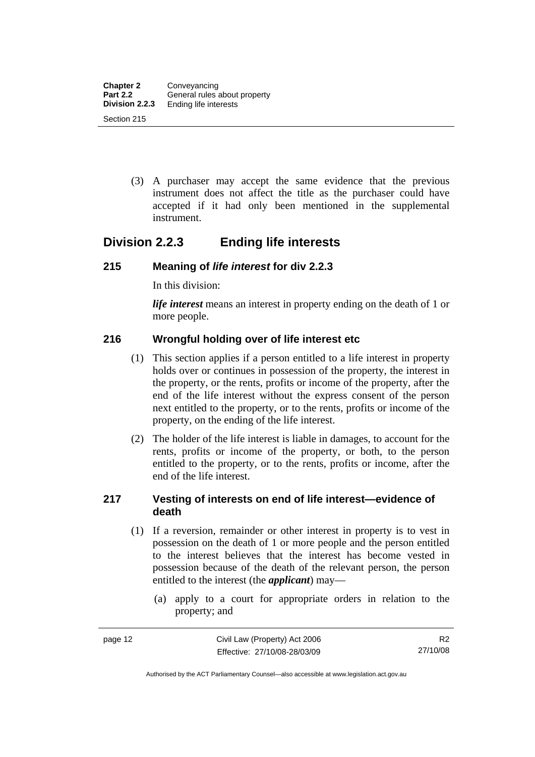(3) A purchaser may accept the same evidence that the previous instrument does not affect the title as the purchaser could have accepted if it had only been mentioned in the supplemental instrument.

## Division 2.2.3 Ending life interests

### 215 Meaning of *life interest* for div 2.2.3

In this division:

***life interest*** means an interest in property ending on the death of 1 or more people.

### 216 Wrongful holding over of life interest etc

(1) This section applies if a person entitled to a life interest in property holds over or continues in possession of the property, the interest in the property, or the rents, profits or income of the property, after the end of the life interest without the express consent of the person next entitled to the property, or to the rents, profits or income of the property, on the ending of the life interest.

(2) The holder of the life interest is liable in damages, to account for the rents, profits or income of the property, or both, to the person entitled to the property, or to the rents, profits or income, after the end of the life interest.

### 217 Vesting of interests on end of life interest—evidence of death

(1) If a reversion, remainder or other interest in property is to vest in possession on the death of 1 or more people and the person entitled to the interest believes that the interest has become vested in possession because of the death of the relevant person, the person entitled to the interest (the ***applicant***) may—

(a) apply to a court for appropriate orders in relation to the property; and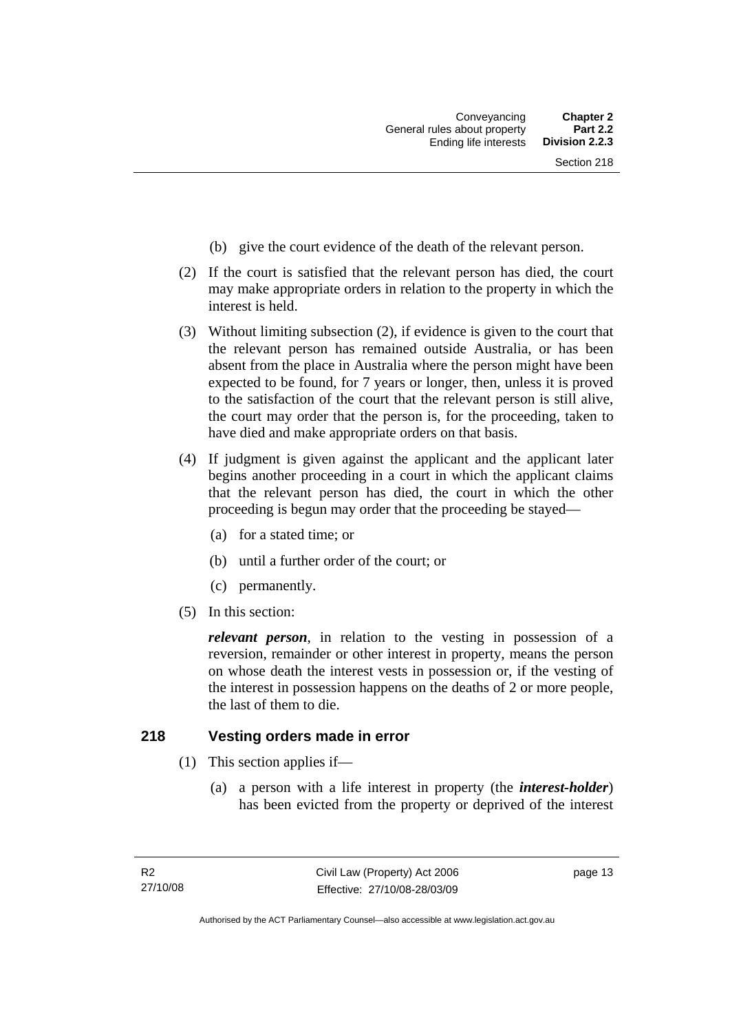(b) give the court evidence of the death of the relevant person.

(2) If the court is satisfied that the relevant person has died, the court may make appropriate orders in relation to the property in which the interest is held.

(3) Without limiting subsection (2), if evidence is given to the court that the relevant person has remained outside Australia, or has been absent from the place in Australia where the person might have been expected to be found, for 7 years or longer, then, unless it is proved to the satisfaction of the court that the relevant person is still alive, the court may order that the person is, for the proceeding, taken to have died and make appropriate orders on that basis.

(4) If judgment is given against the applicant and the applicant later begins another proceeding in a court in which the applicant claims that the relevant person has died, the court in which the other proceeding is begun may order that the proceeding be stayed—

(a) for a stated time; or

(b) until a further order of the court; or

(c) permanently.

(5) In this section:

***relevant person***, in relation to the vesting in possession of a reversion, remainder or other interest in property, means the person on whose death the interest vests in possession or, if the vesting of the interest in possession happens on the deaths of 2 or more people, the last of them to die.

## 218 Vesting orders made in error

(1) This section applies if—

(a) a person with a life interest in property (the ***interest-holder***) has been evicted from the property or deprived of the interest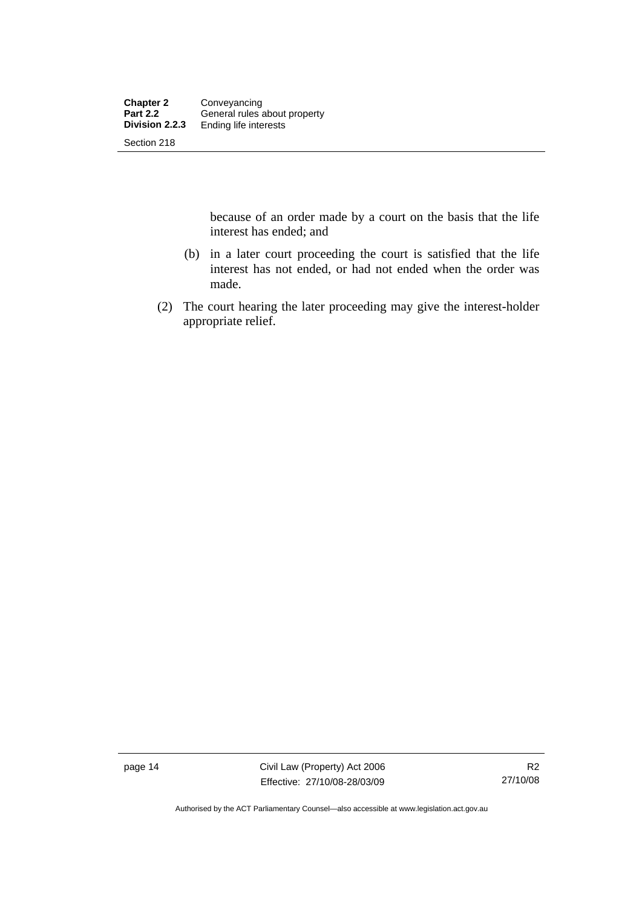because of an order made by a court on the basis that the life interest has ended; and

(b) in a later court proceeding the court is satisfied that the life interest has not ended, or had not ended when the order was made.

(2) The court hearing the later proceeding may give the interest-holder appropriate relief.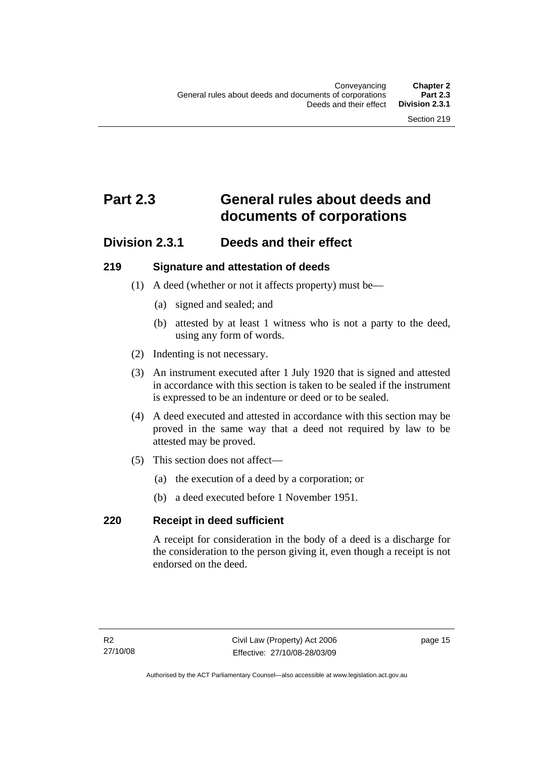# Part 2.3 General rules about deeds and documents of corporations

## Division 2.3.1 Deeds and their effect

### 219 Signature and attestation of deeds

(1) A deed (whether or not it affects property) must be—

(a) signed and sealed; and

(b) attested by at least 1 witness who is not a party to the deed, using any form of words.

(2) Indenting is not necessary.

(3) An instrument executed after 1 July 1920 that is signed and attested in accordance with this section is taken to be sealed if the instrument is expressed to be an indenture or deed or to be sealed.

(4) A deed executed and attested in accordance with this section may be proved in the same way that a deed not required by law to be attested may be proved.

(5) This section does not affect—

(a) the execution of a deed by a corporation; or

(b) a deed executed before 1 November 1951.

### 220 Receipt in deed sufficient

A receipt for consideration in the body of a deed is a discharge for the consideration to the person giving it, even though a receipt is not endorsed on the deed.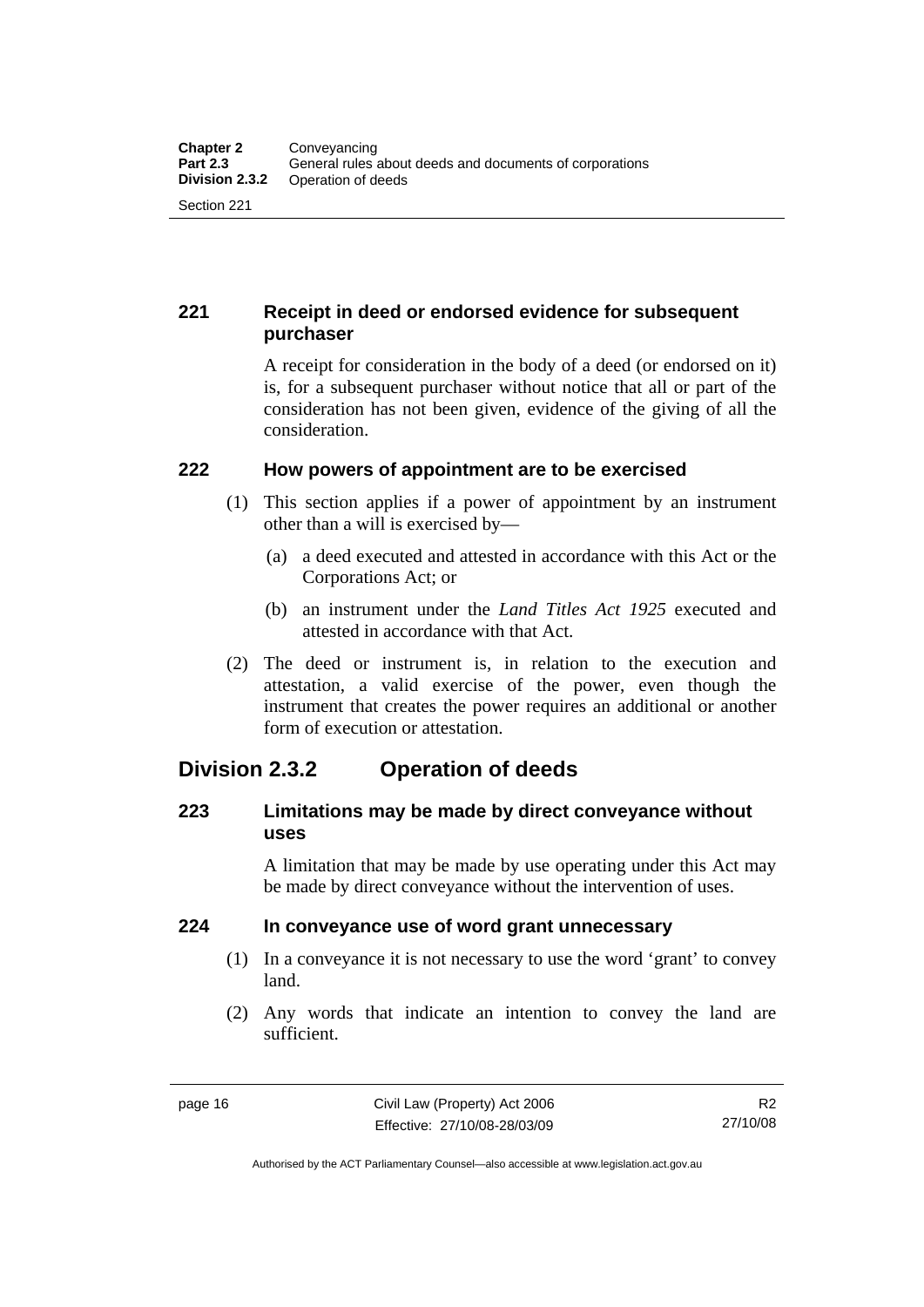### 221 Receipt in deed or endorsed evidence for subsequent purchaser

A receipt for consideration in the body of a deed (or endorsed on it) is, for a subsequent purchaser without notice that all or part of the consideration has not been given, evidence of the giving of all the consideration.

### 222 How powers of appointment are to be exercised

(1) This section applies if a power of appointment by an instrument other than a will is exercised by—

(a) a deed executed and attested in accordance with this Act or the Corporations Act; or

(b) an instrument under the *Land Titles Act 1925* executed and attested in accordance with that Act.

(2) The deed or instrument is, in relation to the execution and attestation, a valid exercise of the power, even though the instrument that creates the power requires an additional or another form of execution or attestation.

## Division 2.3.2 Operation of deeds

### 223 Limitations may be made by direct conveyance without uses

A limitation that may be made by use operating under this Act may be made by direct conveyance without the intervention of uses.

### 224 In conveyance use of word grant unnecessary

(1) In a conveyance it is not necessary to use the word 'grant' to convey land.

(2) Any words that indicate an intention to convey the land are sufficient.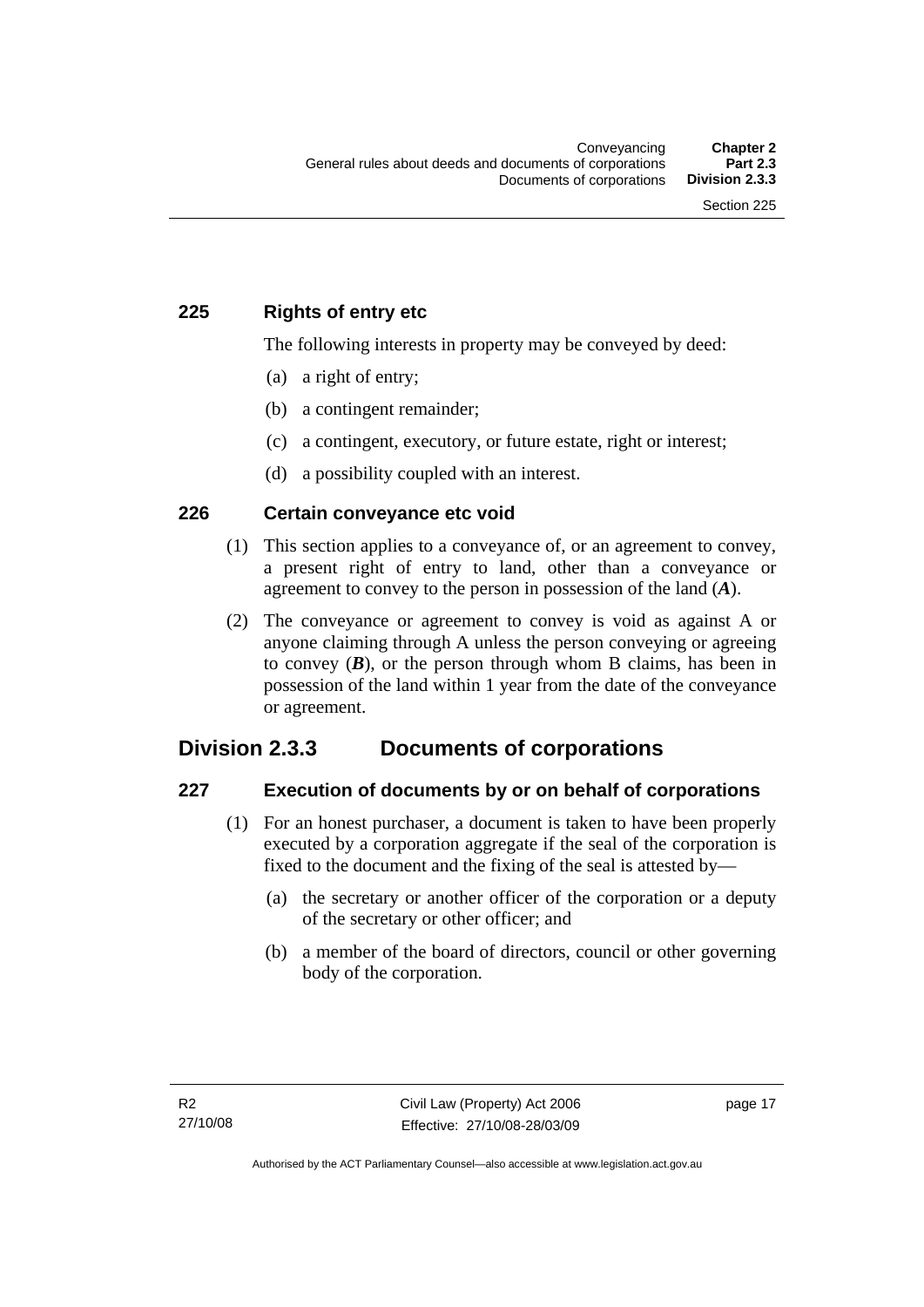### 225 Rights of entry etc

The following interests in property may be conveyed by deed:

(a) a right of entry;

(b) a contingent remainder;

(c) a contingent, executory, or future estate, right or interest;

(d) a possibility coupled with an interest.

### 226 Certain conveyance etc void

(1) This section applies to a conveyance of, or an agreement to convey, a present right of entry to land, other than a conveyance or agreement to convey to the person in possession of the land (***A***).

(2) The conveyance or agreement to convey is void as against A or anyone claiming through A unless the person conveying or agreeing to convey (***B***), or the person through whom B claims, has been in possession of the land within 1 year from the date of the conveyance or agreement.

## Division 2.3.3 Documents of corporations

### 227 Execution of documents by or on behalf of corporations

(1) For an honest purchaser, a document is taken to have been properly executed by a corporation aggregate if the seal of the corporation is fixed to the document and the fixing of the seal is attested by—

(a) the secretary or another officer of the corporation or a deputy of the secretary or other officer; and

(b) a member of the board of directors, council or other governing body of the corporation.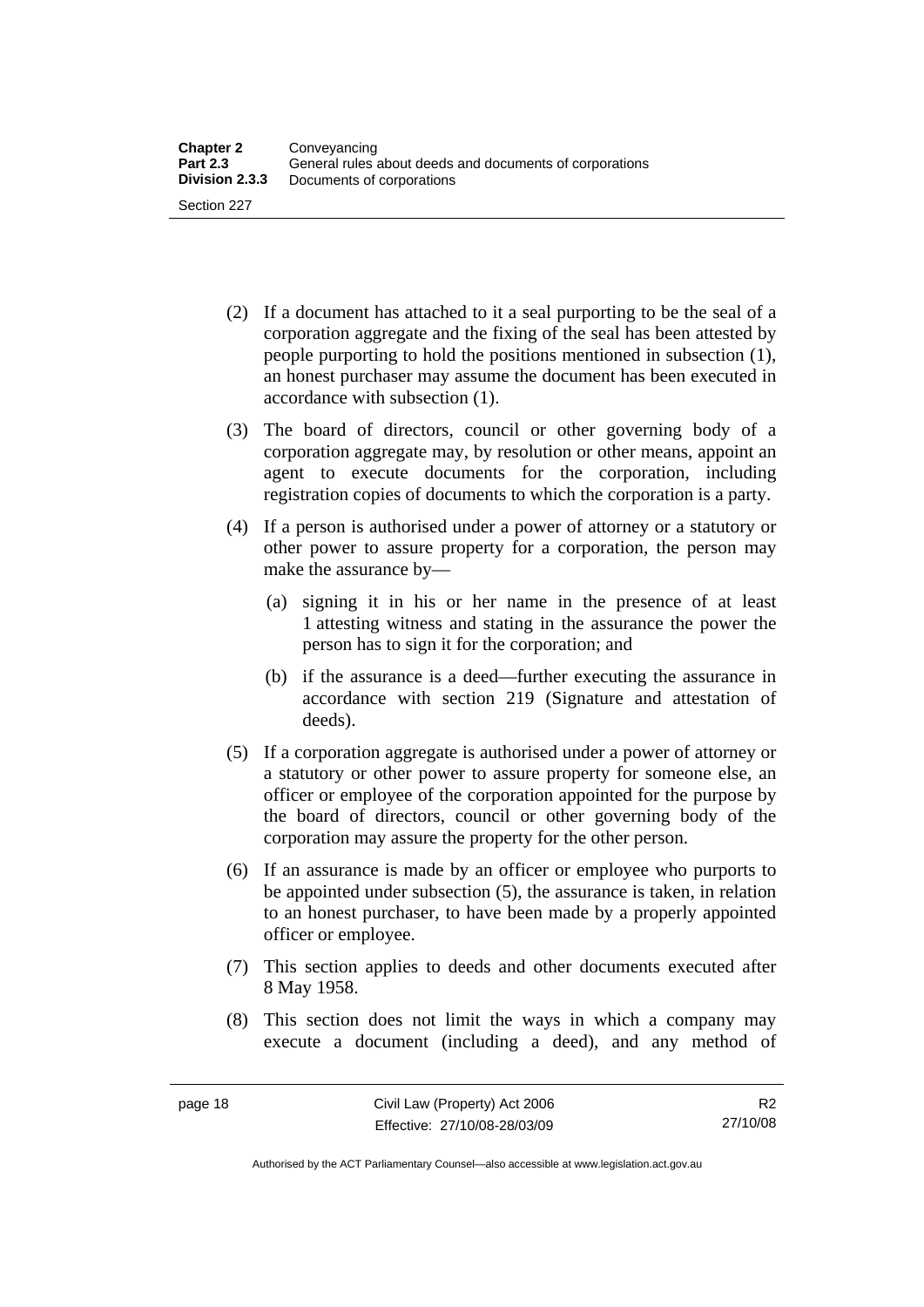(2) If a document has attached to it a seal purporting to be the seal of a corporation aggregate and the fixing of the seal has been attested by people purporting to hold the positions mentioned in subsection (1), an honest purchaser may assume the document has been executed in accordance with subsection (1).

(3) The board of directors, council or other governing body of a corporation aggregate may, by resolution or other means, appoint an agent to execute documents for the corporation, including registration copies of documents to which the corporation is a party.

(4) If a person is authorised under a power of attorney or a statutory or other power to assure property for a corporation, the person may make the assurance by—

(a) signing it in his or her name in the presence of at least 1 attesting witness and stating in the assurance the power the person has to sign it for the corporation; and

(b) if the assurance is a deed—further executing the assurance in accordance with section 219 (Signature and attestation of deeds).

(5) If a corporation aggregate is authorised under a power of attorney or a statutory or other power to assure property for someone else, an officer or employee of the corporation appointed for the purpose by the board of directors, council or other governing body of the corporation may assure the property for the other person.

(6) If an assurance is made by an officer or employee who purports to be appointed under subsection (5), the assurance is taken, in relation to an honest purchaser, to have been made by a properly appointed officer or employee.

(7) This section applies to deeds and other documents executed after 8 May 1958.

(8) This section does not limit the ways in which a company may execute a document (including a deed), and any method of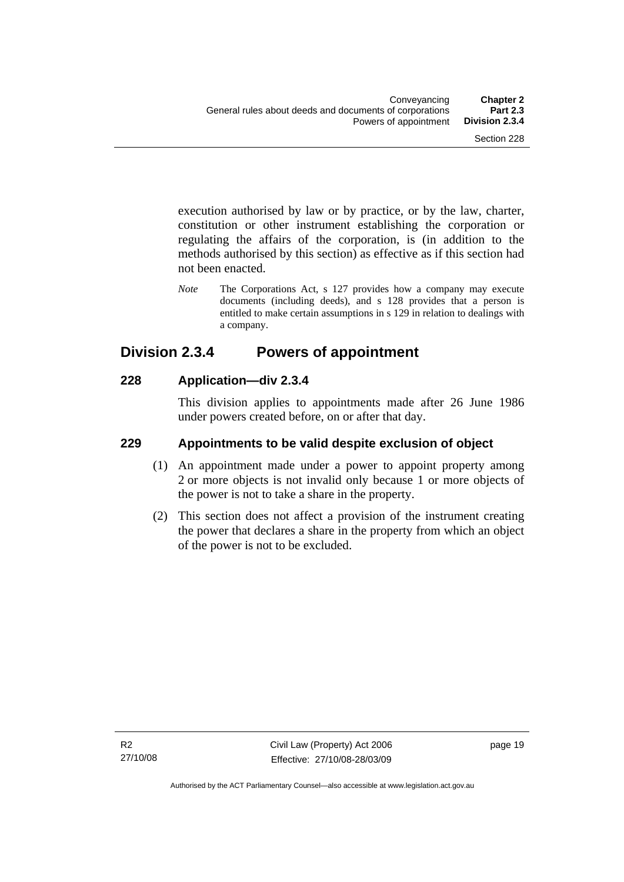execution authorised by law or by practice, or by the law, charter, constitution or other instrument establishing the corporation or regulating the affairs of the corporation, is (in addition to the methods authorised by this section) as effective as if this section had not been enacted.

*Note* The Corporations Act, s 127 provides how a company may execute documents (including deeds), and s 128 provides that a person is entitled to make certain assumptions in s 129 in relation to dealings with a company.

## Division 2.3.4 Powers of appointment

### 228 Application—div 2.3.4

This division applies to appointments made after 26 June 1986 under powers created before, on or after that day.

### 229 Appointments to be valid despite exclusion of object

(1) An appointment made under a power to appoint property among 2 or more objects is not invalid only because 1 or more objects of the power is not to take a share in the property.

(2) This section does not affect a provision of the instrument creating the power that declares a share in the property from which an object of the power is not to be excluded.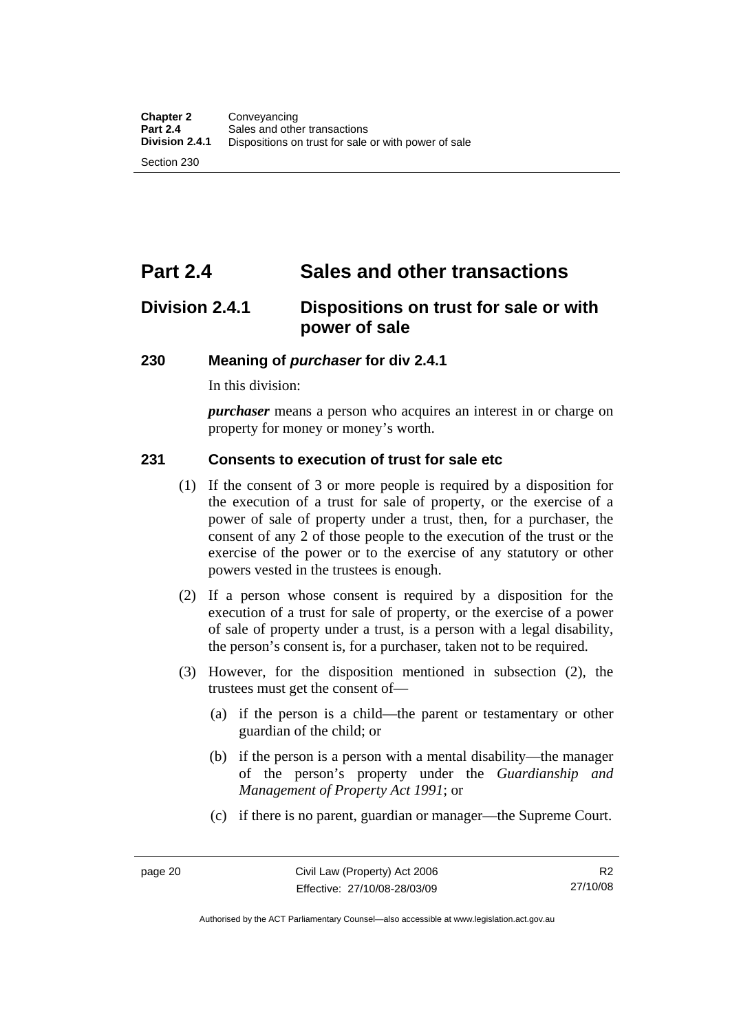# Part 2.4 Sales and other transactions

## Division 2.4.1 Dispositions on trust for sale or with power of sale

### 230 Meaning of *purchaser* for div 2.4.1

In this division:

***purchaser*** means a person who acquires an interest in or charge on property for money or money's worth.

### 231 Consents to execution of trust for sale etc

(1) If the consent of 3 or more people is required by a disposition for the execution of a trust for sale of property, or the exercise of a power of sale of property under a trust, then, for a purchaser, the consent of any 2 of those people to the execution of the trust or the exercise of the power or to the exercise of any statutory or other powers vested in the trustees is enough.

(2) If a person whose consent is required by a disposition for the execution of a trust for sale of property, or the exercise of a power of sale of property under a trust, is a person with a legal disability, the person's consent is, for a purchaser, taken not to be required.

(3) However, for the disposition mentioned in subsection (2), the trustees must get the consent of—

(a) if the person is a child—the parent or testamentary or other guardian of the child; or

(b) if the person is a person with a mental disability—the manager of the person's property under the *Guardianship and Management of Property Act 1991*; or

(c) if there is no parent, guardian or manager—the Supreme Court.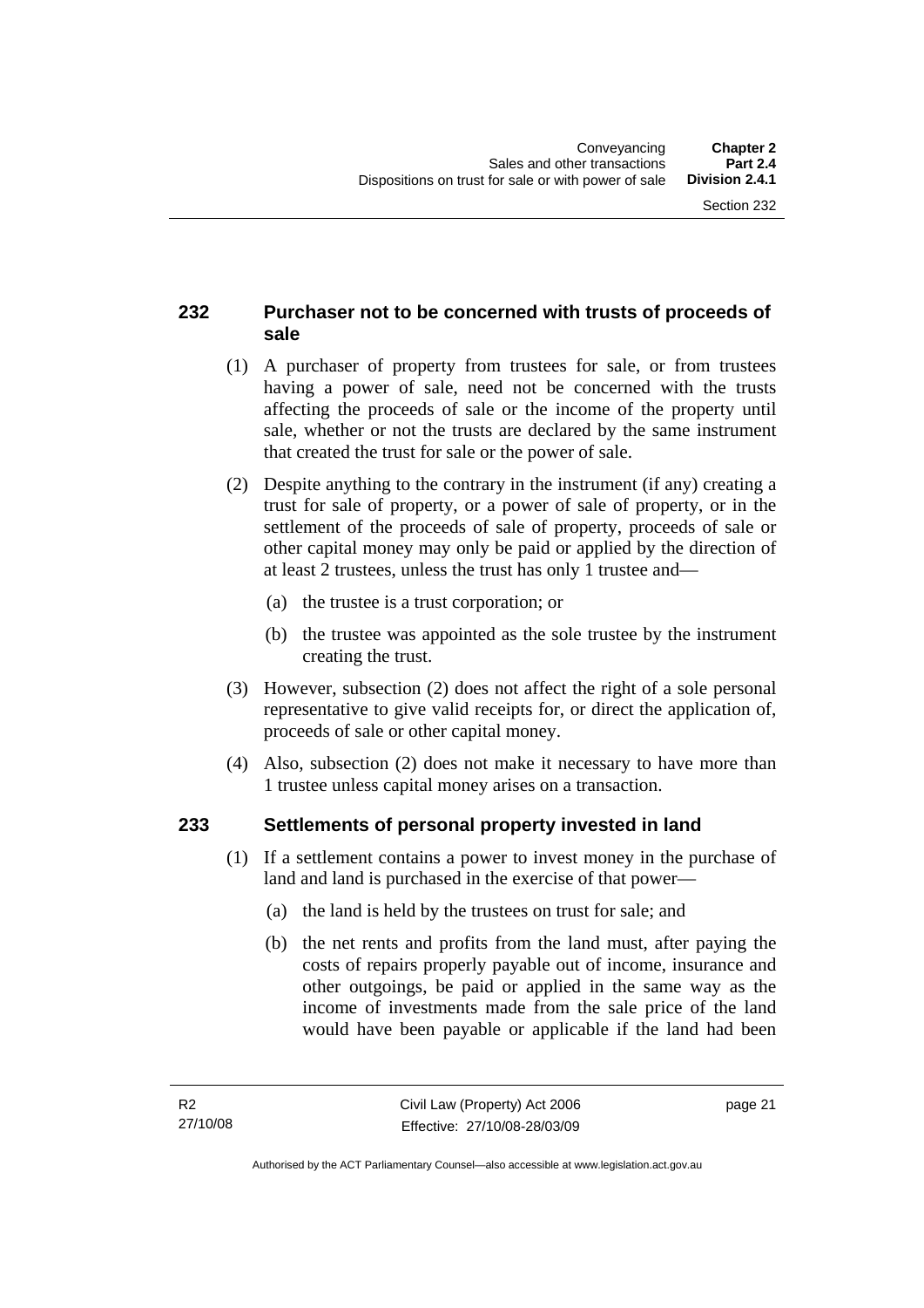## 232 Purchaser not to be concerned with trusts of proceeds of sale

(1) A purchaser of property from trustees for sale, or from trustees having a power of sale, need not be concerned with the trusts affecting the proceeds of sale or the income of the property until sale, whether or not the trusts are declared by the same instrument that created the trust for sale or the power of sale.

(2) Despite anything to the contrary in the instrument (if any) creating a trust for sale of property, or a power of sale of property, or in the settlement of the proceeds of sale of property, proceeds of sale or other capital money may only be paid or applied by the direction of at least 2 trustees, unless the trust has only 1 trustee and—

(a) the trustee is a trust corporation; or

(b) the trustee was appointed as the sole trustee by the instrument creating the trust.

(3) However, subsection (2) does not affect the right of a sole personal representative to give valid receipts for, or direct the application of, proceeds of sale or other capital money.

(4) Also, subsection (2) does not make it necessary to have more than 1 trustee unless capital money arises on a transaction.

## 233 Settlements of personal property invested in land

(1) If a settlement contains a power to invest money in the purchase of land and land is purchased in the exercise of that power—

(a) the land is held by the trustees on trust for sale; and

(b) the net rents and profits from the land must, after paying the costs of repairs properly payable out of income, insurance and other outgoings, be paid or applied in the same way as the income of investments made from the sale price of the land would have been payable or applicable if the land had been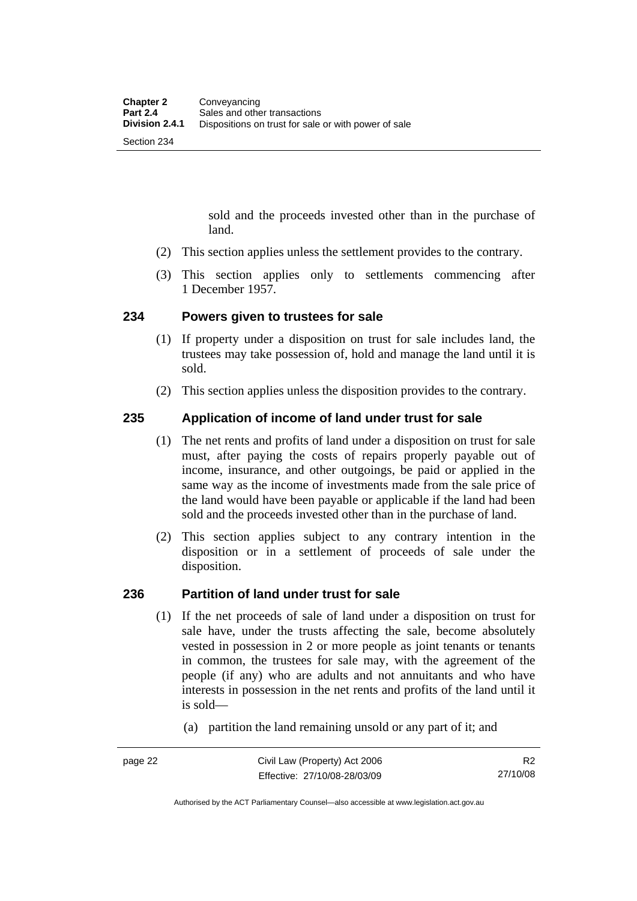sold and the proceeds invested other than in the purchase of land.

(2) This section applies unless the settlement provides to the contrary.

(3) This section applies only to settlements commencing after 1 December 1957.

### 234 Powers given to trustees for sale

(1) If property under a disposition on trust for sale includes land, the trustees may take possession of, hold and manage the land until it is sold.

(2) This section applies unless the disposition provides to the contrary.

### 235 Application of income of land under trust for sale

(1) The net rents and profits of land under a disposition on trust for sale must, after paying the costs of repairs properly payable out of income, insurance, and other outgoings, be paid or applied in the same way as the income of investments made from the sale price of the land would have been payable or applicable if the land had been sold and the proceeds invested other than in the purchase of land.

(2) This section applies subject to any contrary intention in the disposition or in a settlement of proceeds of sale under the disposition.

### 236 Partition of land under trust for sale

(1) If the net proceeds of sale of land under a disposition on trust for sale have, under the trusts affecting the sale, become absolutely vested in possession in 2 or more people as joint tenants or tenants in common, the trustees for sale may, with the agreement of the people (if any) who are adults and not annuitants and who have interests in possession in the net rents and profits of the land until it is sold—

(a) partition the land remaining unsold or any part of it; and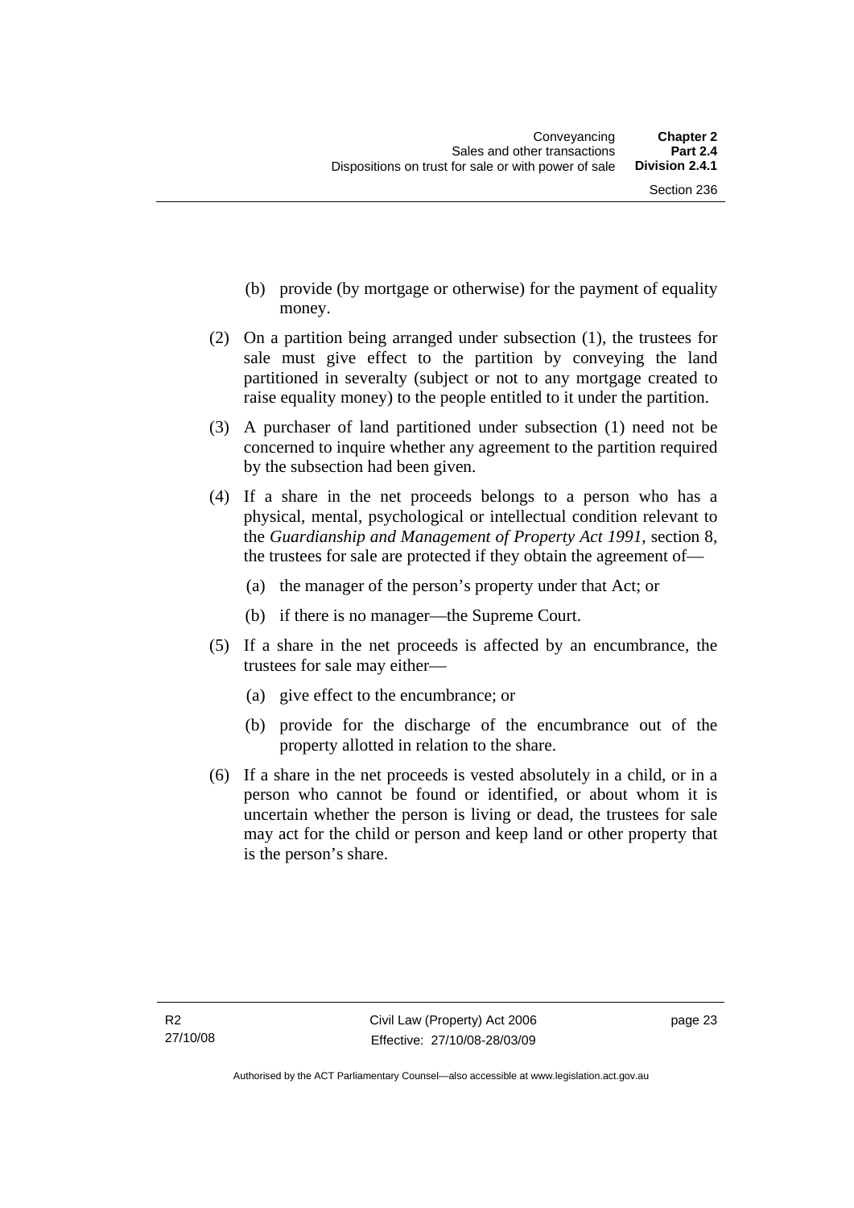(b) provide (by mortgage or otherwise) for the payment of equality money.

(2) On a partition being arranged under subsection (1), the trustees for sale must give effect to the partition by conveying the land partitioned in severalty (subject or not to any mortgage created to raise equality money) to the people entitled to it under the partition.

(3) A purchaser of land partitioned under subsection (1) need not be concerned to inquire whether any agreement to the partition required by the subsection had been given.

(4) If a share in the net proceeds belongs to a person who has a physical, mental, psychological or intellectual condition relevant to the *Guardianship and Management of Property Act 1991*, section 8, the trustees for sale are protected if they obtain the agreement of—

(a) the manager of the person's property under that Act; or

(b) if there is no manager—the Supreme Court.

(5) If a share in the net proceeds is affected by an encumbrance, the trustees for sale may either—

(a) give effect to the encumbrance; or

(b) provide for the discharge of the encumbrance out of the property allotted in relation to the share.

(6) If a share in the net proceeds is vested absolutely in a child, or in a person who cannot be found or identified, or about whom it is uncertain whether the person is living or dead, the trustees for sale may act for the child or person and keep land or other property that is the person's share.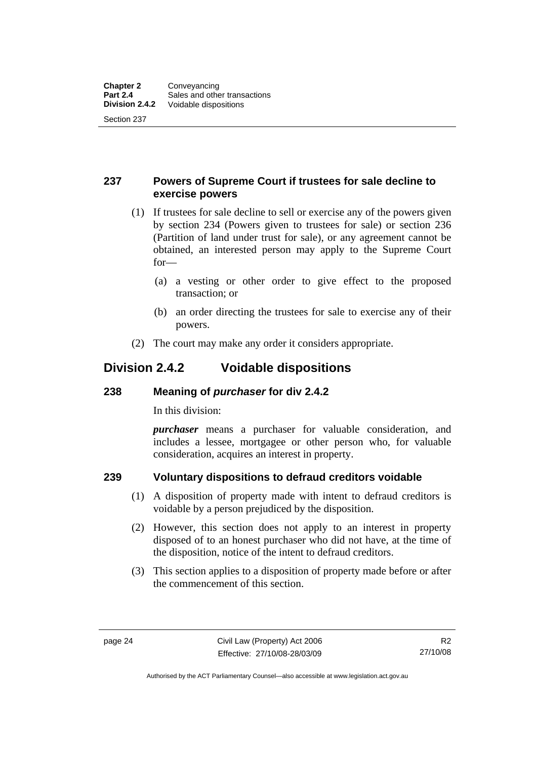## 237 Powers of Supreme Court if trustees for sale decline to exercise powers

(1) If trustees for sale decline to sell or exercise any of the powers given by section 234 (Powers given to trustees for sale) or section 236 (Partition of land under trust for sale), or any agreement cannot be obtained, an interested person may apply to the Supreme Court for—

(a) a vesting or other order to give effect to the proposed transaction; or

(b) an order directing the trustees for sale to exercise any of their powers.

(2) The court may make any order it considers appropriate.

# Division 2.4.2 Voidable dispositions

## 238 Meaning of *purchaser* for div 2.4.2

In this division:

***purchaser*** means a purchaser for valuable consideration, and includes a lessee, mortgagee or other person who, for valuable consideration, acquires an interest in property.

## 239 Voluntary dispositions to defraud creditors voidable

(1) A disposition of property made with intent to defraud creditors is voidable by a person prejudiced by the disposition.

(2) However, this section does not apply to an interest in property disposed of to an honest purchaser who did not have, at the time of the disposition, notice of the intent to defraud creditors.

(3) This section applies to a disposition of property made before or after the commencement of this section.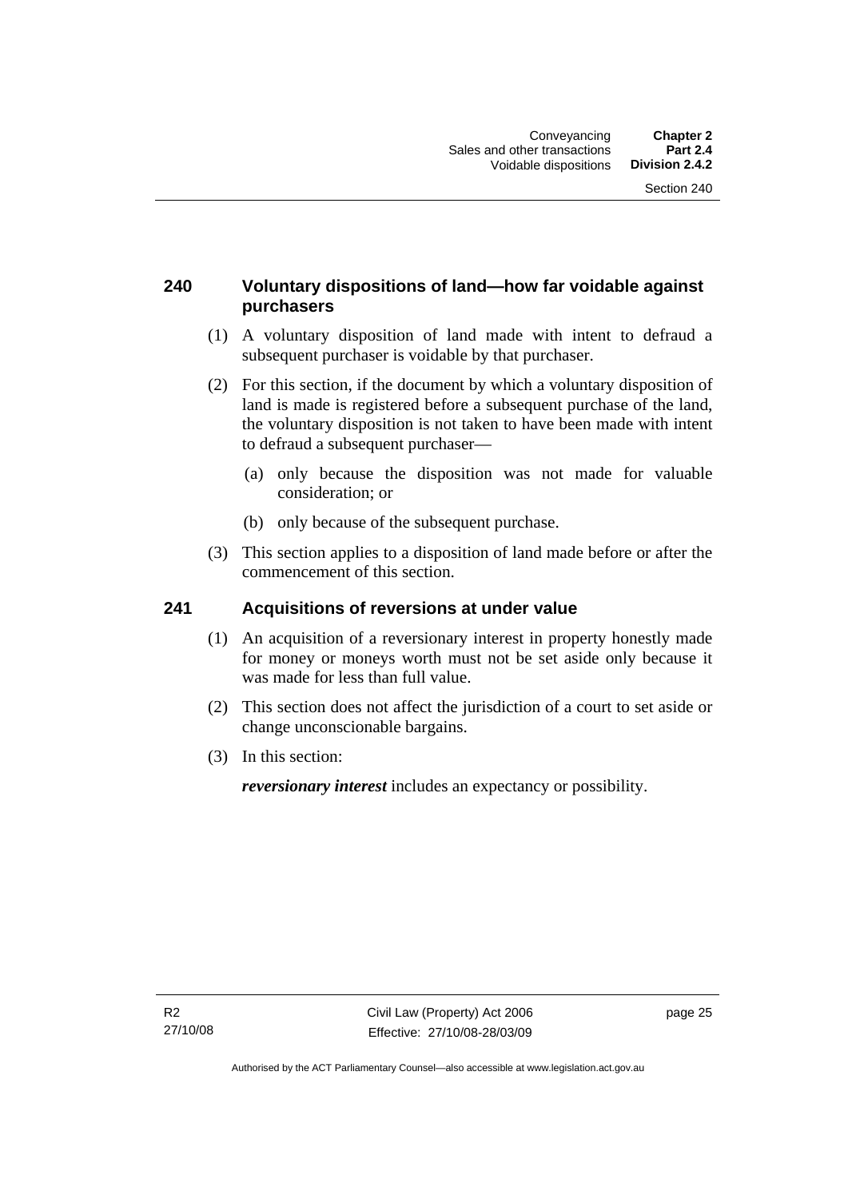## 240 Voluntary dispositions of land—how far voidable against purchasers

(1) A voluntary disposition of land made with intent to defraud a subsequent purchaser is voidable by that purchaser.

(2) For this section, if the document by which a voluntary disposition of land is made is registered before a subsequent purchase of the land, the voluntary disposition is not taken to have been made with intent to defraud a subsequent purchaser—

(a) only because the disposition was not made for valuable consideration; or

(b) only because of the subsequent purchase.

(3) This section applies to a disposition of land made before or after the commencement of this section.

## 241 Acquisitions of reversions at under value

(1) An acquisition of a reversionary interest in property honestly made for money or moneys worth must not be set aside only because it was made for less than full value.

(2) This section does not affect the jurisdiction of a court to set aside or change unconscionable bargains.

(3) In this section:

***reversionary interest*** includes an expectancy or possibility.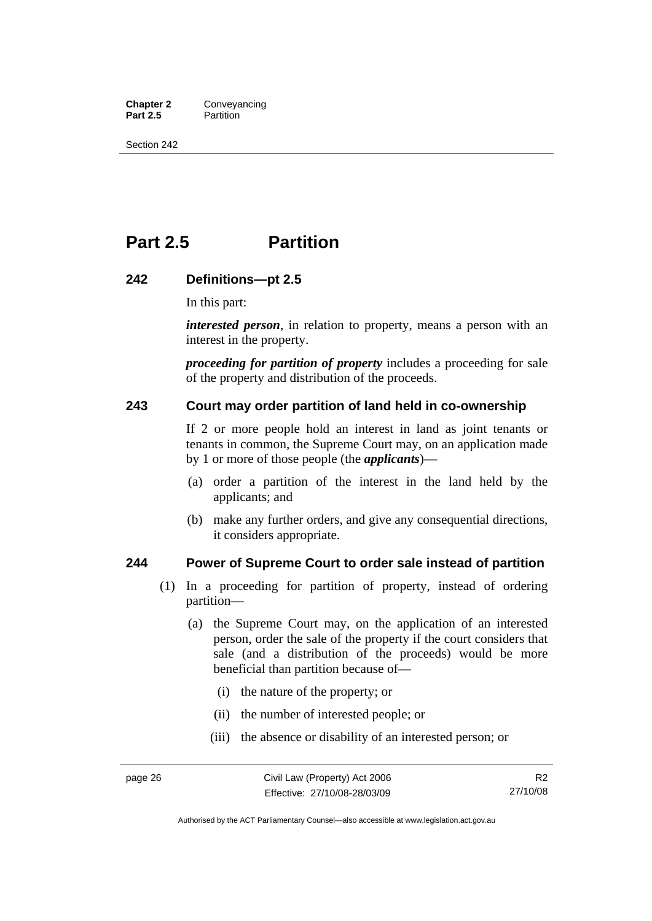# Part 2.5 Partition

## 242 Definitions—pt 2.5

In this part:

***interested person***, in relation to property, means a person with an interest in the property.

***proceeding for partition of property*** includes a proceeding for sale of the property and distribution of the proceeds.

## 243 Court may order partition of land held in co-ownership

If 2 or more people hold an interest in land as joint tenants or tenants in common, the Supreme Court may, on an application made by 1 or more of those people (the ***applicants***)—

(a) order a partition of the interest in the land held by the applicants; and

(b) make any further orders, and give any consequential directions, it considers appropriate.

## 244 Power of Supreme Court to order sale instead of partition

(1) In a proceeding for partition of property, instead of ordering partition—

(a) the Supreme Court may, on the application of an interested person, order the sale of the property if the court considers that sale (and a distribution of the proceeds) would be more beneficial than partition because of—

(i) the nature of the property; or

(ii) the number of interested people; or

(iii) the absence or disability of an interested person; or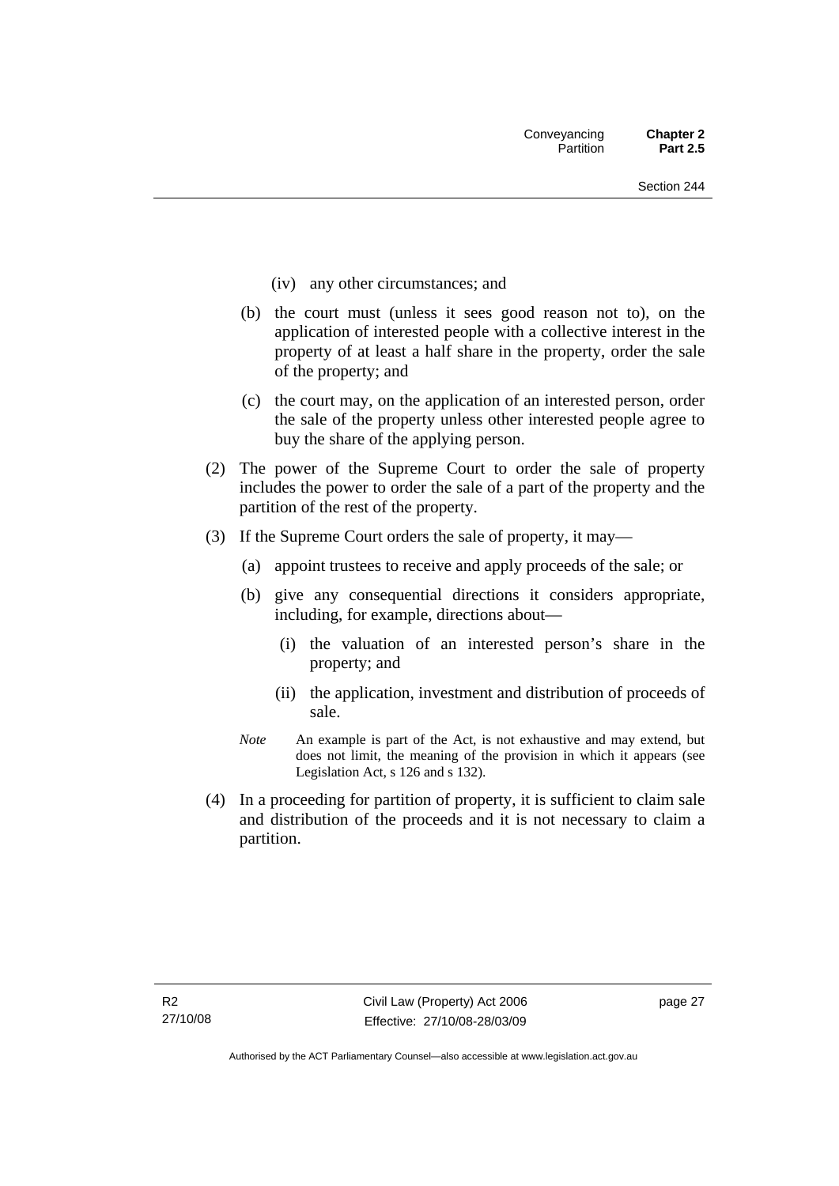(iv) any other circumstances; and

(b) the court must (unless it sees good reason not to), on the application of interested people with a collective interest in the property of at least a half share in the property, order the sale of the property; and

(c) the court may, on the application of an interested person, order the sale of the property unless other interested people agree to buy the share of the applying person.

(2) The power of the Supreme Court to order the sale of property includes the power to order the sale of a part of the property and the partition of the rest of the property.

(3) If the Supreme Court orders the sale of property, it may—

(a) appoint trustees to receive and apply proceeds of the sale; or

(b) give any consequential directions it considers appropriate, including, for example, directions about—

(i) the valuation of an interested person's share in the property; and

(ii) the application, investment and distribution of proceeds of sale.

*Note* An example is part of the Act, is not exhaustive and may extend, but does not limit, the meaning of the provision in which it appears (see Legislation Act, s 126 and s 132).

(4) In a proceeding for partition of property, it is sufficient to claim sale and distribution of the proceeds and it is not necessary to claim a partition.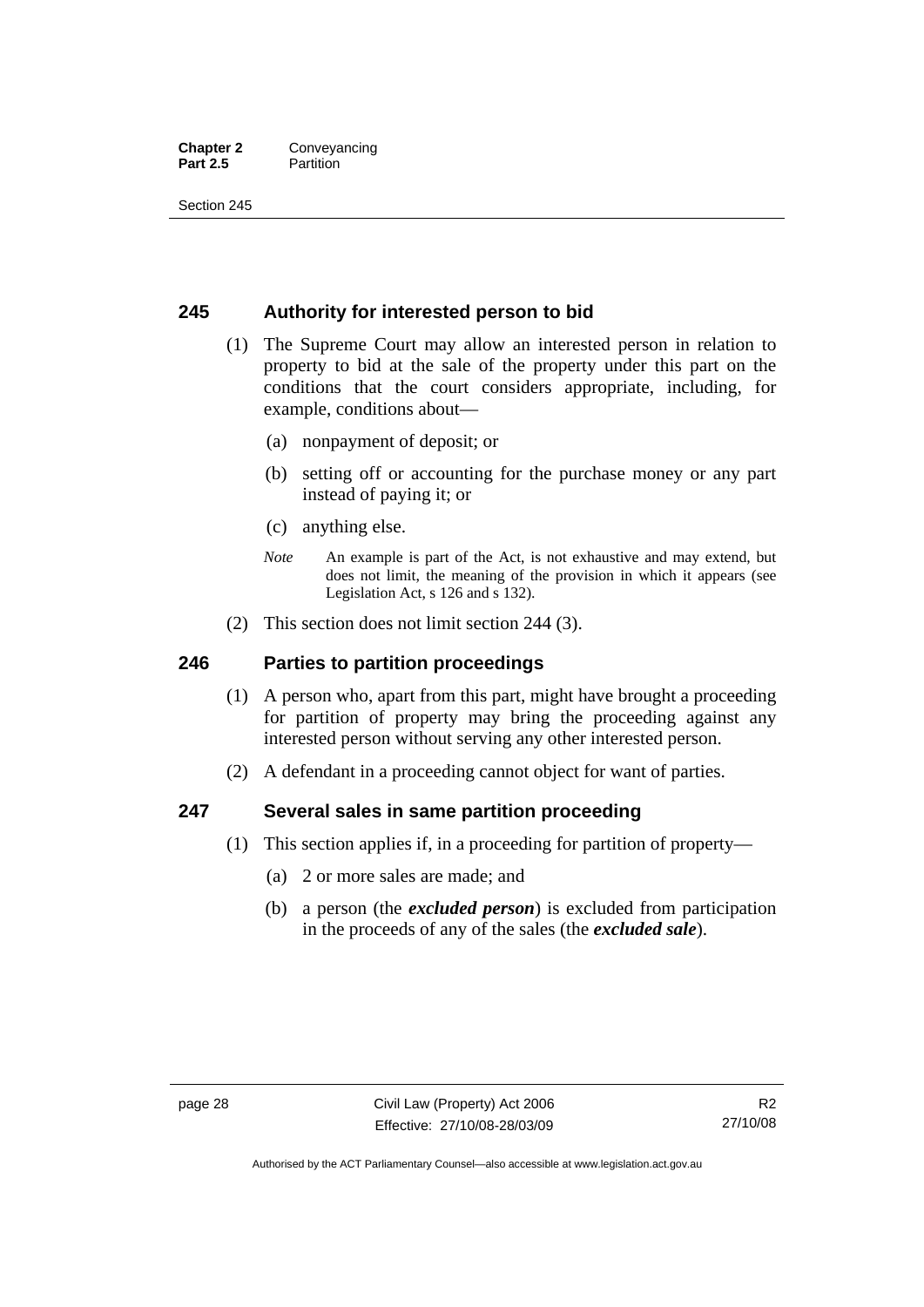## 245 Authority for interested person to bid

(1) The Supreme Court may allow an interested person in relation to property to bid at the sale of the property under this part on the conditions that the court considers appropriate, including, for example, conditions about—

(a) nonpayment of deposit; or

(b) setting off or accounting for the purchase money or any part instead of paying it; or

(c) anything else.

*Note* An example is part of the Act, is not exhaustive and may extend, but does not limit, the meaning of the provision in which it appears (see Legislation Act, s 126 and s 132).

(2) This section does not limit section 244 (3).

## 246 Parties to partition proceedings

(1) A person who, apart from this part, might have brought a proceeding for partition of property may bring the proceeding against any interested person without serving any other interested person.

(2) A defendant in a proceeding cannot object for want of parties.

## 247 Several sales in same partition proceeding

(1) This section applies if, in a proceeding for partition of property—

(a) 2 or more sales are made; and

(b) a person (the ***excluded person***) is excluded from participation in the proceeds of any of the sales (the ***excluded sale***).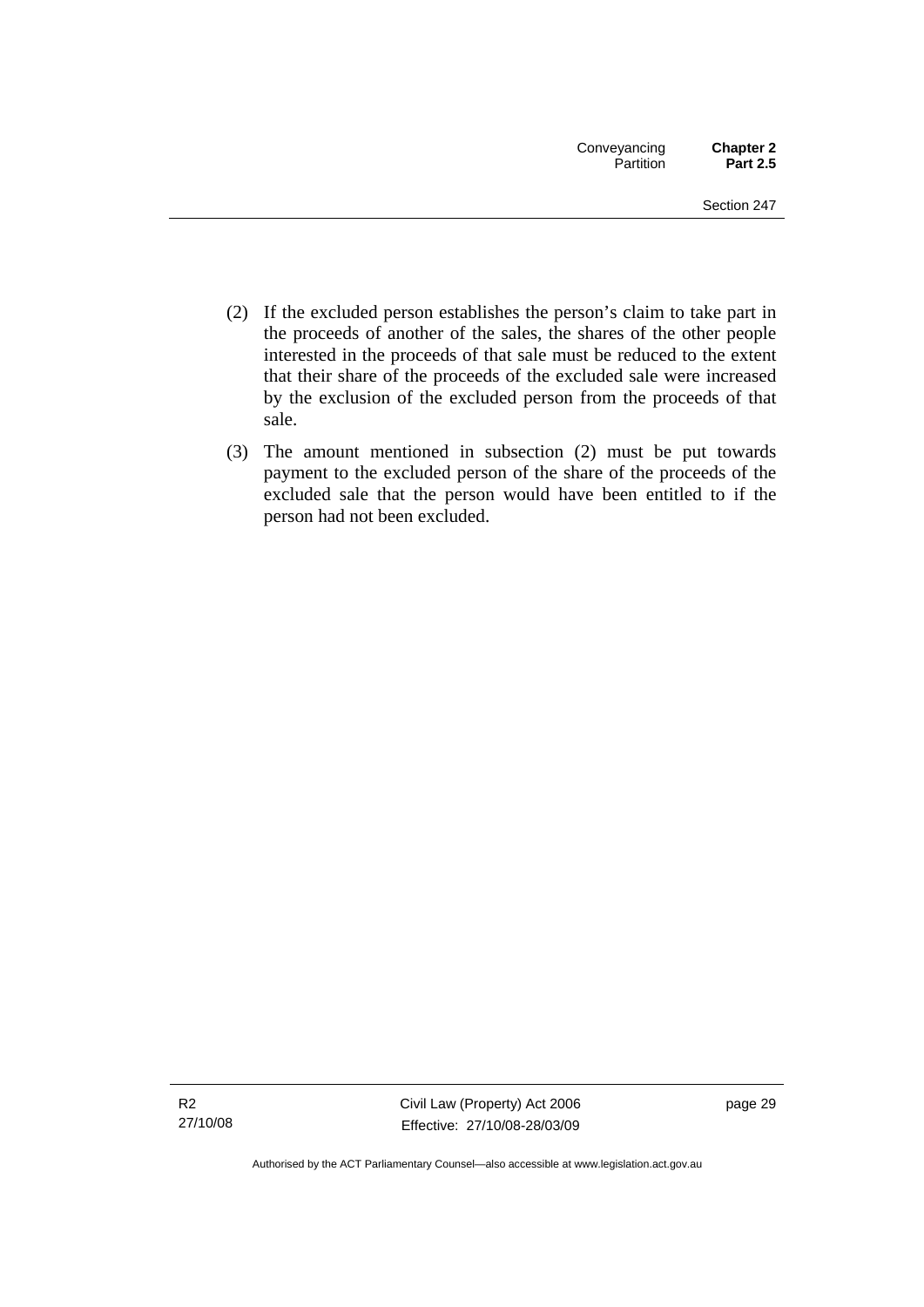(2) If the excluded person establishes the person's claim to take part in the proceeds of another of the sales, the shares of the other people interested in the proceeds of that sale must be reduced to the extent that their share of the proceeds of the excluded sale were increased by the exclusion of the excluded person from the proceeds of that sale.

(3) The amount mentioned in subsection (2) must be put towards payment to the excluded person of the share of the proceeds of the excluded sale that the person would have been entitled to if the person had not been excluded.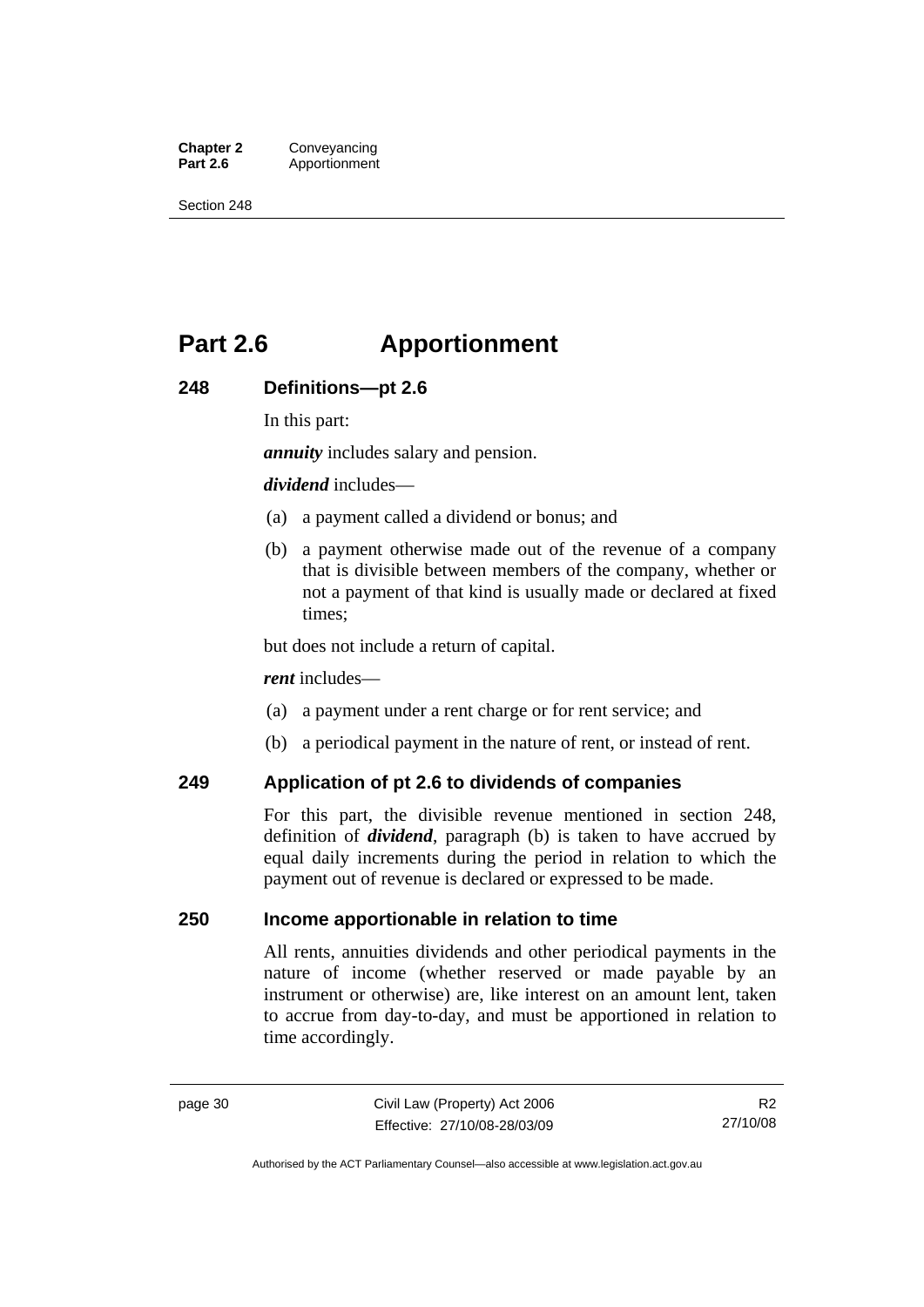# Part 2.6 Apportionment

## 248 Definitions—pt 2.6

In this part:

***annuity*** includes salary and pension.

***dividend*** includes—

(a) a payment called a dividend or bonus; and

(b) a payment otherwise made out of the revenue of a company that is divisible between members of the company, whether or not a payment of that kind is usually made or declared at fixed times;

but does not include a return of capital.

***rent*** includes—

(a) a payment under a rent charge or for rent service; and

(b) a periodical payment in the nature of rent, or instead of rent.

## 249 Application of pt 2.6 to dividends of companies

For this part, the divisible revenue mentioned in section 248, definition of ***dividend***, paragraph (b) is taken to have accrued by equal daily increments during the period in relation to which the payment out of revenue is declared or expressed to be made.

## 250 Income apportionable in relation to time

All rents, annuities dividends and other periodical payments in the nature of income (whether reserved or made payable by an instrument or otherwise) are, like interest on an amount lent, taken to accrue from day-to-day, and must be apportioned in relation to time accordingly.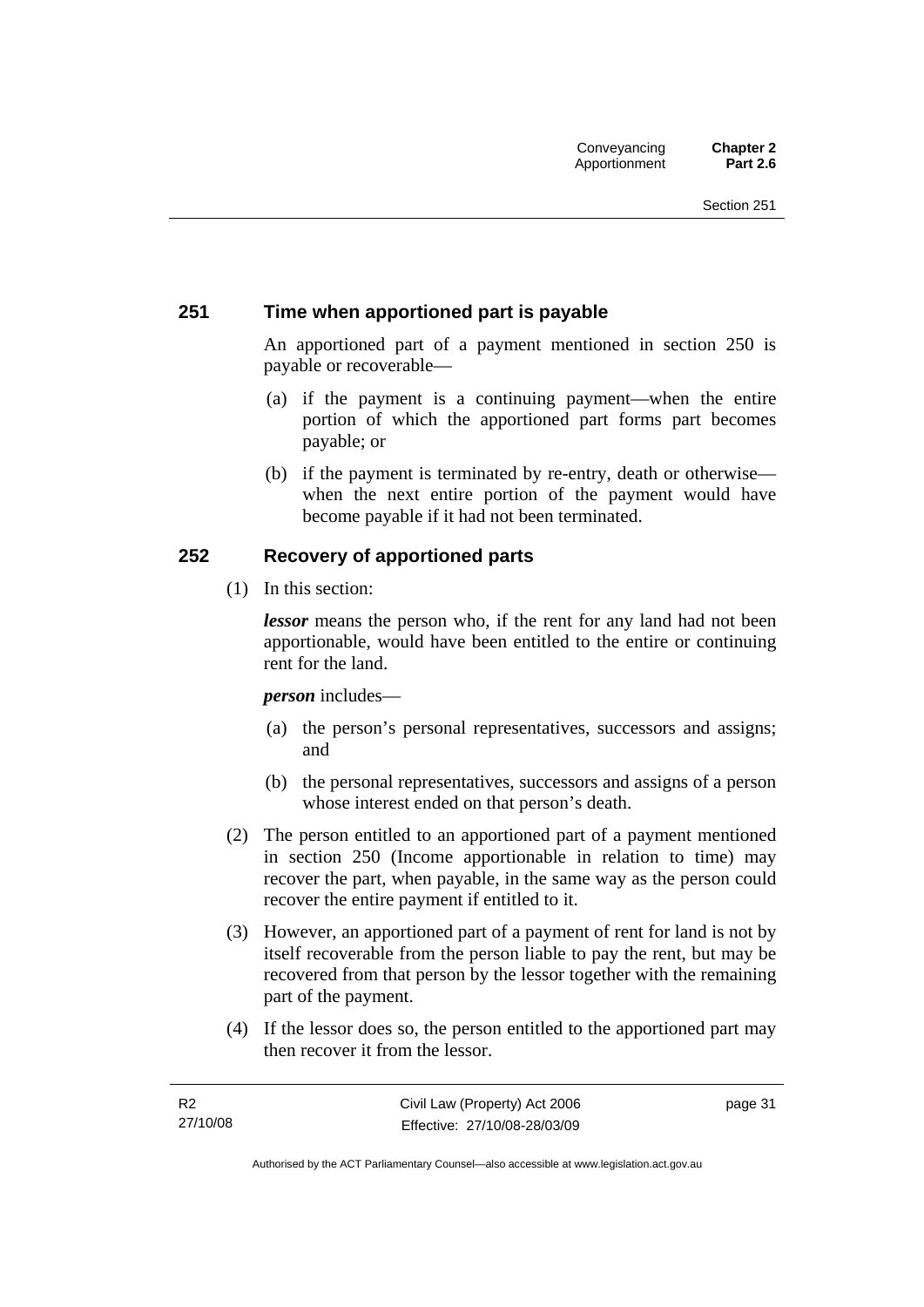### 251 Time when apportioned part is payable

An apportioned part of a payment mentioned in section 250 is payable or recoverable—

(a) if the payment is a continuing payment—when the entire portion of which the apportioned part forms part becomes payable; or

(b) if the payment is terminated by re-entry, death or otherwise—when the next entire portion of the payment would have become payable if it had not been terminated.

### 252 Recovery of apportioned parts

(1) In this section:

***lessor*** means the person who, if the rent for any land had not been apportionable, would have been entitled to the entire or continuing rent for the land.

***person*** includes—

(a) the person's personal representatives, successors and assigns; and

(b) the personal representatives, successors and assigns of a person whose interest ended on that person's death.

(2) The person entitled to an apportioned part of a payment mentioned in section 250 (Income apportionable in relation to time) may recover the part, when payable, in the same way as the person could recover the entire payment if entitled to it.

(3) However, an apportioned part of a payment of rent for land is not by itself recoverable from the person liable to pay the rent, but may be recovered from that person by the lessor together with the remaining part of the payment.

(4) If the lessor does so, the person entitled to the apportioned part may then recover it from the lessor.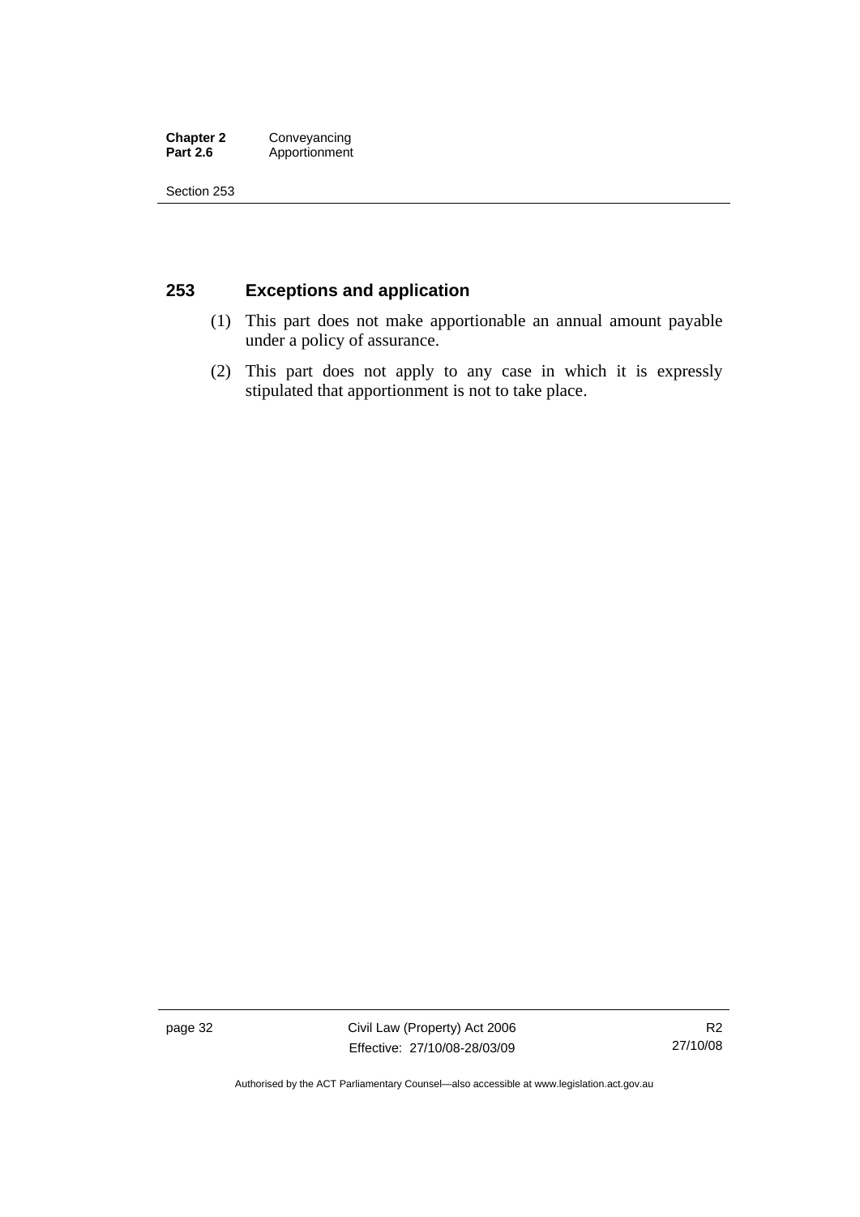## 253 Exceptions and application

(1) This part does not make apportionable an annual amount payable under a policy of assurance.

(2) This part does not apply to any case in which it is expressly stipulated that apportionment is not to take place.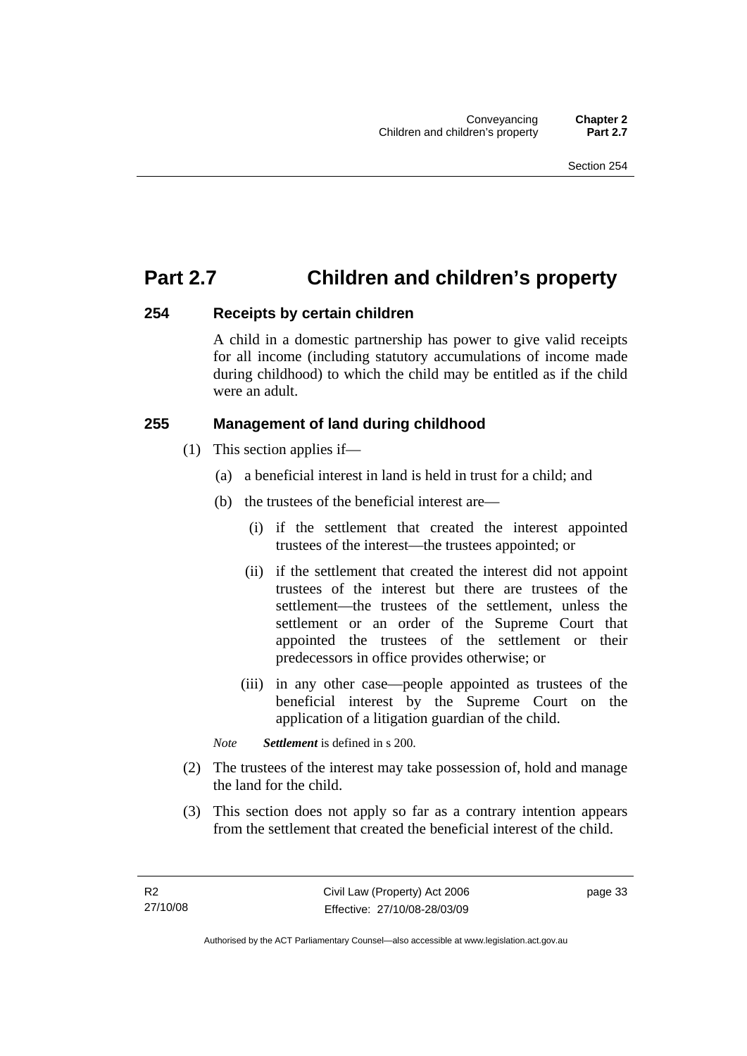# Part 2.7 Children and children's property

### 254 Receipts by certain children

A child in a domestic partnership has power to give valid receipts for all income (including statutory accumulations of income made during childhood) to which the child may be entitled as if the child were an adult.

### 255 Management of land during childhood

(1) This section applies if—

(a) a beneficial interest in land is held in trust for a child; and

(b) the trustees of the beneficial interest are—

(i) if the settlement that created the interest appointed trustees of the interest—the trustees appointed; or

(ii) if the settlement that created the interest did not appoint trustees of the interest but there are trustees of the settlement—the trustees of the settlement, unless the settlement or an order of the Supreme Court that appointed the trustees of the settlement or their predecessors in office provides otherwise; or

(iii) in any other case—people appointed as trustees of the beneficial interest by the Supreme Court on the application of a litigation guardian of the child.

*Note* ***Settlement*** is defined in s 200.

(2) The trustees of the interest may take possession of, hold and manage the land for the child.

(3) This section does not apply so far as a contrary intention appears from the settlement that created the beneficial interest of the child.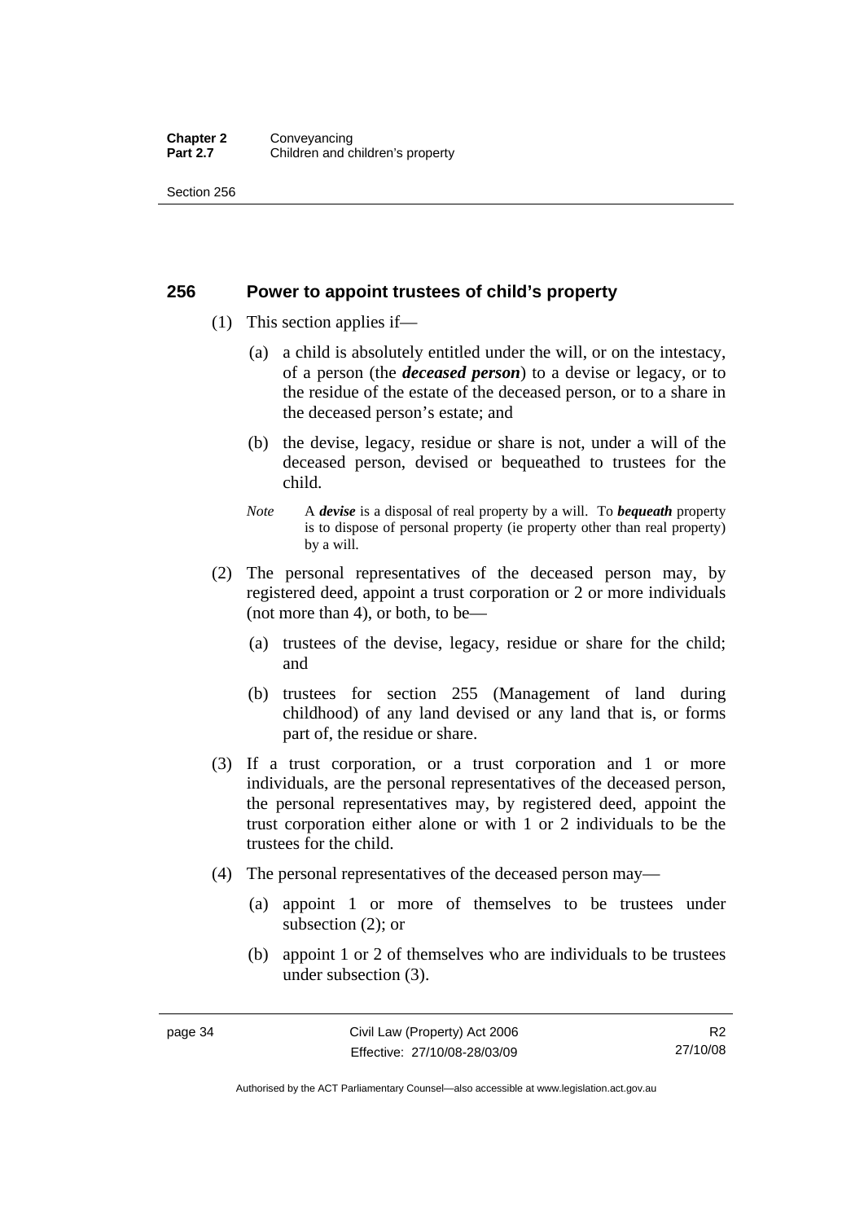## 256 Power to appoint trustees of child's property

(1) This section applies if—

(a) a child is absolutely entitled under the will, or on the intestacy, of a person (the ***deceased person***) to a devise or legacy, or to the residue of the estate of the deceased person, or to a share in the deceased person's estate; and

(b) the devise, legacy, residue or share is not, under a will of the deceased person, devised or bequeathed to trustees for the child.

*Note* A ***devise*** is a disposal of real property by a will. To ***bequeath*** property is to dispose of personal property (ie property other than real property) by a will.

(2) The personal representatives of the deceased person may, by registered deed, appoint a trust corporation or 2 or more individuals (not more than 4), or both, to be—

(a) trustees of the devise, legacy, residue or share for the child; and

(b) trustees for section 255 (Management of land during childhood) of any land devised or any land that is, or forms part of, the residue or share.

(3) If a trust corporation, or a trust corporation and 1 or more individuals, are the personal representatives of the deceased person, the personal representatives may, by registered deed, appoint the trust corporation either alone or with 1 or 2 individuals to be the trustees for the child.

(4) The personal representatives of the deceased person may—

(a) appoint 1 or more of themselves to be trustees under subsection (2); or

(b) appoint 1 or 2 of themselves who are individuals to be trustees under subsection (3).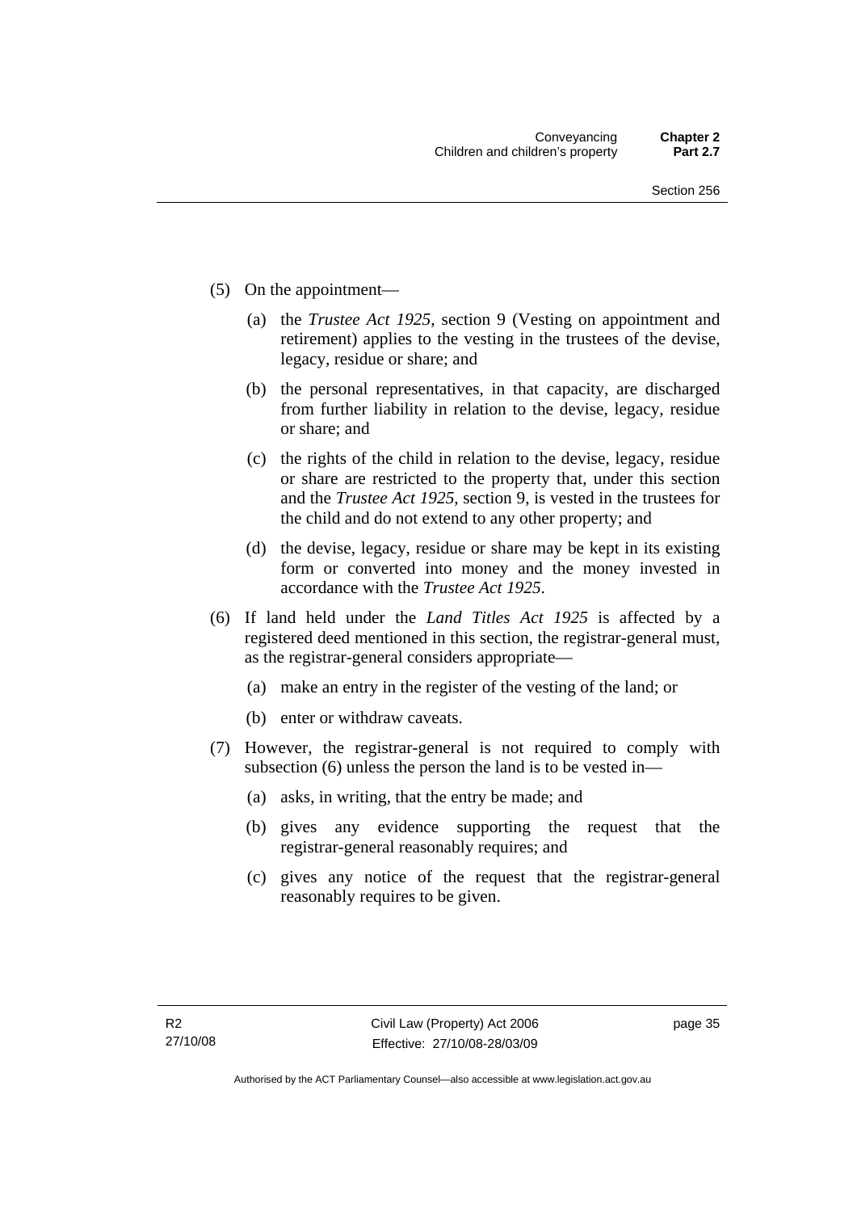(5) On the appointment—

(a) the *Trustee Act 1925*, section 9 (Vesting on appointment and retirement) applies to the vesting in the trustees of the devise, legacy, residue or share; and

(b) the personal representatives, in that capacity, are discharged from further liability in relation to the devise, legacy, residue or share; and

(c) the rights of the child in relation to the devise, legacy, residue or share are restricted to the property that, under this section and the *Trustee Act 1925*, section 9, is vested in the trustees for the child and do not extend to any other property; and

(d) the devise, legacy, residue or share may be kept in its existing form or converted into money and the money invested in accordance with the *Trustee Act 1925*.

(6) If land held under the *Land Titles Act 1925* is affected by a registered deed mentioned in this section, the registrar-general must, as the registrar-general considers appropriate—

(a) make an entry in the register of the vesting of the land; or

(b) enter or withdraw caveats.

(7) However, the registrar-general is not required to comply with subsection (6) unless the person the land is to be vested in—

(a) asks, in writing, that the entry be made; and

(b) gives any evidence supporting the request that the registrar-general reasonably requires; and

(c) gives any notice of the request that the registrar-general reasonably requires to be given.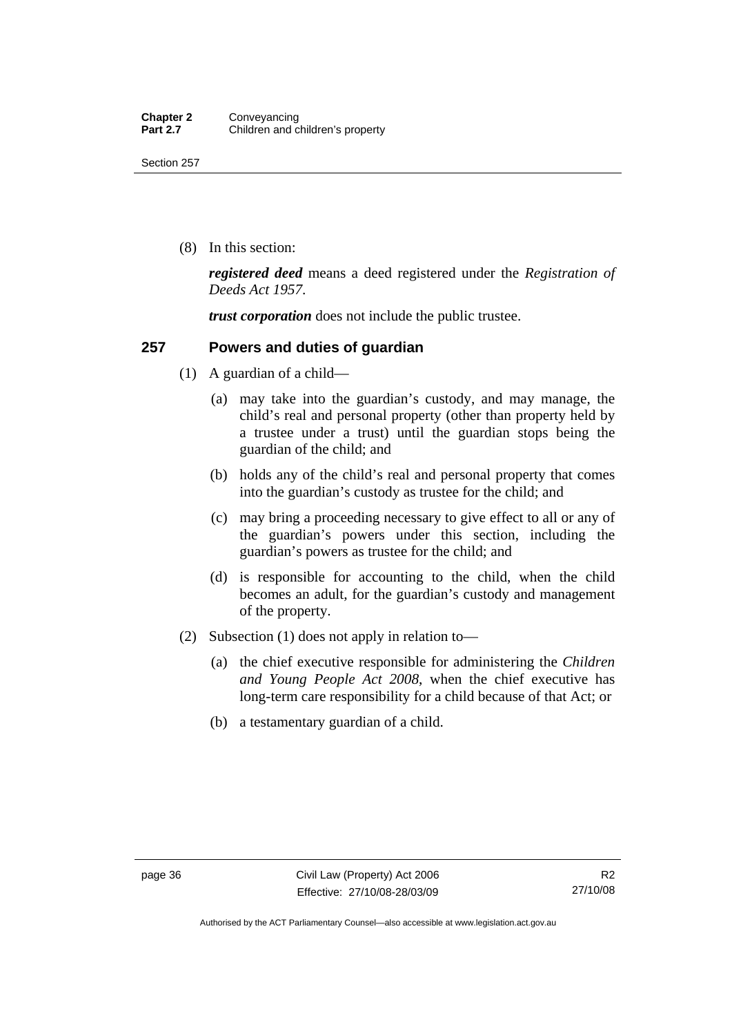(8) In this section:

***registered deed*** means a deed registered under the *Registration of Deeds Act 1957*.

***trust corporation*** does not include the public trustee.

## 257 Powers and duties of guardian

(1) A guardian of a child—

(a) may take into the guardian's custody, and may manage, the child's real and personal property (other than property held by a trustee under a trust) until the guardian stops being the guardian of the child; and

(b) holds any of the child's real and personal property that comes into the guardian's custody as trustee for the child; and

(c) may bring a proceeding necessary to give effect to all or any of the guardian's powers under this section, including the guardian's powers as trustee for the child; and

(d) is responsible for accounting to the child, when the child becomes an adult, for the guardian's custody and management of the property.

(2) Subsection (1) does not apply in relation to—

(a) the chief executive responsible for administering the *Children and Young People Act 2008*, when the chief executive has long-term care responsibility for a child because of that Act; or

(b) a testamentary guardian of a child.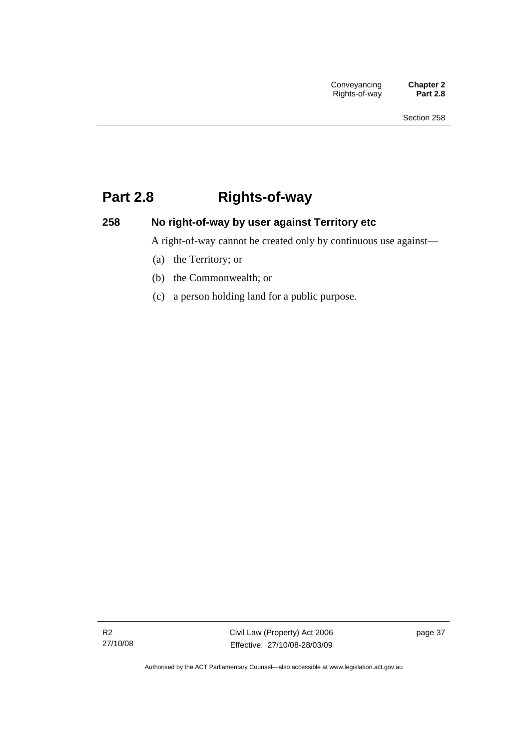# Part 2.8 Rights-of-way

## 258 No right-of-way by user against Territory etc

A right-of-way cannot be created only by continuous use against—

(a) the Territory; or

(b) the Commonwealth; or

(c) a person holding land for a public purpose.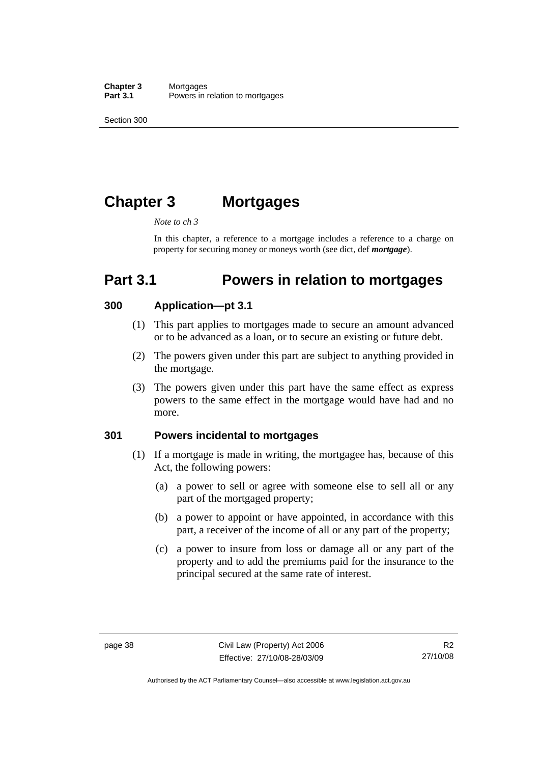# Chapter 3 Mortgages

*Note to ch 3*

In this chapter, a reference to a mortgage includes a reference to a charge on property for securing money or moneys worth (see dict, def ***mortgage***).

# Part 3.1 Powers in relation to mortgages

## 300 Application—pt 3.1

(1) This part applies to mortgages made to secure an amount advanced or to be advanced as a loan, or to secure an existing or future debt.

(2) The powers given under this part are subject to anything provided in the mortgage.

(3) The powers given under this part have the same effect as express powers to the same effect in the mortgage would have had and no more.

## 301 Powers incidental to mortgages

(1) If a mortgage is made in writing, the mortgagee has, because of this Act, the following powers:

(a) a power to sell or agree with someone else to sell all or any part of the mortgaged property;

(b) a power to appoint or have appointed, in accordance with this part, a receiver of the income of all or any part of the property;

(c) a power to insure from loss or damage all or any part of the property and to add the premiums paid for the insurance to the principal secured at the same rate of interest.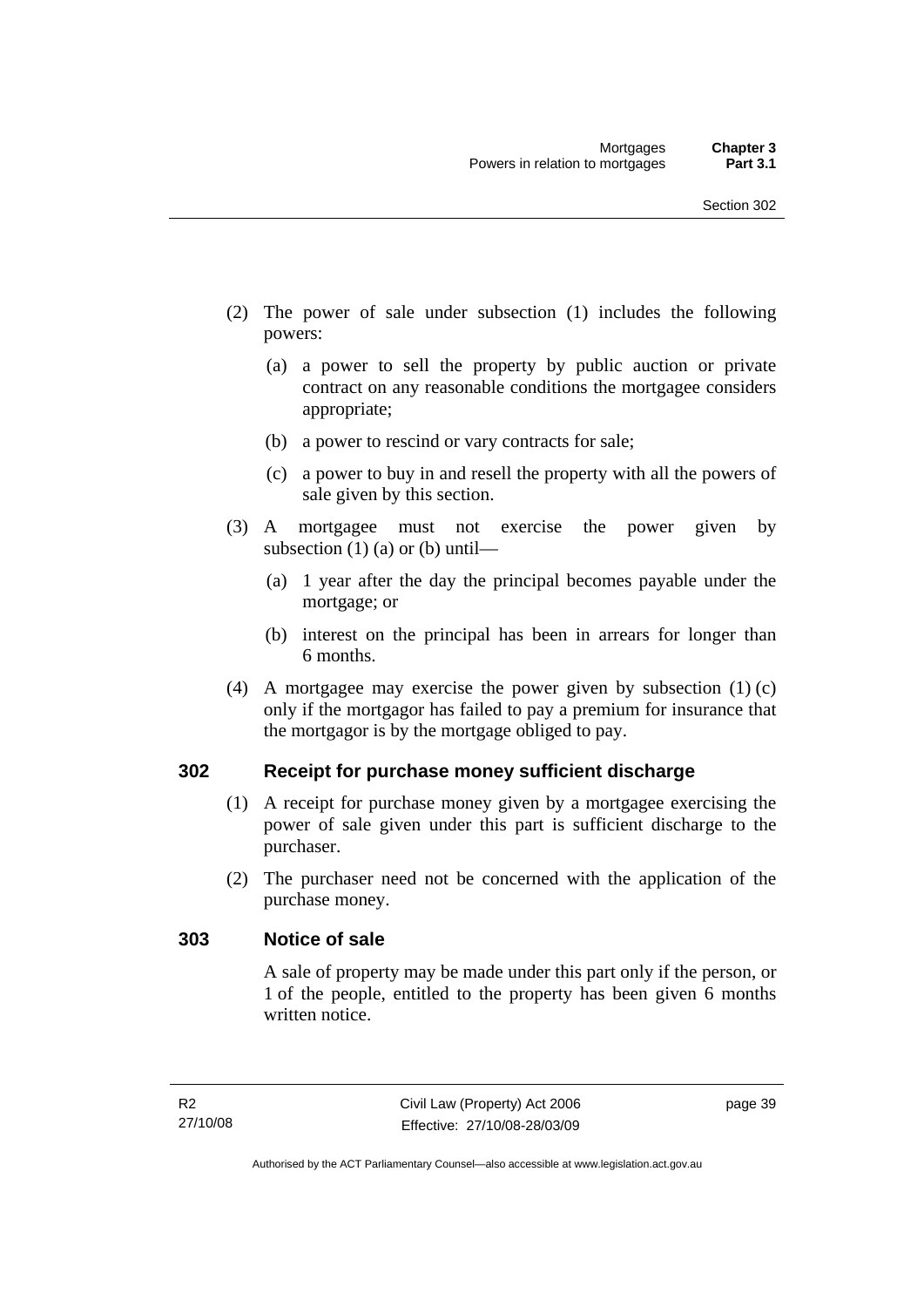(2) The power of sale under subsection (1) includes the following powers:

(a) a power to sell the property by public auction or private contract on any reasonable conditions the mortgagee considers appropriate;

(b) a power to rescind or vary contracts for sale;

(c) a power to buy in and resell the property with all the powers of sale given by this section.

(3) A mortgagee must not exercise the power given by subsection (1) (a) or (b) until—

(a) 1 year after the day the principal becomes payable under the mortgage; or

(b) interest on the principal has been in arrears for longer than 6 months.

(4) A mortgagee may exercise the power given by subsection (1) (c) only if the mortgagor has failed to pay a premium for insurance that the mortgagor is by the mortgage obliged to pay.

## 302 Receipt for purchase money sufficient discharge

(1) A receipt for purchase money given by a mortgagee exercising the power of sale given under this part is sufficient discharge to the purchaser.

(2) The purchaser need not be concerned with the application of the purchase money.

## 303 Notice of sale

A sale of property may be made under this part only if the person, or 1 of the people, entitled to the property has been given 6 months written notice.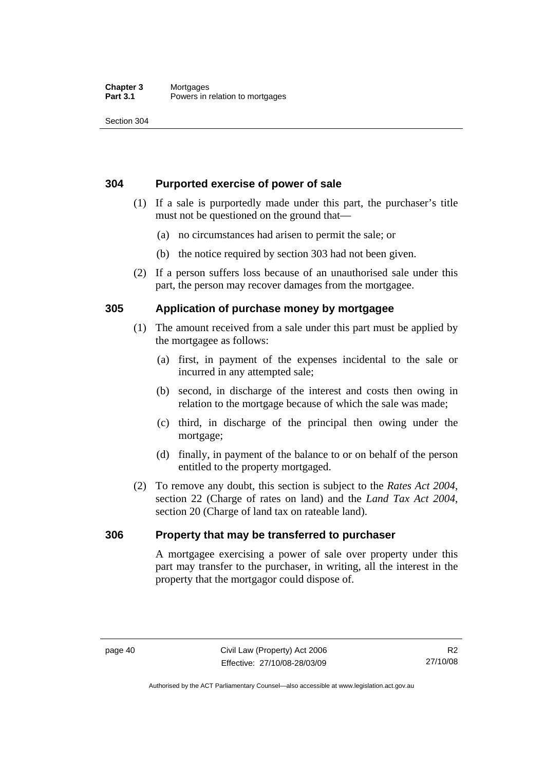## 304 Purported exercise of power of sale

(1) If a sale is purportedly made under this part, the purchaser's title must not be questioned on the ground that—

(a) no circumstances had arisen to permit the sale; or

(b) the notice required by section 303 had not been given.

(2) If a person suffers loss because of an unauthorised sale under this part, the person may recover damages from the mortgagee.

## 305 Application of purchase money by mortgagee

(1) The amount received from a sale under this part must be applied by the mortgagee as follows:

(a) first, in payment of the expenses incidental to the sale or incurred in any attempted sale;

(b) second, in discharge of the interest and costs then owing in relation to the mortgage because of which the sale was made;

(c) third, in discharge of the principal then owing under the mortgage;

(d) finally, in payment of the balance to or on behalf of the person entitled to the property mortgaged.

(2) To remove any doubt, this section is subject to the *Rates Act 2004*, section 22 (Charge of rates on land) and the *Land Tax Act 2004*, section 20 (Charge of land tax on rateable land).

## 306 Property that may be transferred to purchaser

A mortgagee exercising a power of sale over property under this part may transfer to the purchaser, in writing, all the interest in the property that the mortgagor could dispose of.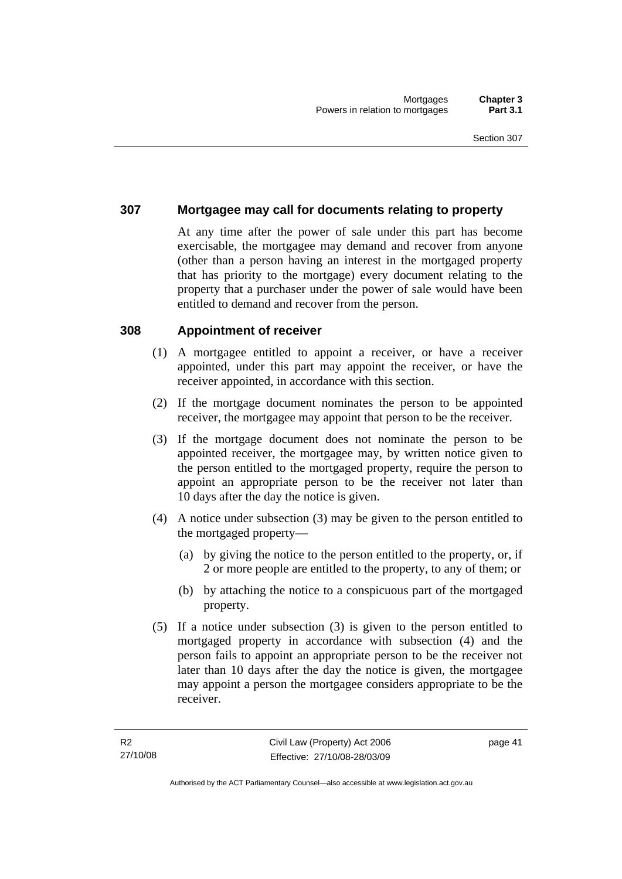## 307 Mortgagee may call for documents relating to property

At any time after the power of sale under this part has become exercisable, the mortgagee may demand and recover from anyone (other than a person having an interest in the mortgaged property that has priority to the mortgage) every document relating to the property that a purchaser under the power of sale would have been entitled to demand and recover from the person.

## 308 Appointment of receiver

(1) A mortgagee entitled to appoint a receiver, or have a receiver appointed, under this part may appoint the receiver, or have the receiver appointed, in accordance with this section.

(2) If the mortgage document nominates the person to be appointed receiver, the mortgagee may appoint that person to be the receiver.

(3) If the mortgage document does not nominate the person to be appointed receiver, the mortgagee may, by written notice given to the person entitled to the mortgaged property, require the person to appoint an appropriate person to be the receiver not later than 10 days after the day the notice is given.

(4) A notice under subsection (3) may be given to the person entitled to the mortgaged property—

(a) by giving the notice to the person entitled to the property, or, if 2 or more people are entitled to the property, to any of them; or

(b) by attaching the notice to a conspicuous part of the mortgaged property.

(5) If a notice under subsection (3) is given to the person entitled to mortgaged property in accordance with subsection (4) and the person fails to appoint an appropriate person to be the receiver not later than 10 days after the day the notice is given, the mortgagee may appoint a person the mortgagee considers appropriate to be the receiver.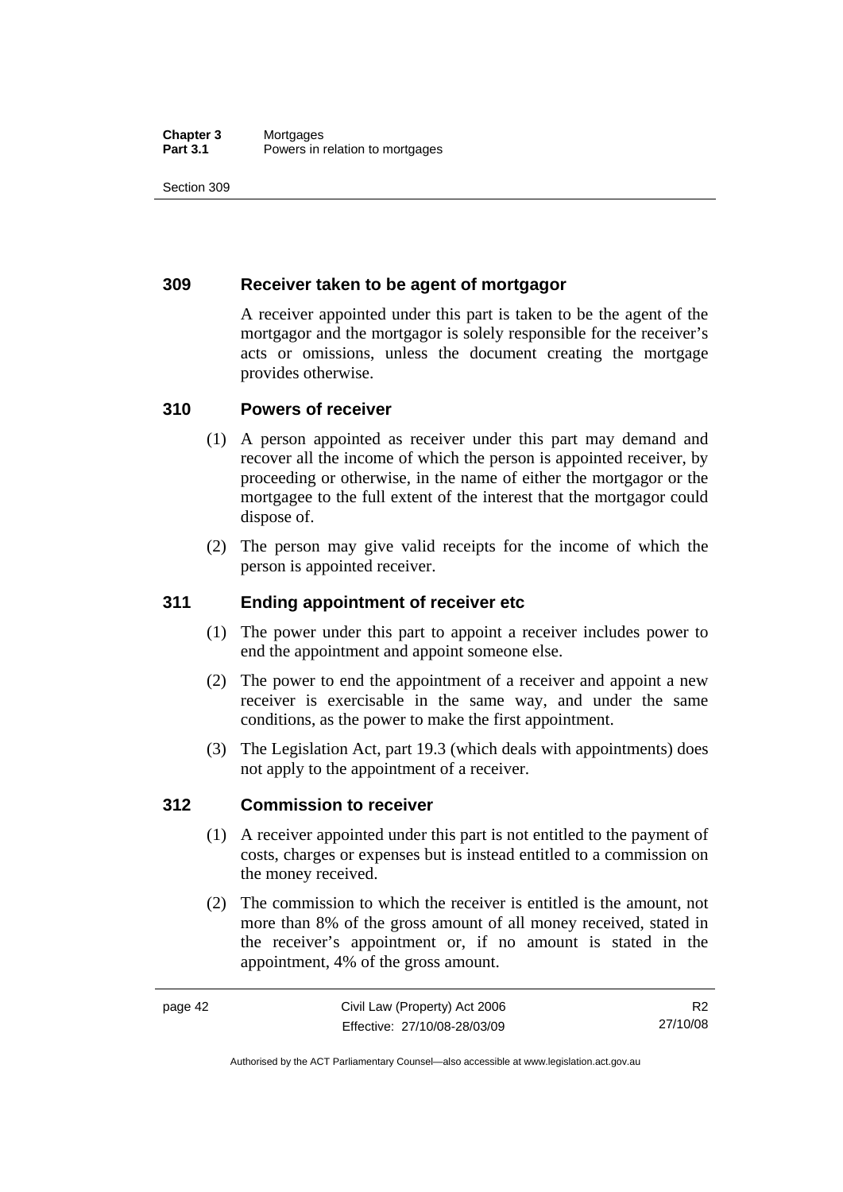## 309 Receiver taken to be agent of mortgagor

A receiver appointed under this part is taken to be the agent of the mortgagor and the mortgagor is solely responsible for the receiver's acts or omissions, unless the document creating the mortgage provides otherwise.

## 310 Powers of receiver

(1) A person appointed as receiver under this part may demand and recover all the income of which the person is appointed receiver, by proceeding or otherwise, in the name of either the mortgagor or the mortgagee to the full extent of the interest that the mortgagor could dispose of.

(2) The person may give valid receipts for the income of which the person is appointed receiver.

## 311 Ending appointment of receiver etc

(1) The power under this part to appoint a receiver includes power to end the appointment and appoint someone else.

(2) The power to end the appointment of a receiver and appoint a new receiver is exercisable in the same way, and under the same conditions, as the power to make the first appointment.

(3) The Legislation Act, part 19.3 (which deals with appointments) does not apply to the appointment of a receiver.

## 312 Commission to receiver

(1) A receiver appointed under this part is not entitled to the payment of costs, charges or expenses but is instead entitled to a commission on the money received.

(2) The commission to which the receiver is entitled is the amount, not more than 8% of the gross amount of all money received, stated in the receiver's appointment or, if no amount is stated in the appointment, 4% of the gross amount.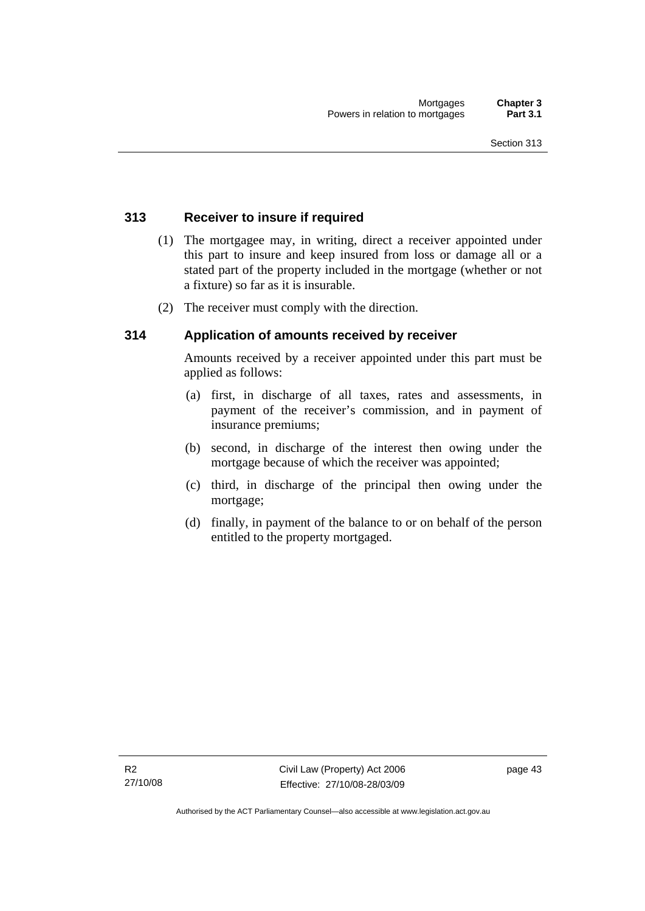## 313 Receiver to insure if required

(1) The mortgagee may, in writing, direct a receiver appointed under this part to insure and keep insured from loss or damage all or a stated part of the property included in the mortgage (whether or not a fixture) so far as it is insurable.

(2) The receiver must comply with the direction.

## 314 Application of amounts received by receiver

Amounts received by a receiver appointed under this part must be applied as follows:

(a) first, in discharge of all taxes, rates and assessments, in payment of the receiver's commission, and in payment of insurance premiums;

(b) second, in discharge of the interest then owing under the mortgage because of which the receiver was appointed;

(c) third, in discharge of the principal then owing under the mortgage;

(d) finally, in payment of the balance to or on behalf of the person entitled to the property mortgaged.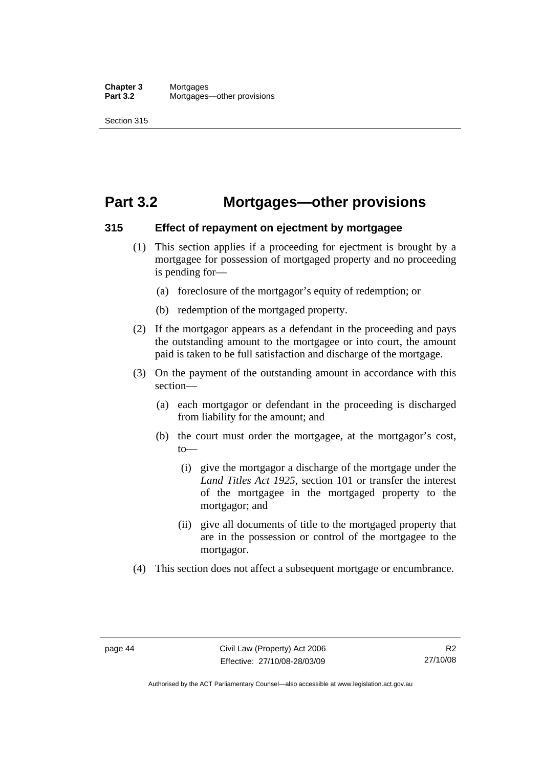# Part 3.2 Mortgages—other provisions

## 315 Effect of repayment on ejectment by mortgagee

(1) This section applies if a proceeding for ejectment is brought by a mortgagee for possession of mortgaged property and no proceeding is pending for—

(a) foreclosure of the mortgagor's equity of redemption; or

(b) redemption of the mortgaged property.

(2) If the mortgagor appears as a defendant in the proceeding and pays the outstanding amount to the mortgagee or into court, the amount paid is taken to be full satisfaction and discharge of the mortgage.

(3) On the payment of the outstanding amount in accordance with this section—

(a) each mortgagor or defendant in the proceeding is discharged from liability for the amount; and

(b) the court must order the mortgagee, at the mortgagor's cost, to—

(i) give the mortgagor a discharge of the mortgage under the *Land Titles Act 1925*, section 101 or transfer the interest of the mortgagee in the mortgaged property to the mortgagor; and

(ii) give all documents of title to the mortgaged property that are in the possession or control of the mortgagee to the mortgagor.

(4) This section does not affect a subsequent mortgage or encumbrance.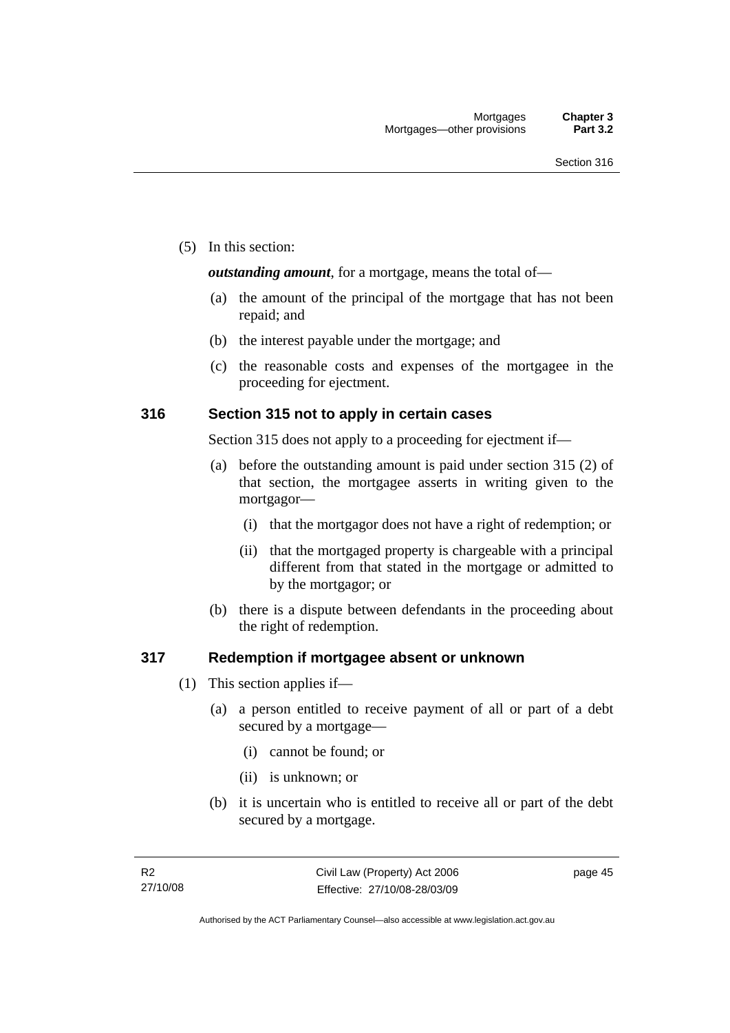(5) In this section:

***outstanding amount***, for a mortgage, means the total of—

(a) the amount of the principal of the mortgage that has not been repaid; and

(b) the interest payable under the mortgage; and

(c) the reasonable costs and expenses of the mortgagee in the proceeding for ejectment.

## 316 Section 315 not to apply in certain cases

Section 315 does not apply to a proceeding for ejectment if—

(a) before the outstanding amount is paid under section 315 (2) of that section, the mortgagee asserts in writing given to the mortgagor—

(i) that the mortgagor does not have a right of redemption; or

(ii) that the mortgaged property is chargeable with a principal different from that stated in the mortgage or admitted to by the mortgagor; or

(b) there is a dispute between defendants in the proceeding about the right of redemption.

## 317 Redemption if mortgagee absent or unknown

(1) This section applies if—

(a) a person entitled to receive payment of all or part of a debt secured by a mortgage—

(i) cannot be found; or

(ii) is unknown; or

(b) it is uncertain who is entitled to receive all or part of the debt secured by a mortgage.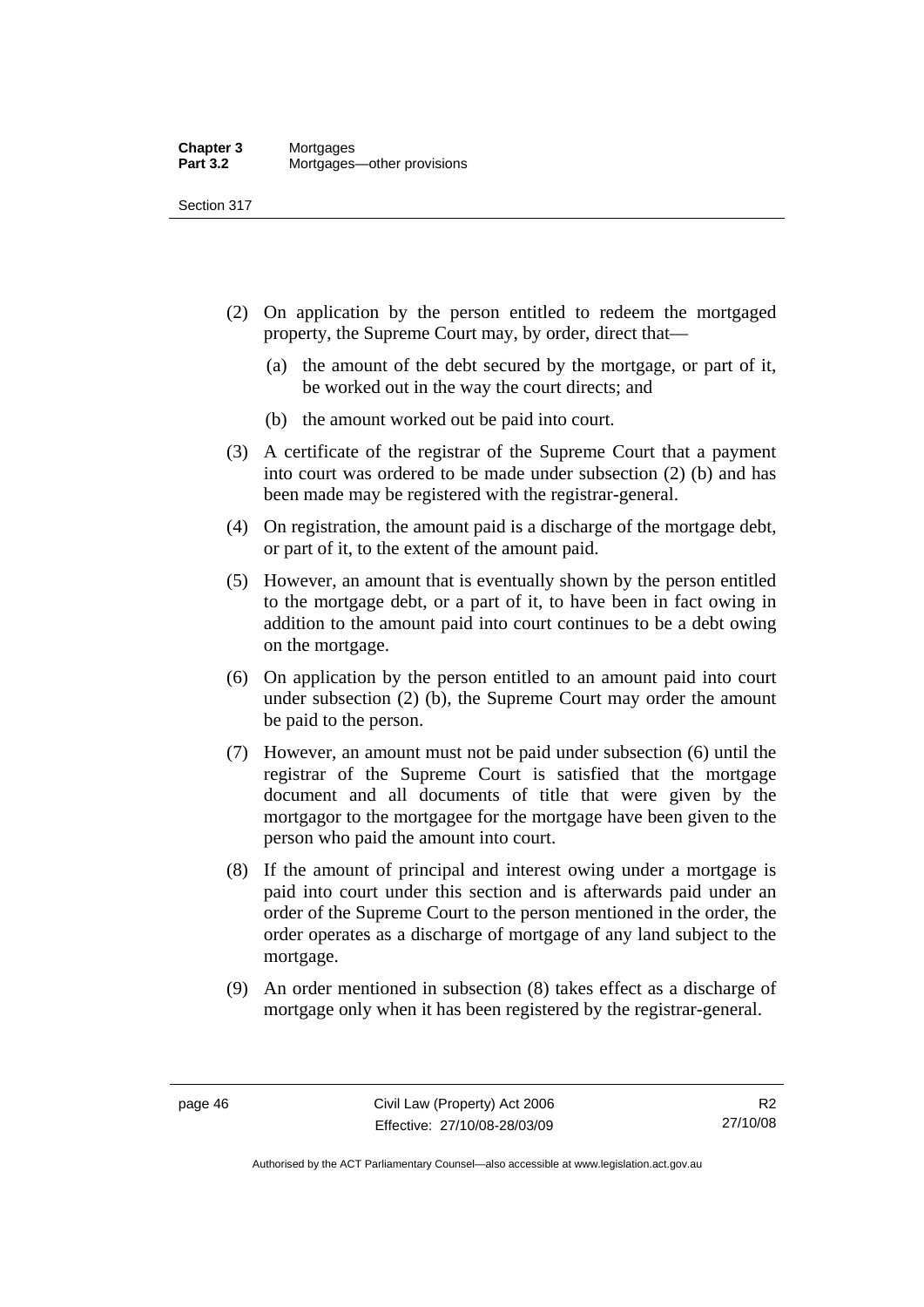(2) On application by the person entitled to redeem the mortgaged property, the Supreme Court may, by order, direct that—

  (a) the amount of the debt secured by the mortgage, or part of it, be worked out in the way the court directs; and

  (b) the amount worked out be paid into court.

(3) A certificate of the registrar of the Supreme Court that a payment into court was ordered to be made under subsection (2) (b) and has been made may be registered with the registrar-general.

(4) On registration, the amount paid is a discharge of the mortgage debt, or part of it, to the extent of the amount paid.

(5) However, an amount that is eventually shown by the person entitled to the mortgage debt, or a part of it, to have been in fact owing in addition to the amount paid into court continues to be a debt owing on the mortgage.

(6) On application by the person entitled to an amount paid into court under subsection (2) (b), the Supreme Court may order the amount be paid to the person.

(7) However, an amount must not be paid under subsection (6) until the registrar of the Supreme Court is satisfied that the mortgage document and all documents of title that were given by the mortgagor to the mortgagee for the mortgage have been given to the person who paid the amount into court.

(8) If the amount of principal and interest owing under a mortgage is paid into court under this section and is afterwards paid under an order of the Supreme Court to the person mentioned in the order, the order operates as a discharge of mortgage of any land subject to the mortgage.

(9) An order mentioned in subsection (8) takes effect as a discharge of mortgage only when it has been registered by the registrar-general.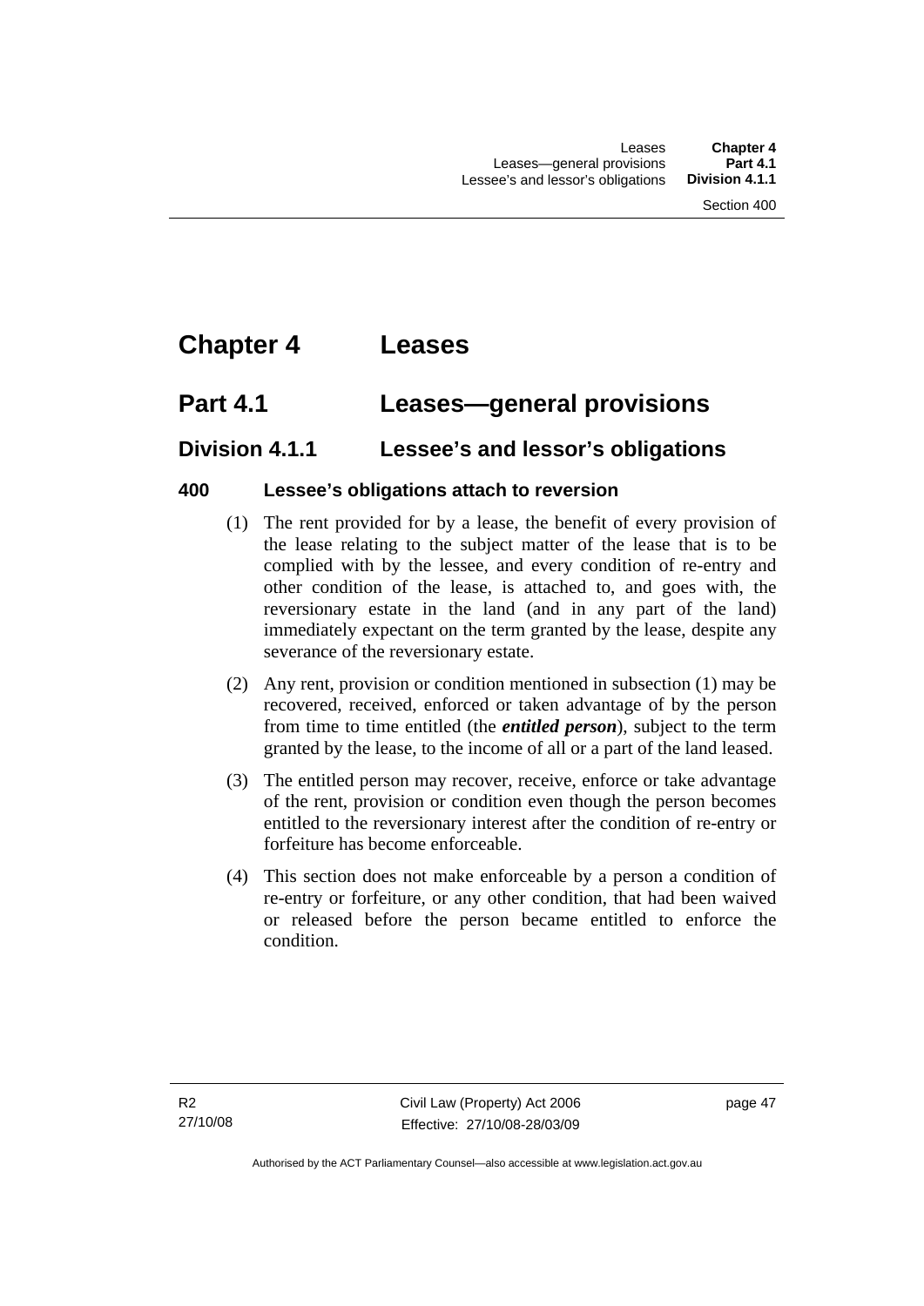# Chapter 4 Leases

## Part 4.1 Leases—general provisions

### Division 4.1.1 Lessee's and lessor's obligations

#### 400 Lessee's obligations attach to reversion

(1) The rent provided for by a lease, the benefit of every provision of the lease relating to the subject matter of the lease that is to be complied with by the lessee, and every condition of re-entry and other condition of the lease, is attached to, and goes with, the reversionary estate in the land (and in any part of the land) immediately expectant on the term granted by the lease, despite any severance of the reversionary estate.

(2) Any rent, provision or condition mentioned in subsection (1) may be recovered, received, enforced or taken advantage of by the person from time to time entitled (the ***entitled person***), subject to the term granted by the lease, to the income of all or a part of the land leased.

(3) The entitled person may recover, receive, enforce or take advantage of the rent, provision or condition even though the person becomes entitled to the reversionary interest after the condition of re-entry or forfeiture has become enforceable.

(4) This section does not make enforceable by a person a condition of re-entry or forfeiture, or any other condition, that had been waived or released before the person became entitled to enforce the condition.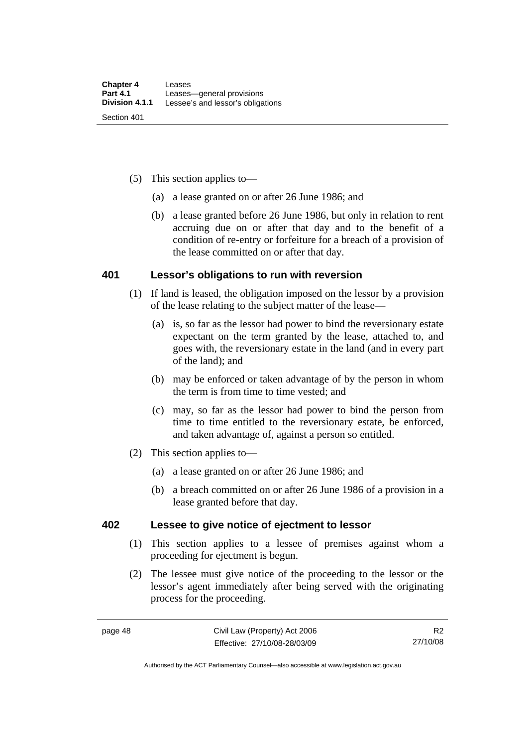(5) This section applies to—

(a) a lease granted on or after 26 June 1986; and

(b) a lease granted before 26 June 1986, but only in relation to rent accruing due on or after that day and to the benefit of a condition of re-entry or forfeiture for a breach of a provision of the lease committed on or after that day.

## 401 Lessor's obligations to run with reversion

(1) If land is leased, the obligation imposed on the lessor by a provision of the lease relating to the subject matter of the lease—

(a) is, so far as the lessor had power to bind the reversionary estate expectant on the term granted by the lease, attached to, and goes with, the reversionary estate in the land (and in every part of the land); and

(b) may be enforced or taken advantage of by the person in whom the term is from time to time vested; and

(c) may, so far as the lessor had power to bind the person from time to time entitled to the reversionary estate, be enforced, and taken advantage of, against a person so entitled.

(2) This section applies to—

(a) a lease granted on or after 26 June 1986; and

(b) a breach committed on or after 26 June 1986 of a provision in a lease granted before that day.

## 402 Lessee to give notice of ejectment to lessor

(1) This section applies to a lessee of premises against whom a proceeding for ejectment is begun.

(2) The lessee must give notice of the proceeding to the lessor or the lessor's agent immediately after being served with the originating process for the proceeding.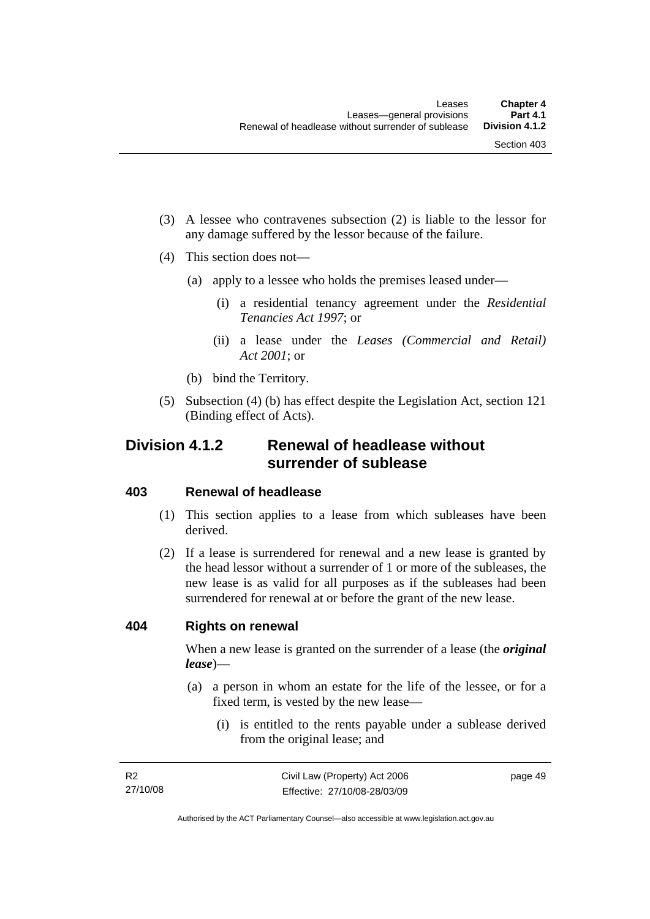(3) A lessee who contravenes subsection (2) is liable to the lessor for any damage suffered by the lessor because of the failure.

(4) This section does not—

(a) apply to a lessee who holds the premises leased under—

(i) a residential tenancy agreement under the *Residential Tenancies Act 1997*; or

(ii) a lease under the *Leases (Commercial and Retail) Act 2001*; or

(b) bind the Territory.

(5) Subsection (4) (b) has effect despite the Legislation Act, section 121 (Binding effect of Acts).

## Division 4.1.2 Renewal of headlease without surrender of sublease

### 403 Renewal of headlease

(1) This section applies to a lease from which subleases have been derived.

(2) If a lease is surrendered for renewal and a new lease is granted by the head lessor without a surrender of 1 or more of the subleases, the new lease is as valid for all purposes as if the subleases had been surrendered for renewal at or before the grant of the new lease.

### 404 Rights on renewal

When a new lease is granted on the surrender of a lease (the ***original lease***)—

(a) a person in whom an estate for the life of the lessee, or for a fixed term, is vested by the new lease—

(i) is entitled to the rents payable under a sublease derived from the original lease; and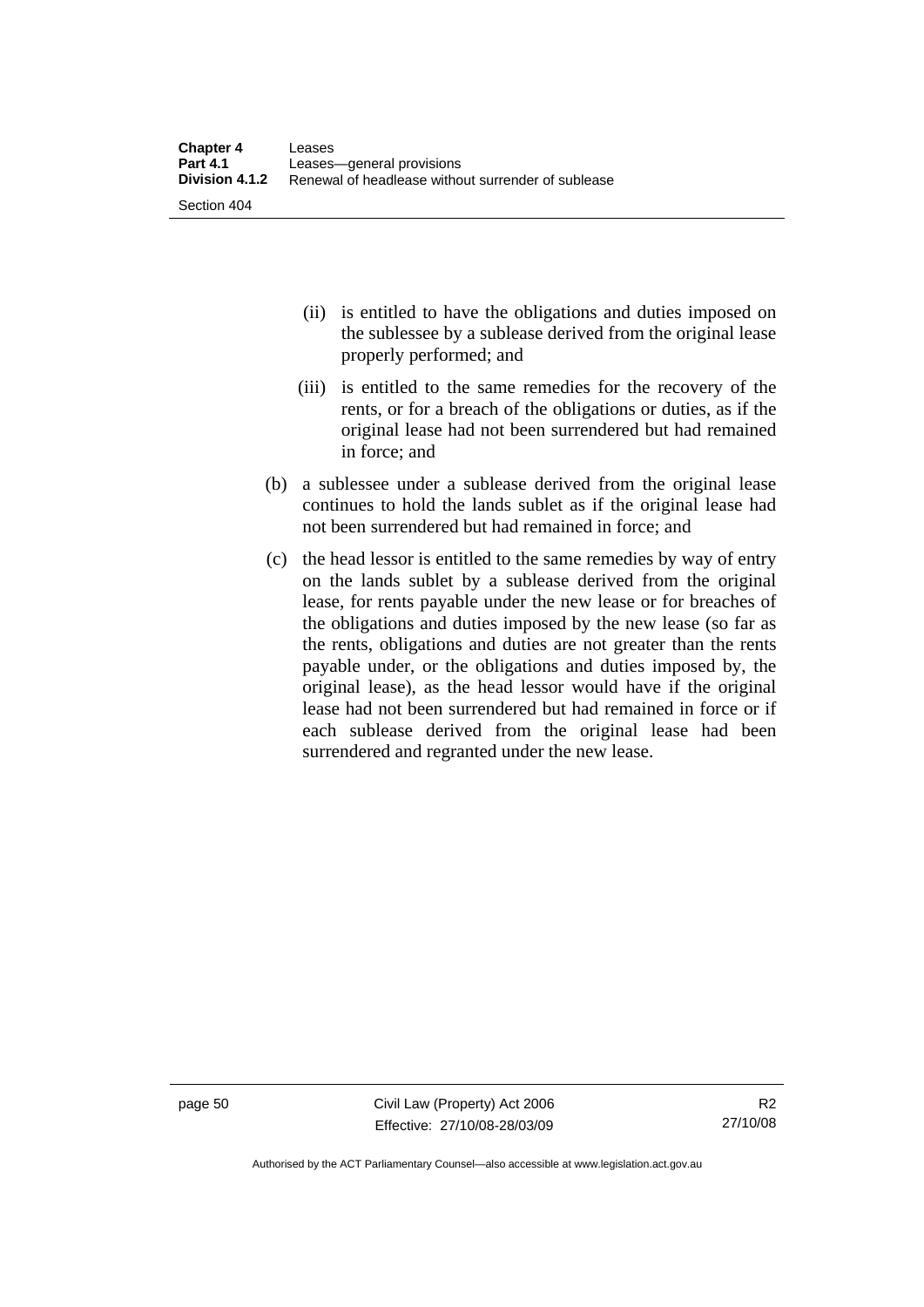(ii) is entitled to have the obligations and duties imposed on the sublessee by a sublease derived from the original lease properly performed; and

(iii) is entitled to the same remedies for the recovery of the rents, or for a breach of the obligations or duties, as if the original lease had not been surrendered but had remained in force; and

(b) a sublessee under a sublease derived from the original lease continues to hold the lands sublet as if the original lease had not been surrendered but had remained in force; and

(c) the head lessor is entitled to the same remedies by way of entry on the lands sublet by a sublease derived from the original lease, for rents payable under the new lease or for breaches of the obligations and duties imposed by the new lease (so far as the rents, obligations and duties are not greater than the rents payable under, or the obligations and duties imposed by, the original lease), as the head lessor would have if the original lease had not been surrendered but had remained in force or if each sublease derived from the original lease had been surrendered and regranted under the new lease.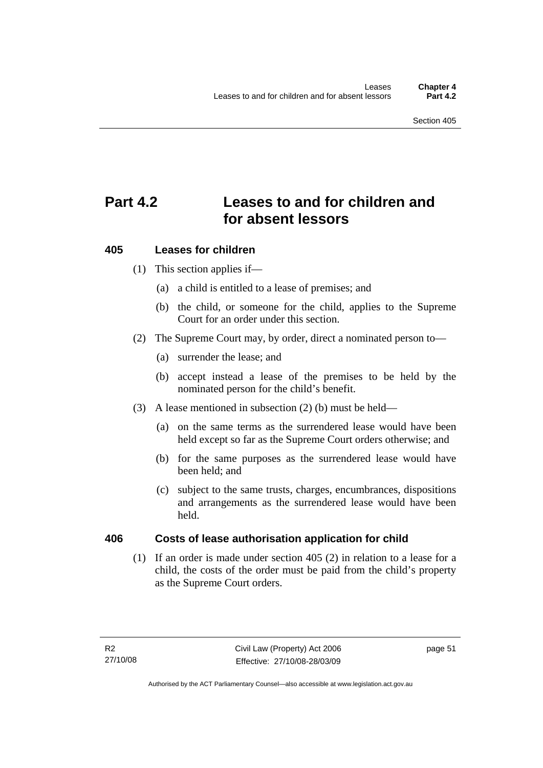# Part 4.2 Leases to and for children and for absent lessors

## 405 Leases for children

(1) This section applies if—

(a) a child is entitled to a lease of premises; and

(b) the child, or someone for the child, applies to the Supreme Court for an order under this section.

(2) The Supreme Court may, by order, direct a nominated person to—

(a) surrender the lease; and

(b) accept instead a lease of the premises to be held by the nominated person for the child's benefit.

(3) A lease mentioned in subsection (2) (b) must be held—

(a) on the same terms as the surrendered lease would have been held except so far as the Supreme Court orders otherwise; and

(b) for the same purposes as the surrendered lease would have been held; and

(c) subject to the same trusts, charges, encumbrances, dispositions and arrangements as the surrendered lease would have been held.

## 406 Costs of lease authorisation application for child

(1) If an order is made under section 405 (2) in relation to a lease for a child, the costs of the order must be paid from the child's property as the Supreme Court orders.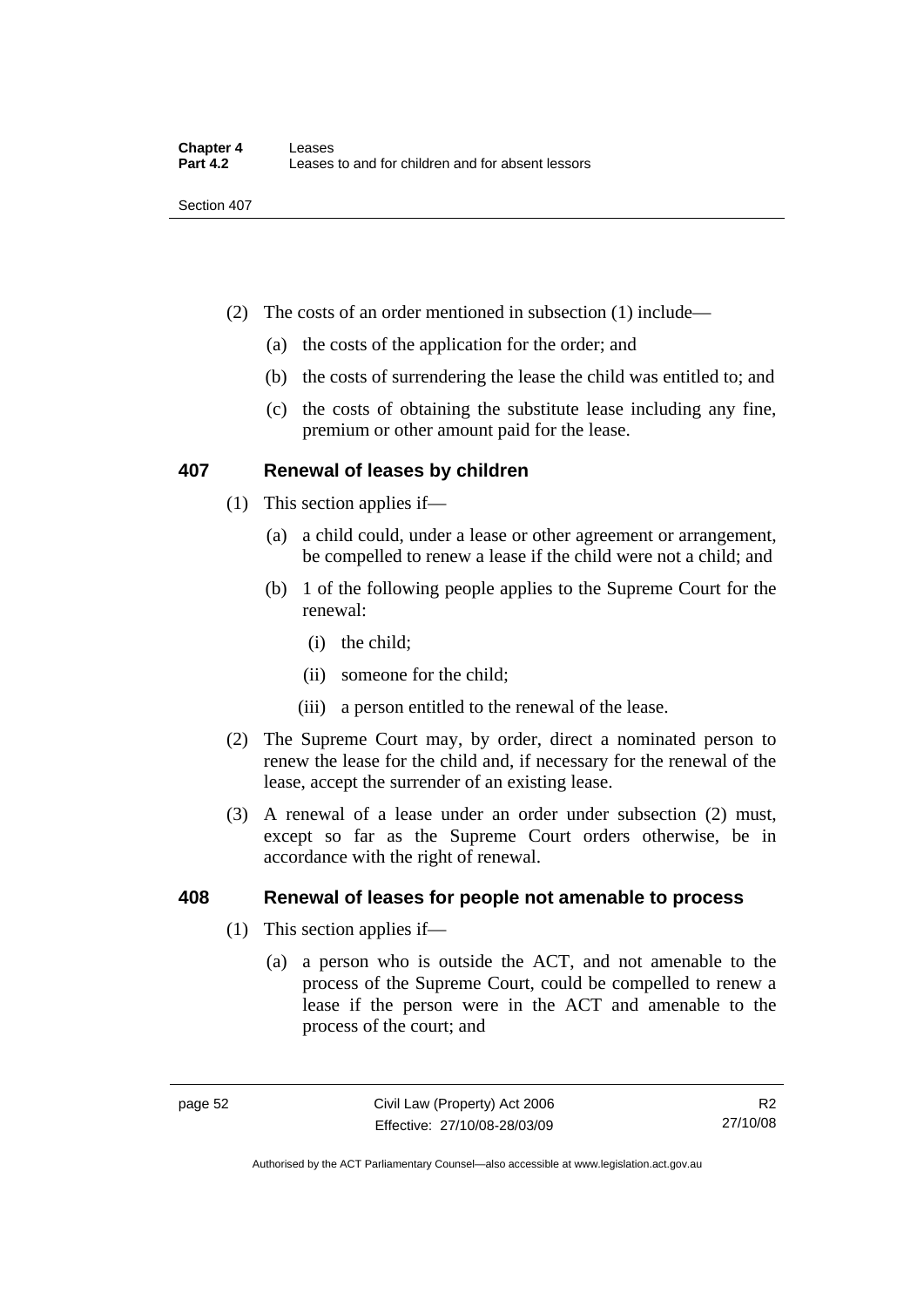(2) The costs of an order mentioned in subsection (1) include—

(a) the costs of the application for the order; and

(b) the costs of surrendering the lease the child was entitled to; and

(c) the costs of obtaining the substitute lease including any fine, premium or other amount paid for the lease.

## 407 Renewal of leases by children

(1) This section applies if—

(a) a child could, under a lease or other agreement or arrangement, be compelled to renew a lease if the child were not a child; and

(b) 1 of the following people applies to the Supreme Court for the renewal:

(i) the child;

(ii) someone for the child;

(iii) a person entitled to the renewal of the lease.

(2) The Supreme Court may, by order, direct a nominated person to renew the lease for the child and, if necessary for the renewal of the lease, accept the surrender of an existing lease.

(3) A renewal of a lease under an order under subsection (2) must, except so far as the Supreme Court orders otherwise, be in accordance with the right of renewal.

## 408 Renewal of leases for people not amenable to process

(1) This section applies if—

(a) a person who is outside the ACT, and not amenable to the process of the Supreme Court, could be compelled to renew a lease if the person were in the ACT and amenable to the process of the court; and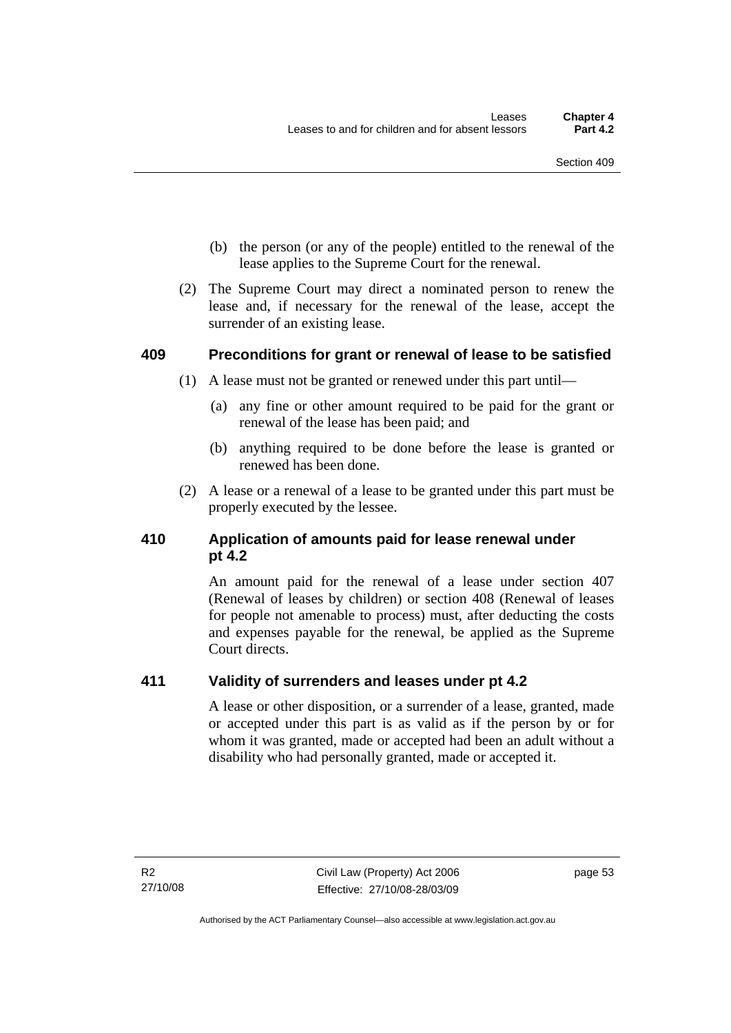(b) the person (or any of the people) entitled to the renewal of the lease applies to the Supreme Court for the renewal.

(2) The Supreme Court may direct a nominated person to renew the lease and, if necessary for the renewal of the lease, accept the surrender of an existing lease.

### 409 Preconditions for grant or renewal of lease to be satisfied

(1) A lease must not be granted or renewed under this part until—

(a) any fine or other amount required to be paid for the grant or renewal of the lease has been paid; and

(b) anything required to be done before the lease is granted or renewed has been done.

(2) A lease or a renewal of a lease to be granted under this part must be properly executed by the lessee.

### 410 Application of amounts paid for lease renewal under pt 4.2

An amount paid for the renewal of a lease under section 407 (Renewal of leases by children) or section 408 (Renewal of leases for people not amenable to process) must, after deducting the costs and expenses payable for the renewal, be applied as the Supreme Court directs.

### 411 Validity of surrenders and leases under pt 4.2

A lease or other disposition, or a surrender of a lease, granted, made or accepted under this part is as valid as if the person by or for whom it was granted, made or accepted had been an adult without a disability who had personally granted, made or accepted it.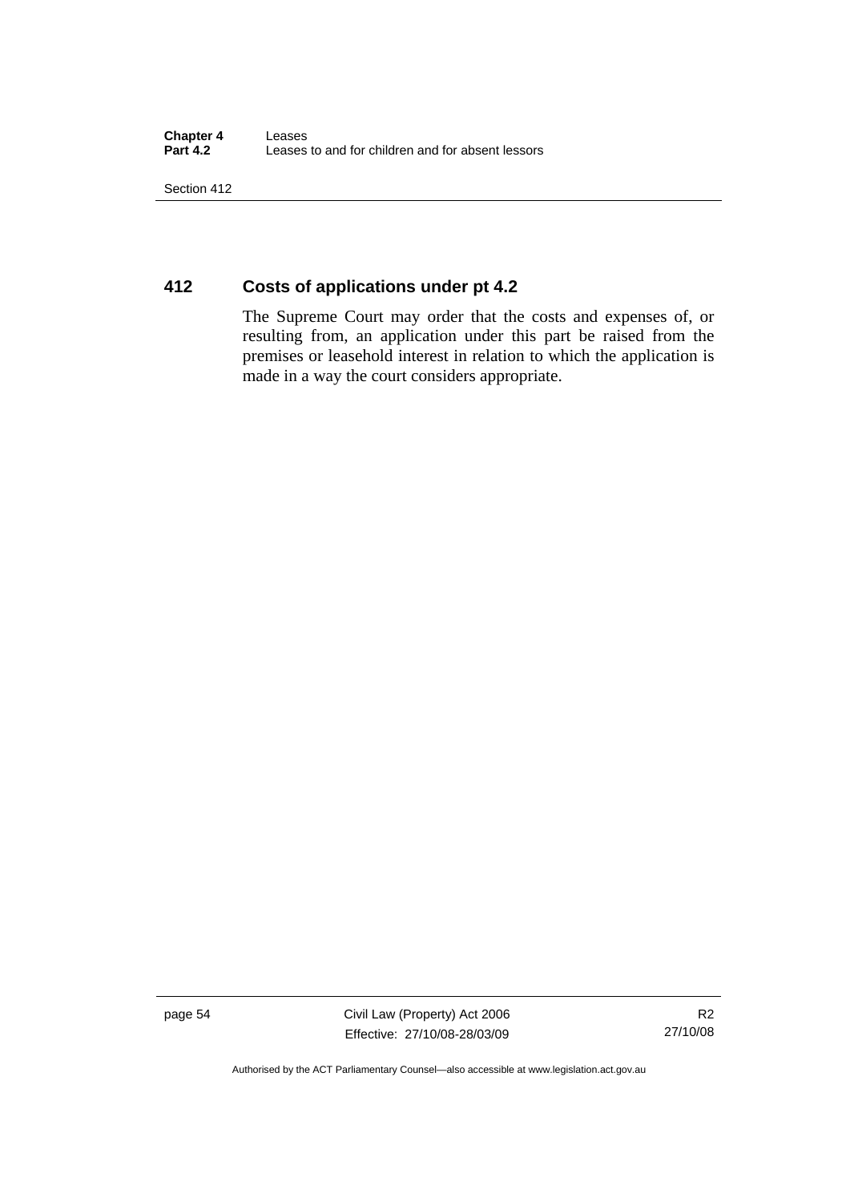## 412 Costs of applications under pt 4.2

The Supreme Court may order that the costs and expenses of, or resulting from, an application under this part be raised from the premises or leasehold interest in relation to which the application is made in a way the court considers appropriate.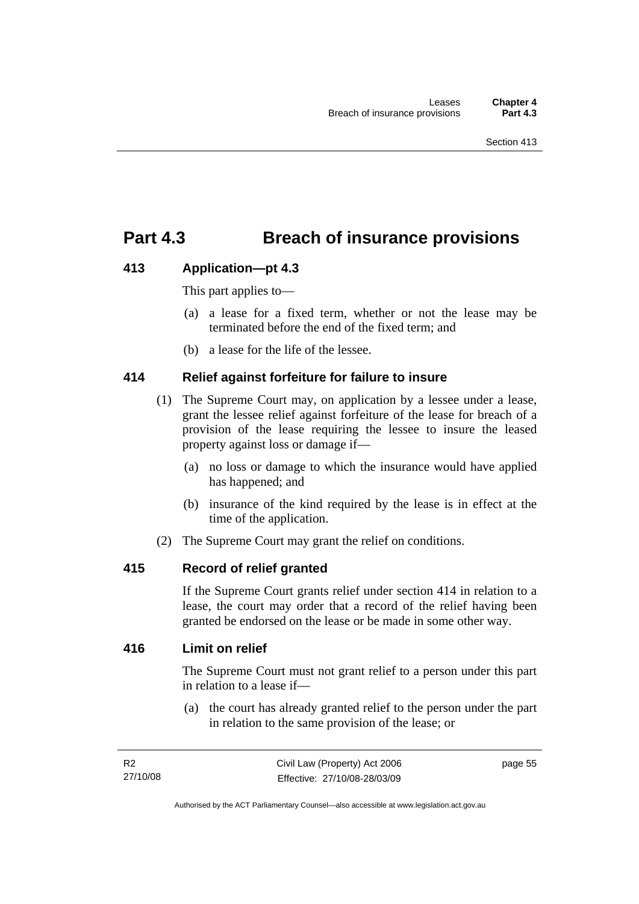# Part 4.3 Breach of insurance provisions

## 413 Application—pt 4.3

This part applies to—

(a) a lease for a fixed term, whether or not the lease may be terminated before the end of the fixed term; and

(b) a lease for the life of the lessee.

## 414 Relief against forfeiture for failure to insure

(1) The Supreme Court may, on application by a lessee under a lease, grant the lessee relief against forfeiture of the lease for breach of a provision of the lease requiring the lessee to insure the leased property against loss or damage if—

(a) no loss or damage to which the insurance would have applied has happened; and

(b) insurance of the kind required by the lease is in effect at the time of the application.

(2) The Supreme Court may grant the relief on conditions.

## 415 Record of relief granted

If the Supreme Court grants relief under section 414 in relation to a lease, the court may order that a record of the relief having been granted be endorsed on the lease or be made in some other way.

## 416 Limit on relief

The Supreme Court must not grant relief to a person under this part in relation to a lease if—

(a) the court has already granted relief to the person under the part in relation to the same provision of the lease; or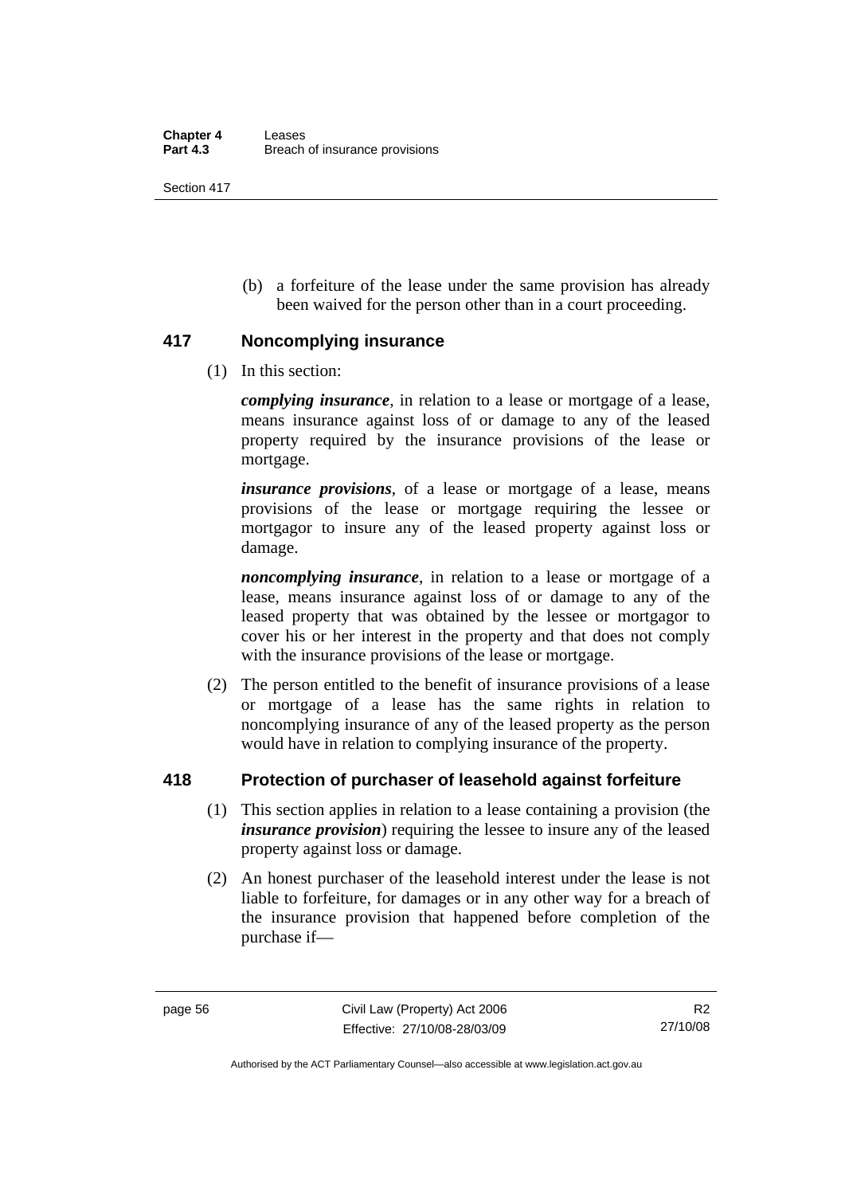(b) a forfeiture of the lease under the same provision has already been waived for the person other than in a court proceeding.

## 417 Noncomplying insurance

(1) In this section:

***complying insurance***, in relation to a lease or mortgage of a lease, means insurance against loss of or damage to any of the leased property required by the insurance provisions of the lease or mortgage.

***insurance provisions***, of a lease or mortgage of a lease, means provisions of the lease or mortgage requiring the lessee or mortgagor to insure any of the leased property against loss or damage.

***noncomplying insurance***, in relation to a lease or mortgage of a lease, means insurance against loss of or damage to any of the leased property that was obtained by the lessee or mortgagor to cover his or her interest in the property and that does not comply with the insurance provisions of the lease or mortgage.

(2) The person entitled to the benefit of insurance provisions of a lease or mortgage of a lease has the same rights in relation to noncomplying insurance of any of the leased property as the person would have in relation to complying insurance of the property.

## 418 Protection of purchaser of leasehold against forfeiture

(1) This section applies in relation to a lease containing a provision (the ***insurance provision***) requiring the lessee to insure any of the leased property against loss or damage.

(2) An honest purchaser of the leasehold interest under the lease is not liable to forfeiture, for damages or in any other way for a breach of the insurance provision that happened before completion of the purchase if—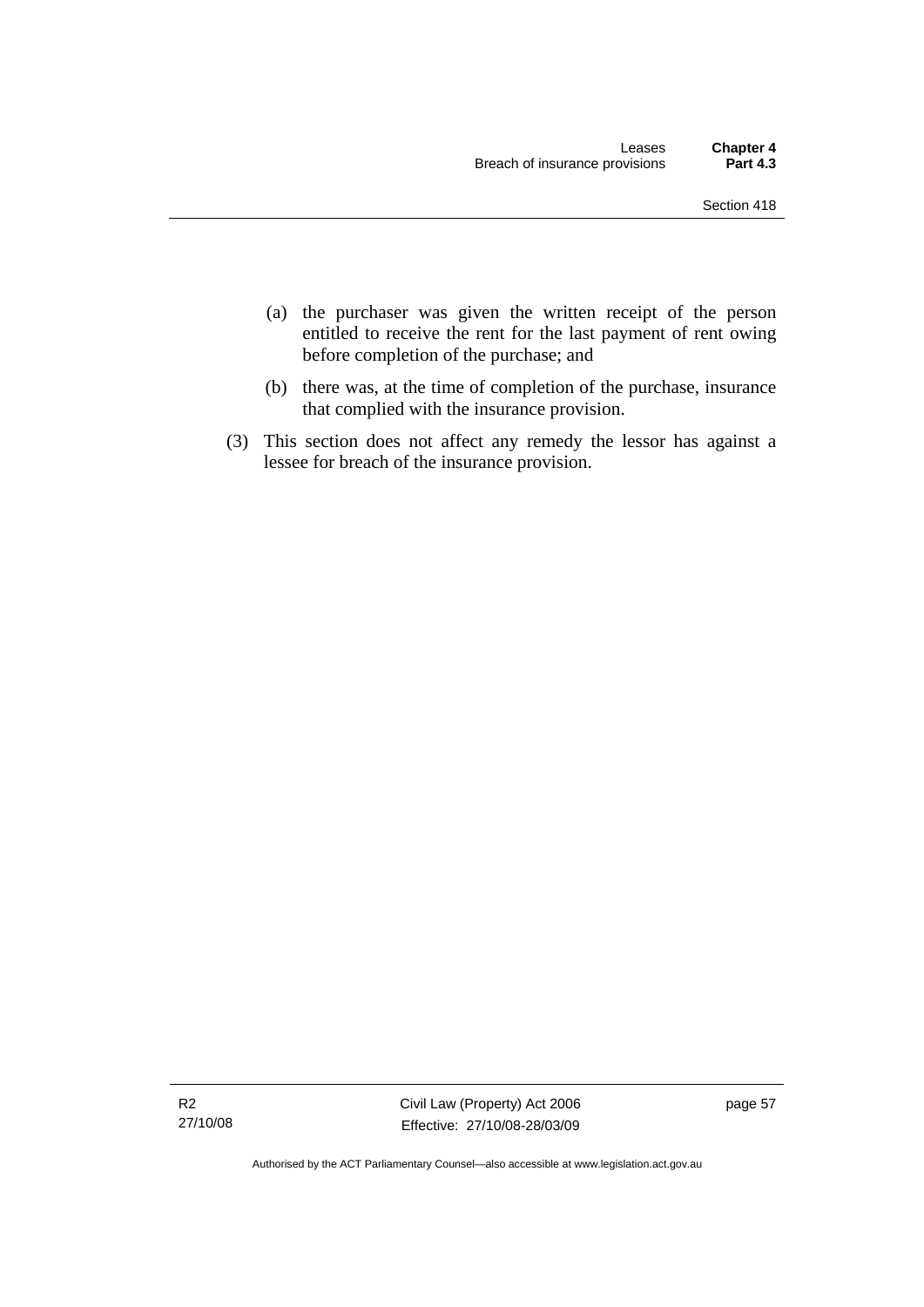(a) the purchaser was given the written receipt of the person entitled to receive the rent for the last payment of rent owing before completion of the purchase; and

(b) there was, at the time of completion of the purchase, insurance that complied with the insurance provision.

(3) This section does not affect any remedy the lessor has against a lessee for breach of the insurance provision.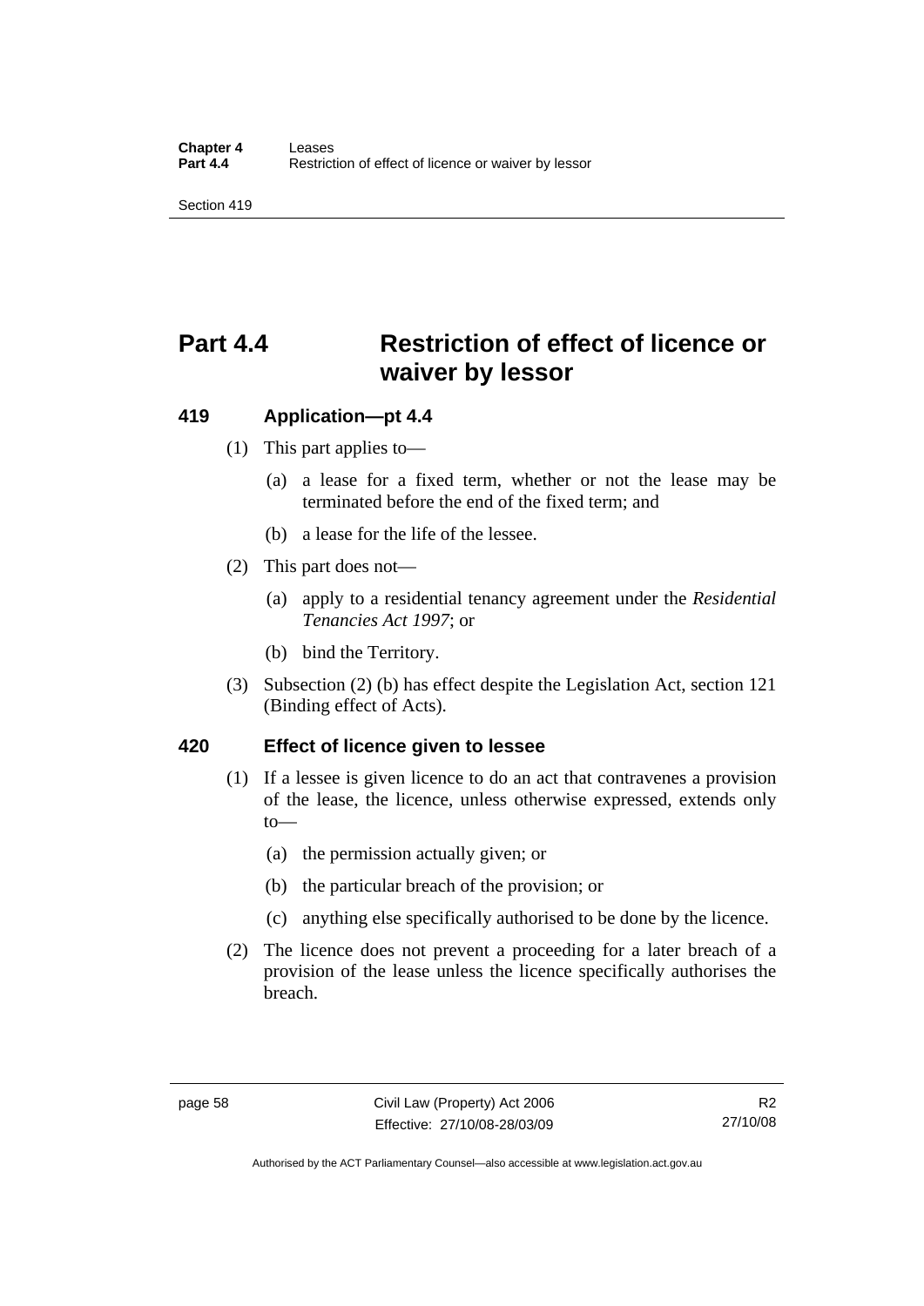# Part 4.4 Restriction of effect of licence or waiver by lessor

## 419 Application—pt 4.4

(1) This part applies to—

(a) a lease for a fixed term, whether or not the lease may be terminated before the end of the fixed term; and

(b) a lease for the life of the lessee.

(2) This part does not—

(a) apply to a residential tenancy agreement under the *Residential Tenancies Act 1997*; or

(b) bind the Territory.

(3) Subsection (2) (b) has effect despite the Legislation Act, section 121 (Binding effect of Acts).

## 420 Effect of licence given to lessee

(1) If a lessee is given licence to do an act that contravenes a provision of the lease, the licence, unless otherwise expressed, extends only to—

(a) the permission actually given; or

(b) the particular breach of the provision; or

(c) anything else specifically authorised to be done by the licence.

(2) The licence does not prevent a proceeding for a later breach of a provision of the lease unless the licence specifically authorises the breach.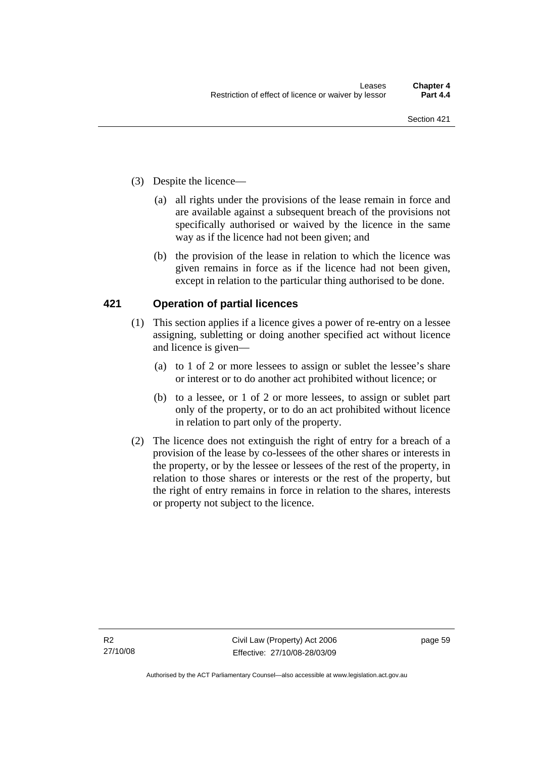(3) Despite the licence—

(a) all rights under the provisions of the lease remain in force and are available against a subsequent breach of the provisions not specifically authorised or waived by the licence in the same way as if the licence had not been given; and

(b) the provision of the lease in relation to which the licence was given remains in force as if the licence had not been given, except in relation to the particular thing authorised to be done.

## 421 Operation of partial licences

(1) This section applies if a licence gives a power of re-entry on a lessee assigning, subletting or doing another specified act without licence and licence is given—

(a) to 1 of 2 or more lessees to assign or sublet the lessee's share or interest or to do another act prohibited without licence; or

(b) to a lessee, or 1 of 2 or more lessees, to assign or sublet part only of the property, or to do an act prohibited without licence in relation to part only of the property.

(2) The licence does not extinguish the right of entry for a breach of a provision of the lease by co-lessees of the other shares or interests in the property, or by the lessee or lessees of the rest of the property, in relation to those shares or interests or the rest of the property, but the right of entry remains in force in relation to the shares, interests or property not subject to the licence.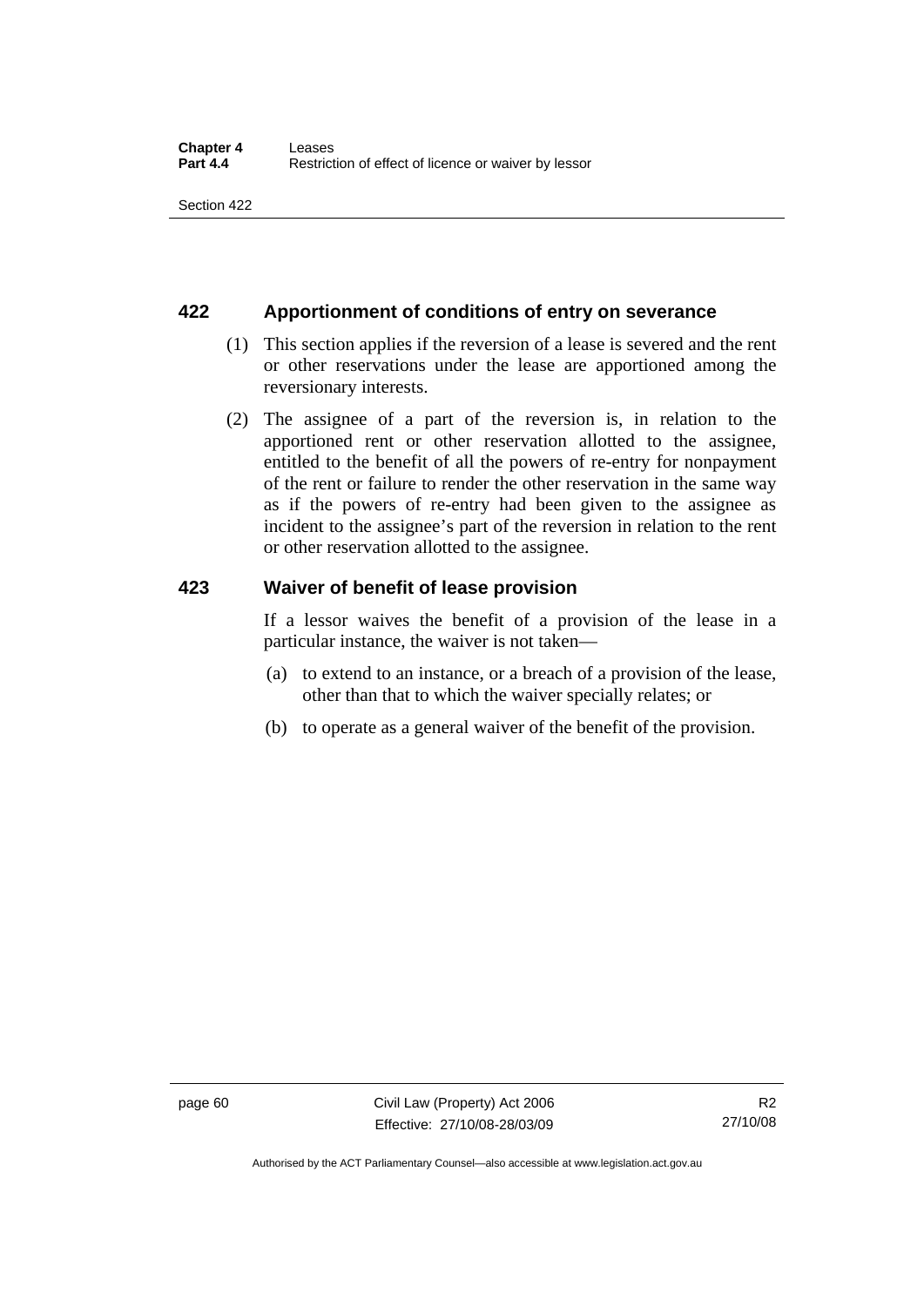## 422 Apportionment of conditions of entry on severance

(1) This section applies if the reversion of a lease is severed and the rent or other reservations under the lease are apportioned among the reversionary interests.

(2) The assignee of a part of the reversion is, in relation to the apportioned rent or other reservation allotted to the assignee, entitled to the benefit of all the powers of re-entry for nonpayment of the rent or failure to render the other reservation in the same way as if the powers of re-entry had been given to the assignee as incident to the assignee's part of the reversion in relation to the rent or other reservation allotted to the assignee.

## 423 Waiver of benefit of lease provision

If a lessor waives the benefit of a provision of the lease in a particular instance, the waiver is not taken—

(a) to extend to an instance, or a breach of a provision of the lease, other than that to which the waiver specially relates; or

(b) to operate as a general waiver of the benefit of the provision.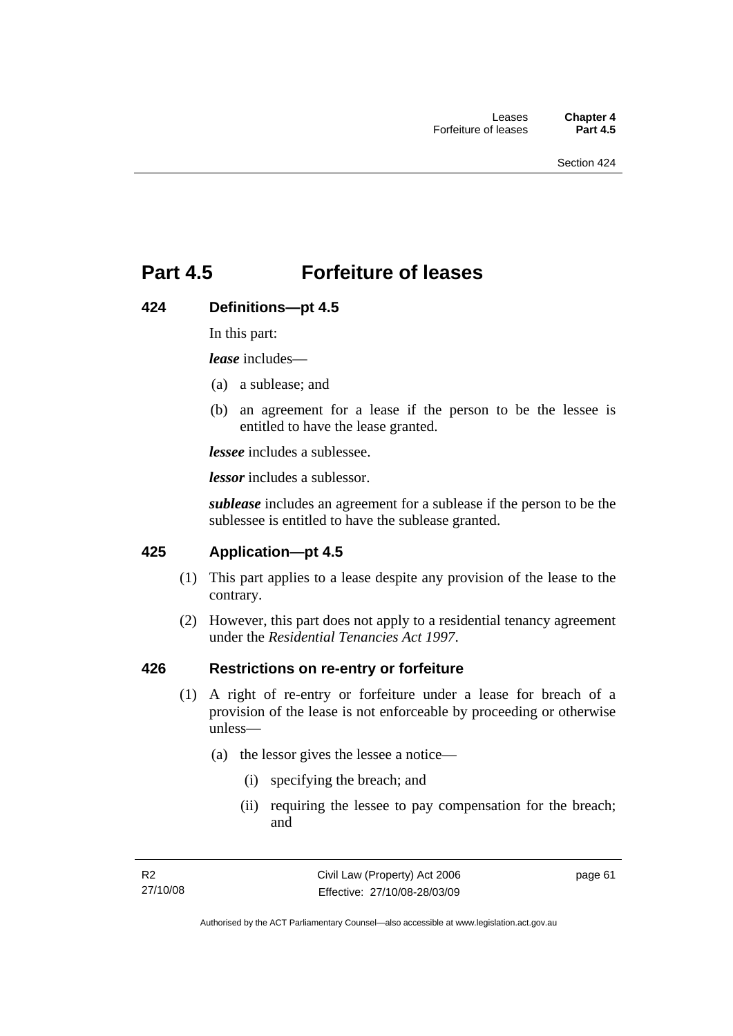# Part 4.5 Forfeiture of leases

## 424 Definitions—pt 4.5

In this part:

***lease*** includes—

(a) a sublease; and

(b) an agreement for a lease if the person to be the lessee is entitled to have the lease granted.

***lessee*** includes a sublessee.

***lessor*** includes a sublessor.

***sublease*** includes an agreement for a sublease if the person to be the sublessee is entitled to have the sublease granted.

## 425 Application—pt 4.5

(1) This part applies to a lease despite any provision of the lease to the contrary.

(2) However, this part does not apply to a residential tenancy agreement under the *Residential Tenancies Act 1997*.

## 426 Restrictions on re-entry or forfeiture

(1) A right of re-entry or forfeiture under a lease for breach of a provision of the lease is not enforceable by proceeding or otherwise unless—

(a) the lessor gives the lessee a notice—

(i) specifying the breach; and

(ii) requiring the lessee to pay compensation for the breach; and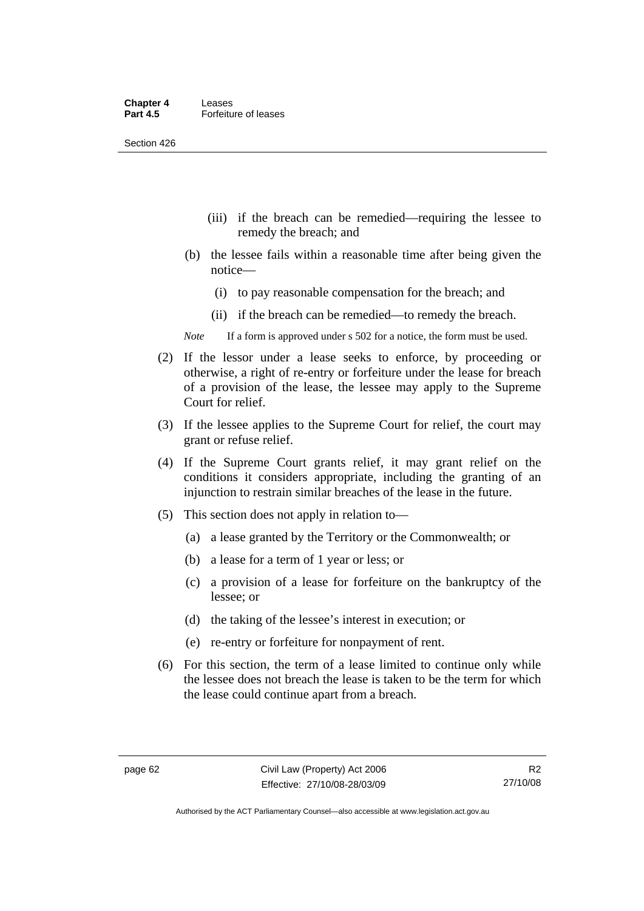(iii) if the breach can be remedied—requiring the lessee to remedy the breach; and

(b) the lessee fails within a reasonable time after being given the notice—

(i) to pay reasonable compensation for the breach; and

(ii) if the breach can be remedied—to remedy the breach.

*Note* If a form is approved under s 502 for a notice, the form must be used.

(2) If the lessor under a lease seeks to enforce, by proceeding or otherwise, a right of re-entry or forfeiture under the lease for breach of a provision of the lease, the lessee may apply to the Supreme Court for relief.

(3) If the lessee applies to the Supreme Court for relief, the court may grant or refuse relief.

(4) If the Supreme Court grants relief, it may grant relief on the conditions it considers appropriate, including the granting of an injunction to restrain similar breaches of the lease in the future.

(5) This section does not apply in relation to—

(a) a lease granted by the Territory or the Commonwealth; or

(b) a lease for a term of 1 year or less; or

(c) a provision of a lease for forfeiture on the bankruptcy of the lessee; or

(d) the taking of the lessee's interest in execution; or

(e) re-entry or forfeiture for nonpayment of rent.

(6) For this section, the term of a lease limited to continue only while the lessee does not breach the lease is taken to be the term for which the lease could continue apart from a breach.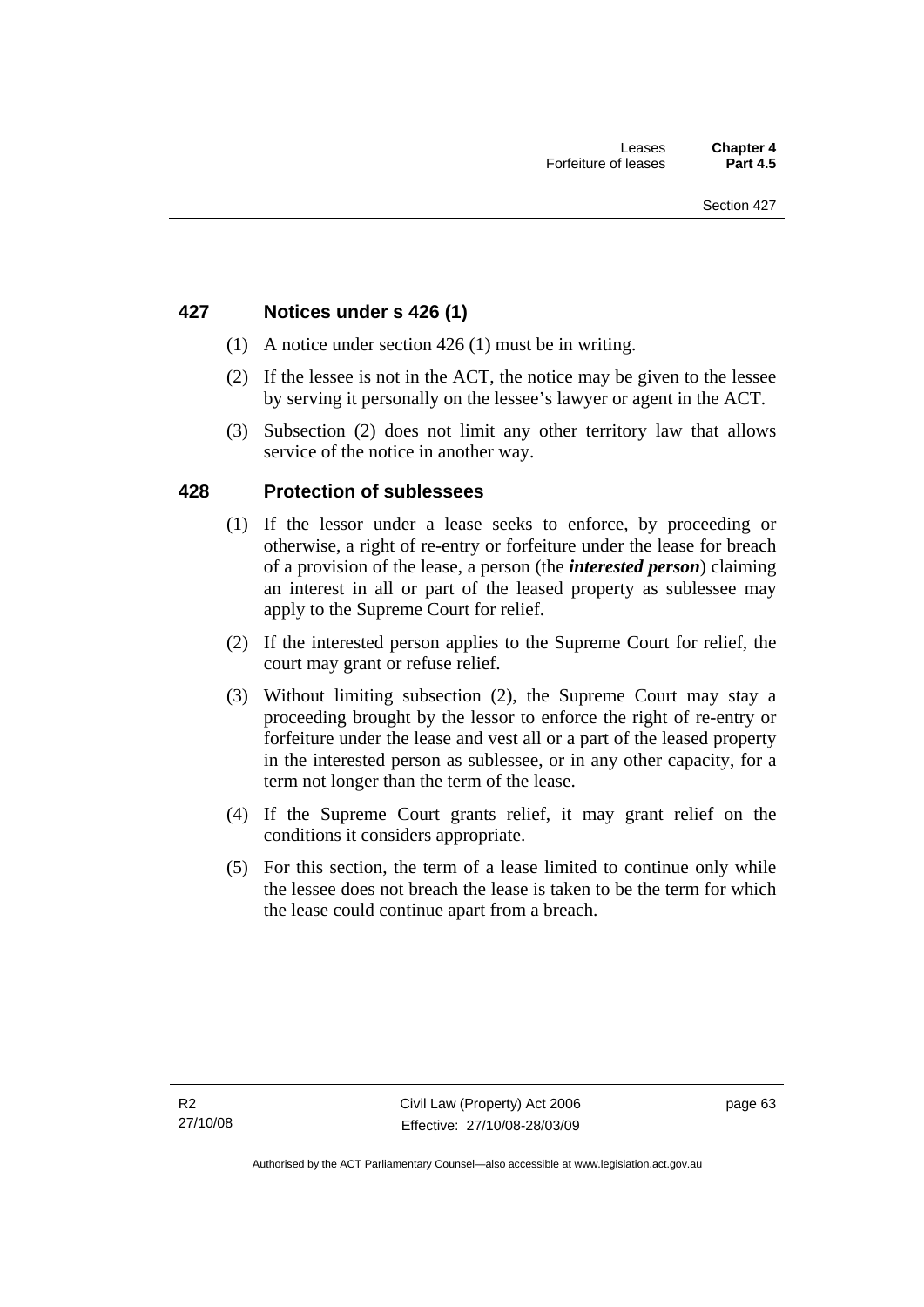## 427 Notices under s 426 (1)

(1) A notice under section 426 (1) must be in writing.

(2) If the lessee is not in the ACT, the notice may be given to the lessee by serving it personally on the lessee's lawyer or agent in the ACT.

(3) Subsection (2) does not limit any other territory law that allows service of the notice in another way.

## 428 Protection of sublessees

(1) If the lessor under a lease seeks to enforce, by proceeding or otherwise, a right of re-entry or forfeiture under the lease for breach of a provision of the lease, a person (the ***interested person***) claiming an interest in all or part of the leased property as sublessee may apply to the Supreme Court for relief.

(2) If the interested person applies to the Supreme Court for relief, the court may grant or refuse relief.

(3) Without limiting subsection (2), the Supreme Court may stay a proceeding brought by the lessor to enforce the right of re-entry or forfeiture under the lease and vest all or a part of the leased property in the interested person as sublessee, or in any other capacity, for a term not longer than the term of the lease.

(4) If the Supreme Court grants relief, it may grant relief on the conditions it considers appropriate.

(5) For this section, the term of a lease limited to continue only while the lessee does not breach the lease is taken to be the term for which the lease could continue apart from a breach.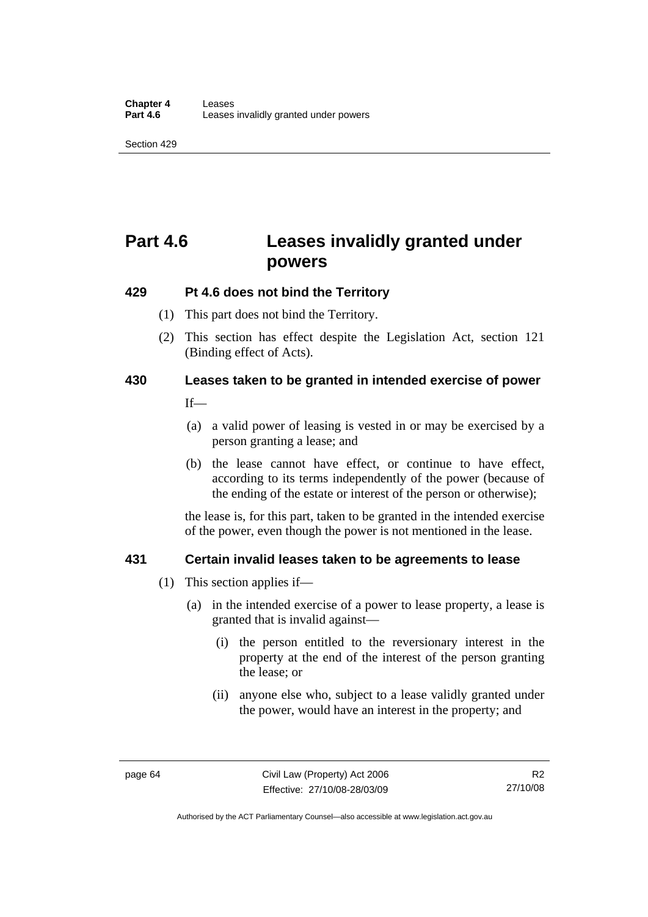# Part 4.6 Leases invalidly granted under powers

### 429 Pt 4.6 does not bind the Territory

(1) This part does not bind the Territory.

(2) This section has effect despite the Legislation Act, section 121 (Binding effect of Acts).

### 430 Leases taken to be granted in intended exercise of power

If—

(a) a valid power of leasing is vested in or may be exercised by a person granting a lease; and

(b) the lease cannot have effect, or continue to have effect, according to its terms independently of the power (because of the ending of the estate or interest of the person or otherwise);

the lease is, for this part, taken to be granted in the intended exercise of the power, even though the power is not mentioned in the lease.

### 431 Certain invalid leases taken to be agreements to lease

(1) This section applies if—

(a) in the intended exercise of a power to lease property, a lease is granted that is invalid against—

(i) the person entitled to the reversionary interest in the property at the end of the interest of the person granting the lease; or

(ii) anyone else who, subject to a lease validly granted under the power, would have an interest in the property; and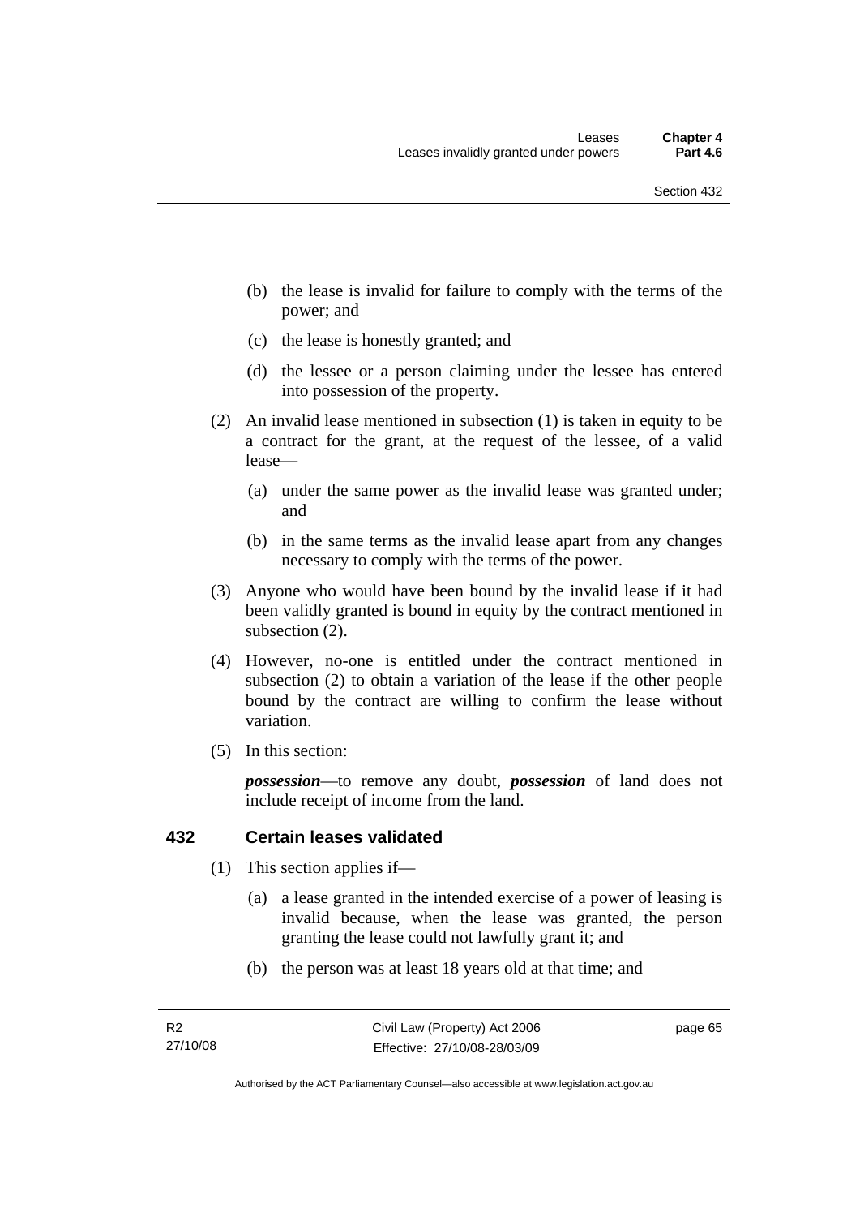- (b) the lease is invalid for failure to comply with the terms of the power; and
- (c) the lease is honestly granted; and
- (d) the lessee or a person claiming under the lessee has entered into possession of the property.

(2) An invalid lease mentioned in subsection (1) is taken in equity to be a contract for the grant, at the request of the lessee, of a valid lease—

- (a) under the same power as the invalid lease was granted under; and
- (b) in the same terms as the invalid lease apart from any changes necessary to comply with the terms of the power.

(3) Anyone who would have been bound by the invalid lease if it had been validly granted is bound in equity by the contract mentioned in subsection (2).

(4) However, no-one is entitled under the contract mentioned in subsection (2) to obtain a variation of the lease if the other people bound by the contract are willing to confirm the lease without variation.

(5) In this section:

***possession***—to remove any doubt, ***possession*** of land does not include receipt of income from the land.

## 432 Certain leases validated

(1) This section applies if—

- (a) a lease granted in the intended exercise of a power of leasing is invalid because, when the lease was granted, the person granting the lease could not lawfully grant it; and
- (b) the person was at least 18 years old at that time; and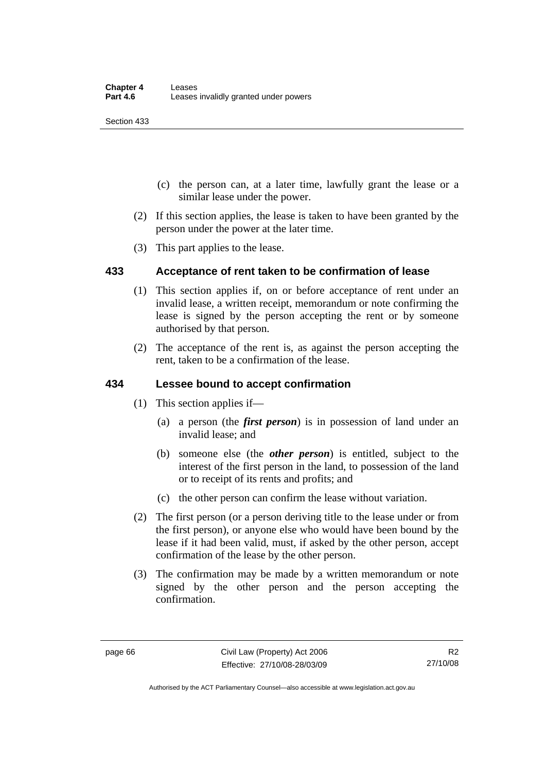(c) the person can, at a later time, lawfully grant the lease or a similar lease under the power.

(2) If this section applies, the lease is taken to have been granted by the person under the power at the later time.

(3) This part applies to the lease.

## 433 Acceptance of rent taken to be confirmation of lease

(1) This section applies if, on or before acceptance of rent under an invalid lease, a written receipt, memorandum or note confirming the lease is signed by the person accepting the rent or by someone authorised by that person.

(2) The acceptance of the rent is, as against the person accepting the rent, taken to be a confirmation of the lease.

## 434 Lessee bound to accept confirmation

(1) This section applies if—

(a) a person (the ***first person***) is in possession of land under an invalid lease; and

(b) someone else (the ***other person***) is entitled, subject to the interest of the first person in the land, to possession of the land or to receipt of its rents and profits; and

(c) the other person can confirm the lease without variation.

(2) The first person (or a person deriving title to the lease under or from the first person), or anyone else who would have been bound by the lease if it had been valid, must, if asked by the other person, accept confirmation of the lease by the other person.

(3) The confirmation may be made by a written memorandum or note signed by the other person and the person accepting the confirmation.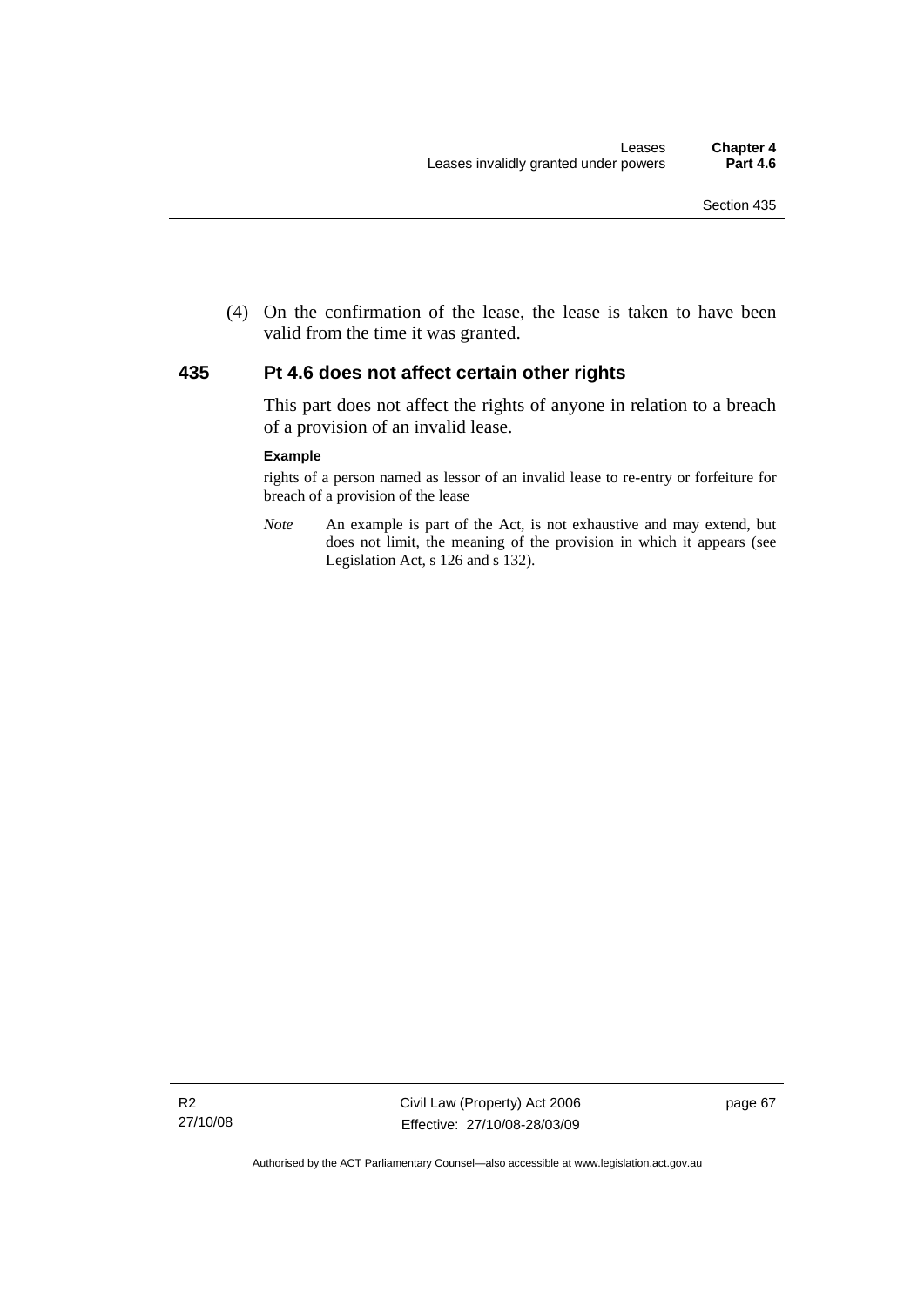(4) On the confirmation of the lease, the lease is taken to have been valid from the time it was granted.

## 435 Pt 4.6 does not affect certain other rights

This part does not affect the rights of anyone in relation to a breach of a provision of an invalid lease.

**Example**

rights of a person named as lessor of an invalid lease to re-entry or forfeiture for breach of a provision of the lease

*Note* An example is part of the Act, is not exhaustive and may extend, but does not limit, the meaning of the provision in which it appears (see Legislation Act, s 126 and s 132).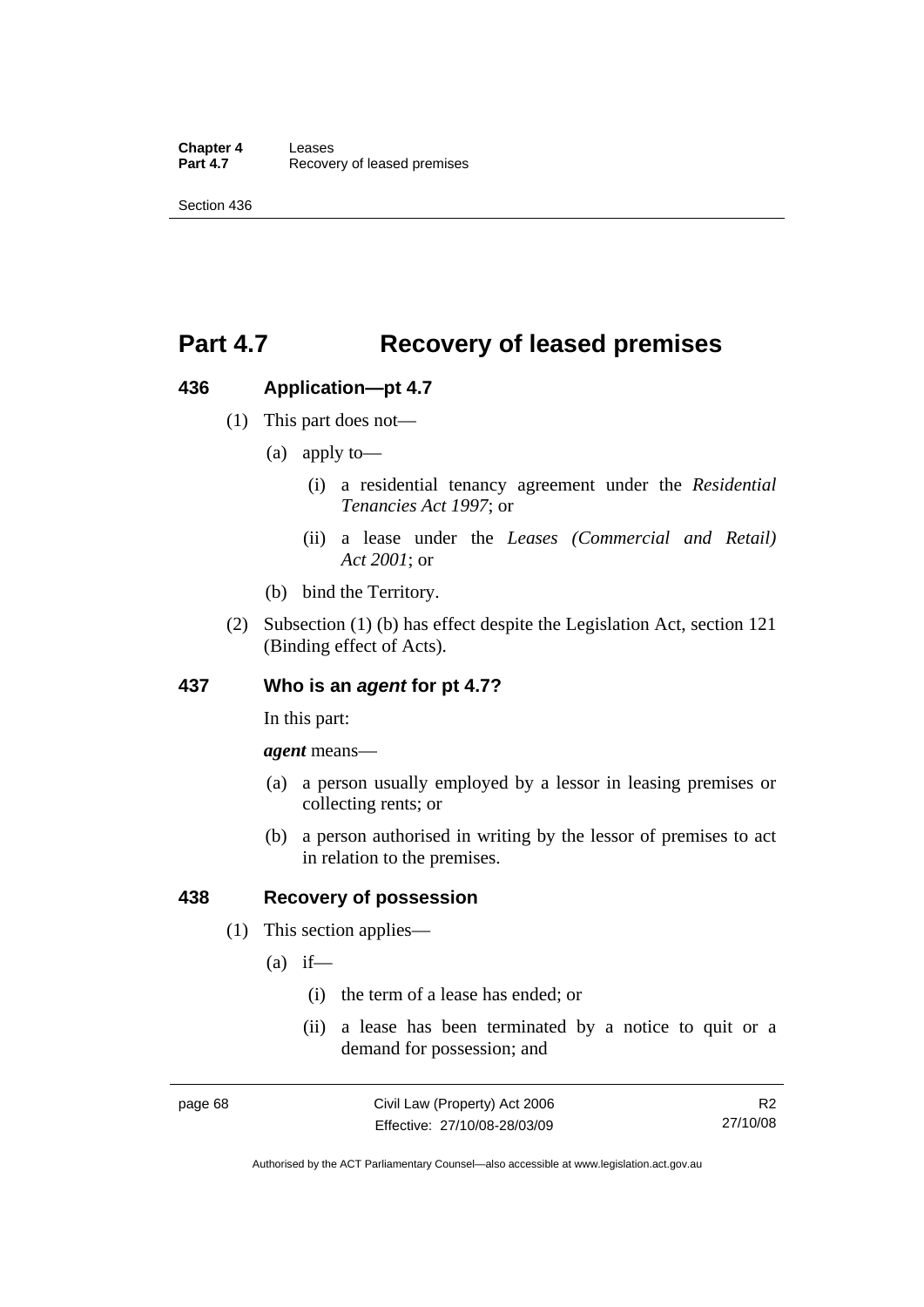# Part 4.7 Recovery of leased premises

## 436 Application—pt 4.7

(1) This part does not—

(a) apply to—

(i) a residential tenancy agreement under the *Residential Tenancies Act 1997*; or

(ii) a lease under the *Leases (Commercial and Retail) Act 2001*; or

(b) bind the Territory.

(2) Subsection (1) (b) has effect despite the Legislation Act, section 121 (Binding effect of Acts).

## 437 Who is an *agent* for pt 4.7?

In this part:

***agent*** means—

(a) a person usually employed by a lessor in leasing premises or collecting rents; or

(b) a person authorised in writing by the lessor of premises to act in relation to the premises.

## 438 Recovery of possession

(1) This section applies—

(a) if—

(i) the term of a lease has ended; or

(ii) a lease has been terminated by a notice to quit or a demand for possession; and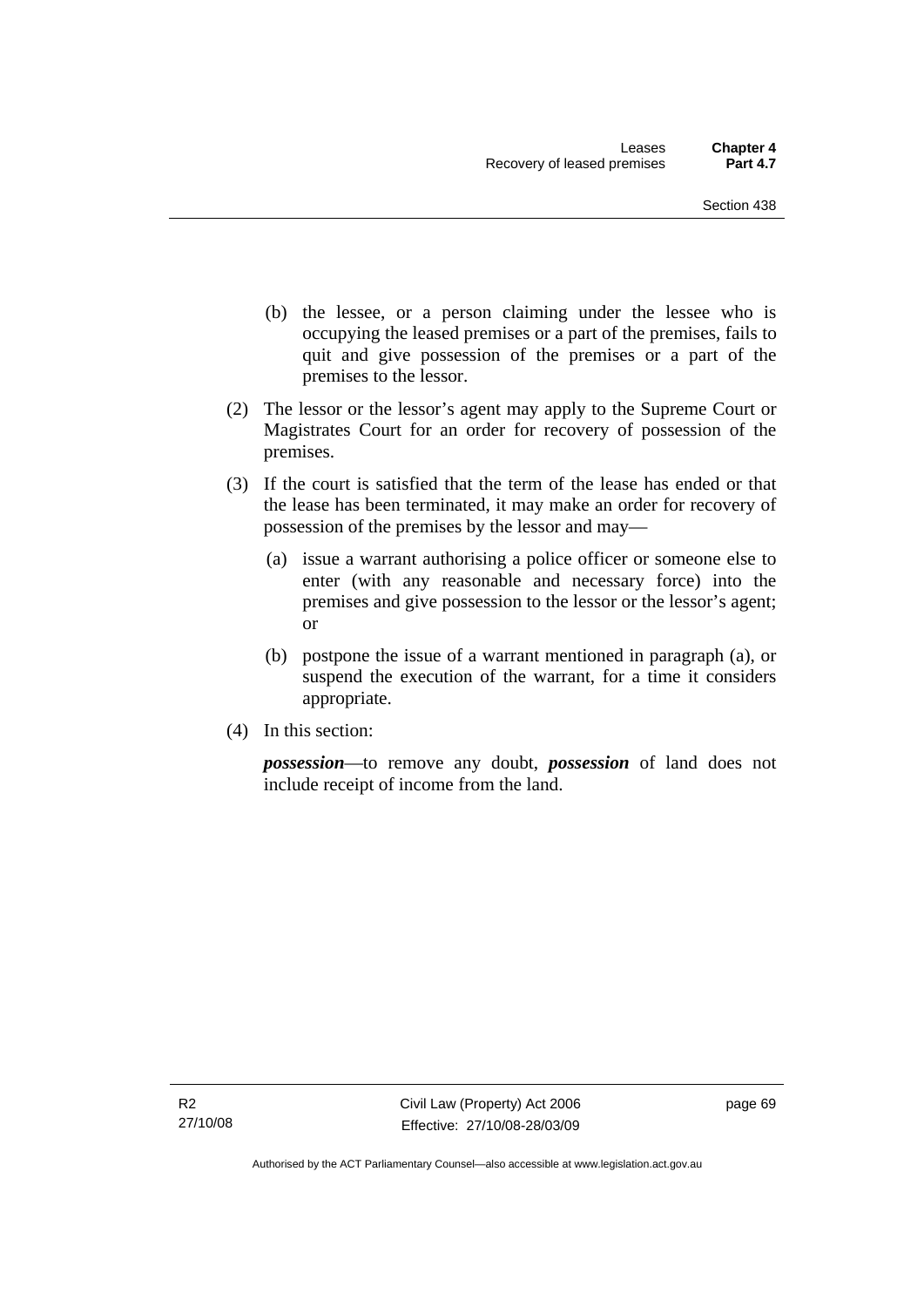(b) the lessee, or a person claiming under the lessee who is occupying the leased premises or a part of the premises, fails to quit and give possession of the premises or a part of the premises to the lessor.

(2) The lessor or the lessor's agent may apply to the Supreme Court or Magistrates Court for an order for recovery of possession of the premises.

(3) If the court is satisfied that the term of the lease has ended or that the lease has been terminated, it may make an order for recovery of possession of the premises by the lessor and may—

(a) issue a warrant authorising a police officer or someone else to enter (with any reasonable and necessary force) into the premises and give possession to the lessor or the lessor's agent; or

(b) postpone the issue of a warrant mentioned in paragraph (a), or suspend the execution of the warrant, for a time it considers appropriate.

(4) In this section:

***possession***—to remove any doubt, ***possession*** of land does not include receipt of income from the land.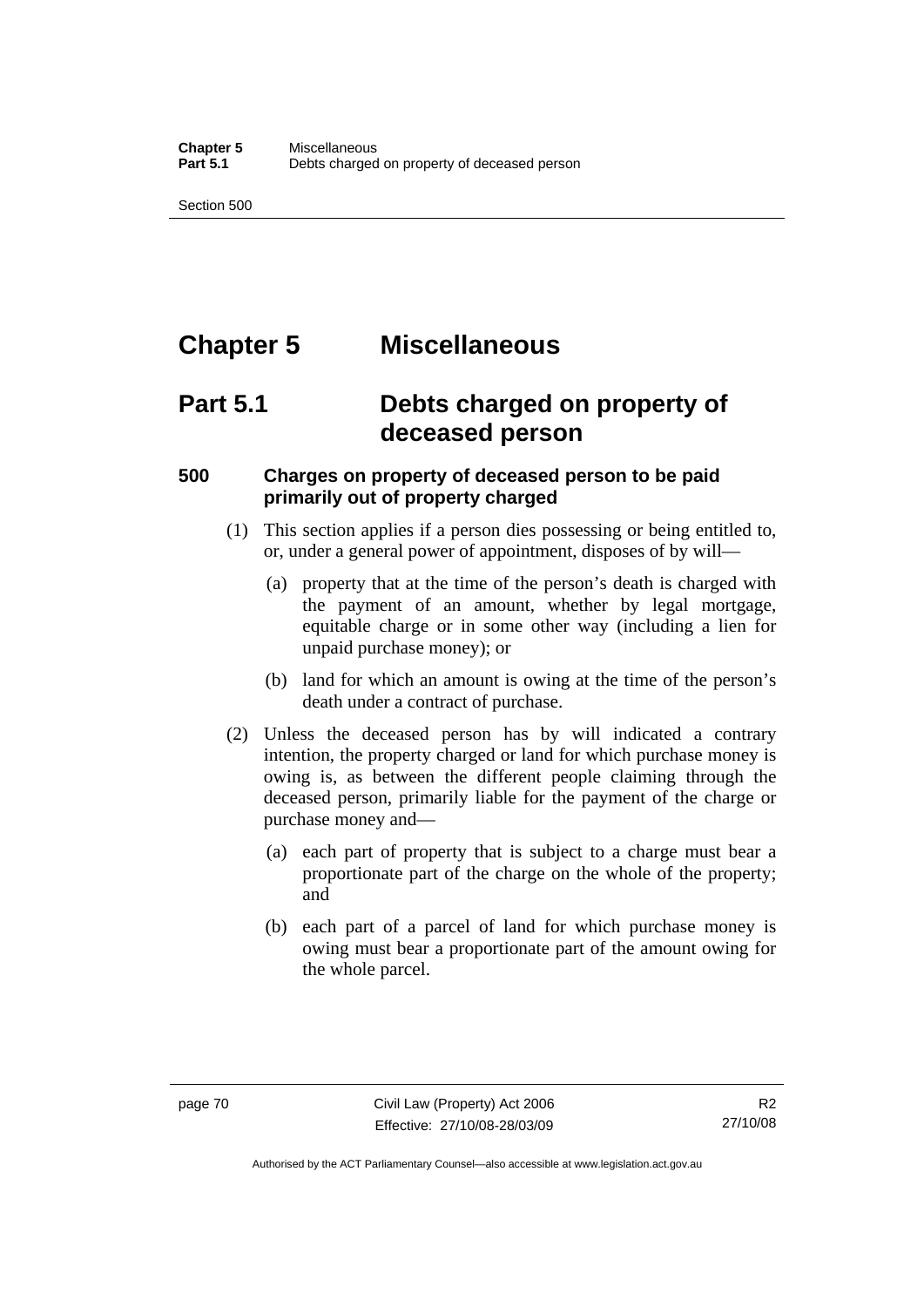# Chapter 5 Miscellaneous

## Part 5.1 Debts charged on property of deceased person

### 500 Charges on property of deceased person to be paid primarily out of property charged

(1) This section applies if a person dies possessing or being entitled to, or, under a general power of appointment, disposes of by will—

(a) property that at the time of the person's death is charged with the payment of an amount, whether by legal mortgage, equitable charge or in some other way (including a lien for unpaid purchase money); or

(b) land for which an amount is owing at the time of the person's death under a contract of purchase.

(2) Unless the deceased person has by will indicated a contrary intention, the property charged or land for which purchase money is owing is, as between the different people claiming through the deceased person, primarily liable for the payment of the charge or purchase money and—

(a) each part of property that is subject to a charge must bear a proportionate part of the charge on the whole of the property; and

(b) each part of a parcel of land for which purchase money is owing must bear a proportionate part of the amount owing for the whole parcel.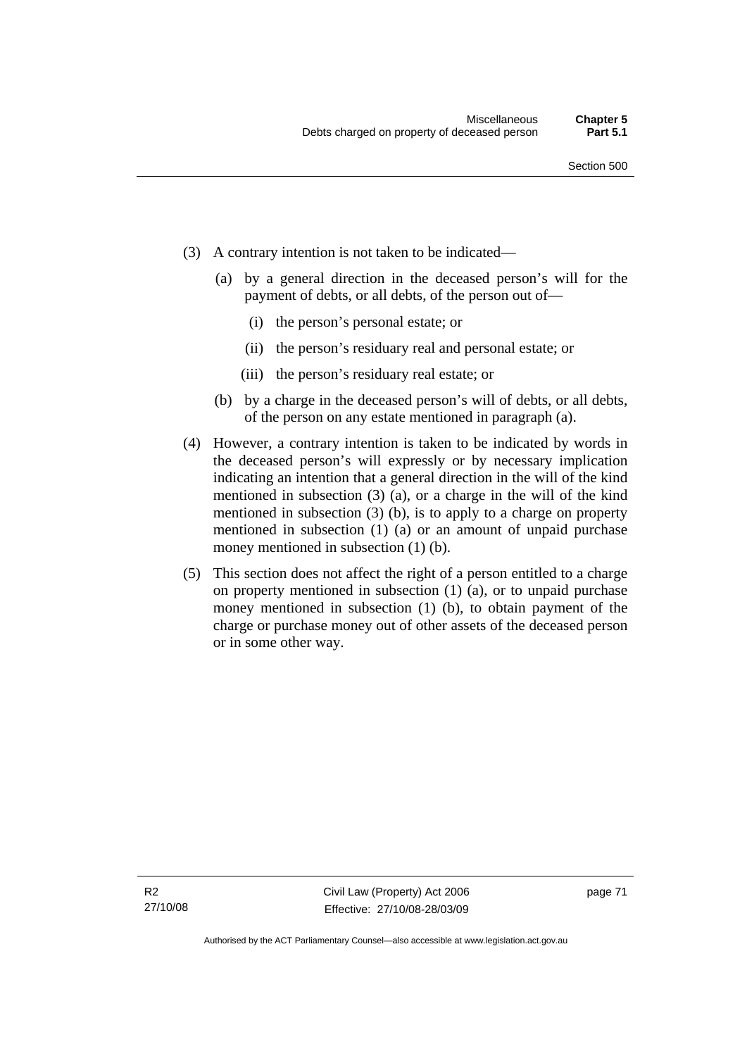(3) A contrary intention is not taken to be indicated—

(a) by a general direction in the deceased person's will for the payment of debts, or all debts, of the person out of—

(i) the person's personal estate; or

(ii) the person's residuary real and personal estate; or

(iii) the person's residuary real estate; or

(b) by a charge in the deceased person's will of debts, or all debts, of the person on any estate mentioned in paragraph (a).

(4) However, a contrary intention is taken to be indicated by words in the deceased person's will expressly or by necessary implication indicating an intention that a general direction in the will of the kind mentioned in subsection (3) (a), or a charge in the will of the kind mentioned in subsection (3) (b), is to apply to a charge on property mentioned in subsection (1) (a) or an amount of unpaid purchase money mentioned in subsection (1) (b).

(5) This section does not affect the right of a person entitled to a charge on property mentioned in subsection (1) (a), or to unpaid purchase money mentioned in subsection (1) (b), to obtain payment of the charge or purchase money out of other assets of the deceased person or in some other way.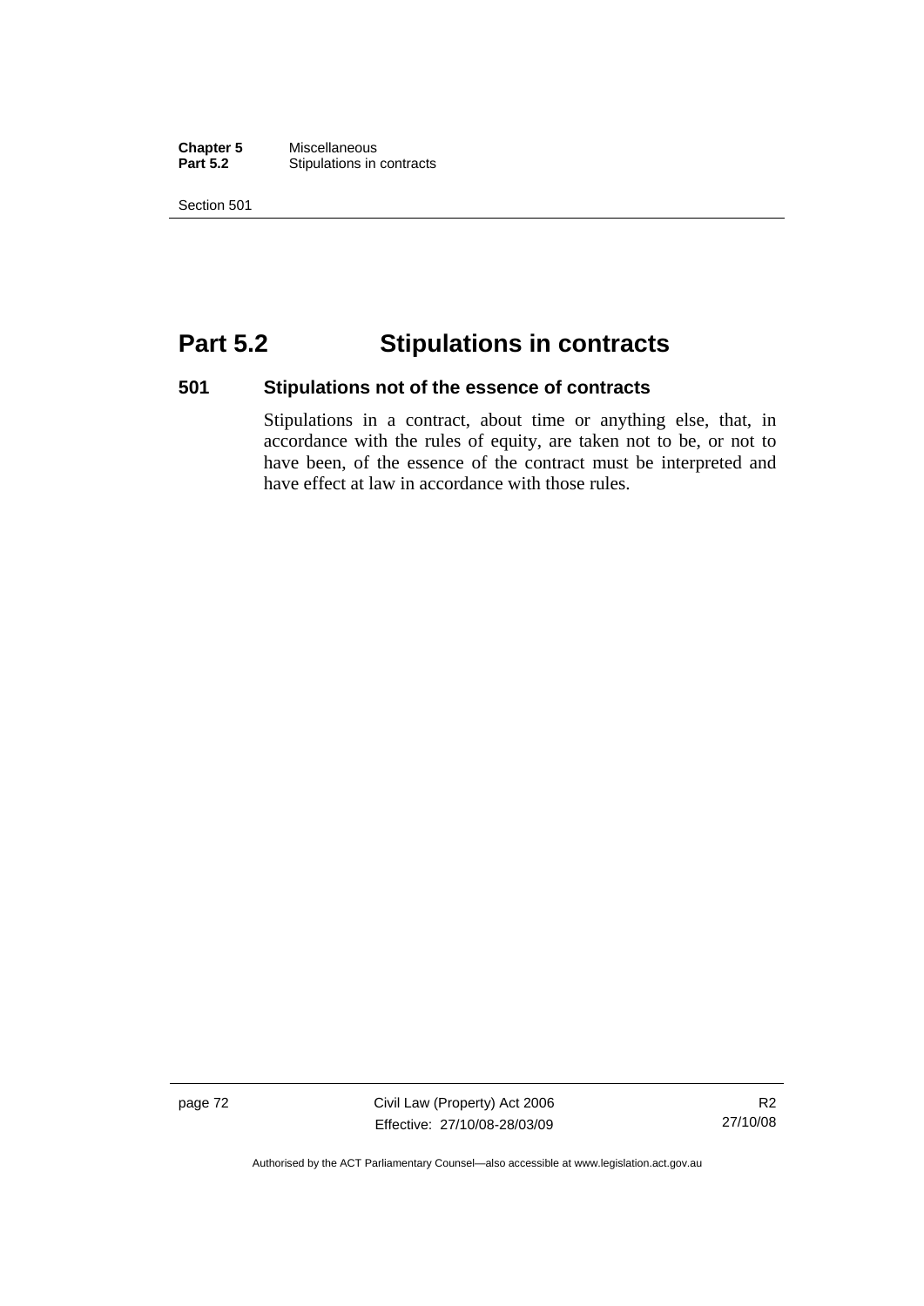# Part 5.2 Stipulations in contracts

## 501 Stipulations not of the essence of contracts

Stipulations in a contract, about time or anything else, that, in accordance with the rules of equity, are taken not to be, or not to have been, of the essence of the contract must be interpreted and have effect at law in accordance with those rules.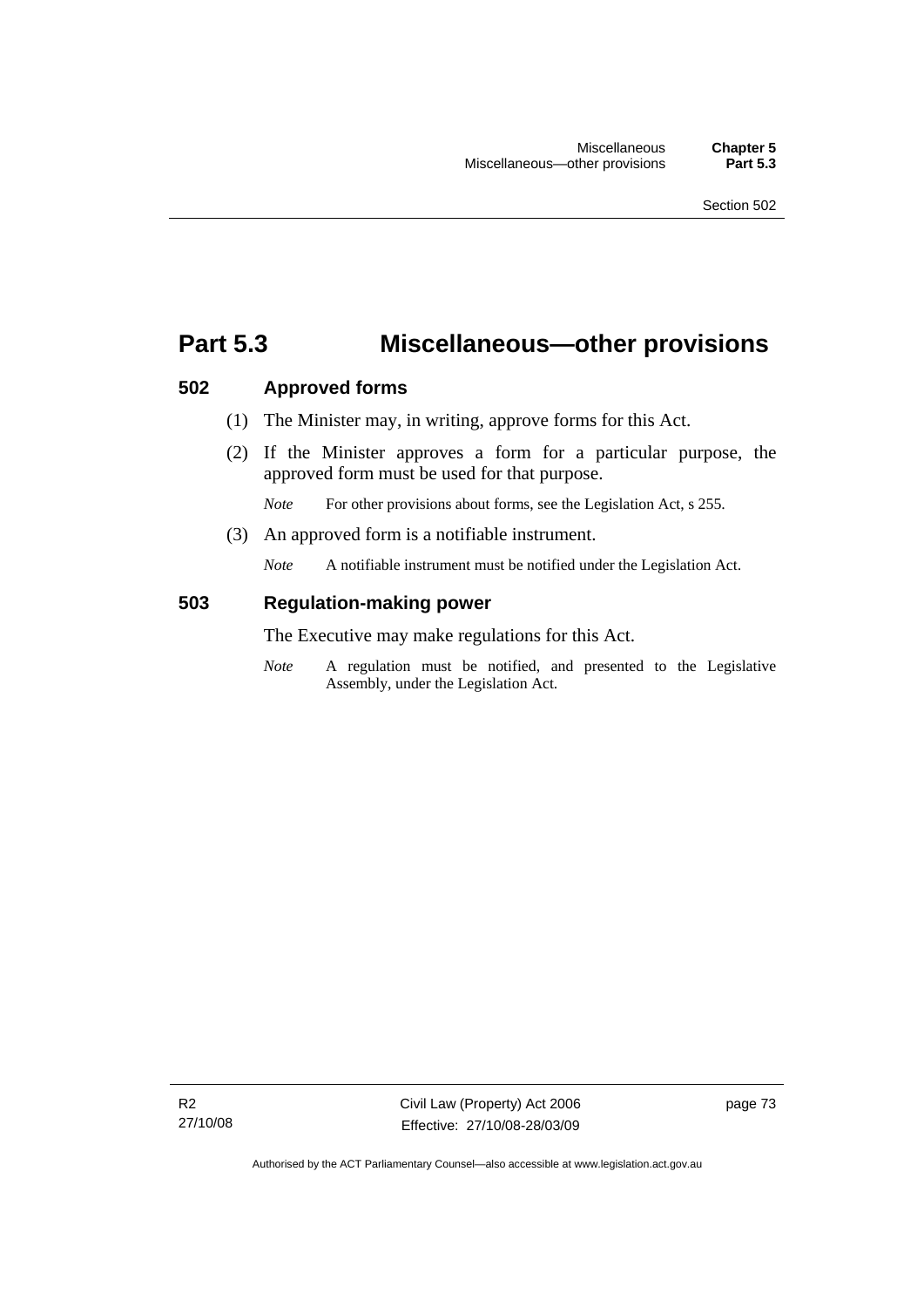# Part 5.3 Miscellaneous—other provisions

## 502 Approved forms

(1) The Minister may, in writing, approve forms for this Act.

(2) If the Minister approves a form for a particular purpose, the approved form must be used for that purpose.

*Note* For other provisions about forms, see the Legislation Act, s 255.

(3) An approved form is a notifiable instrument.

*Note* A notifiable instrument must be notified under the Legislation Act.

## 503 Regulation-making power

The Executive may make regulations for this Act.

*Note* A regulation must be notified, and presented to the Legislative Assembly, under the Legislation Act.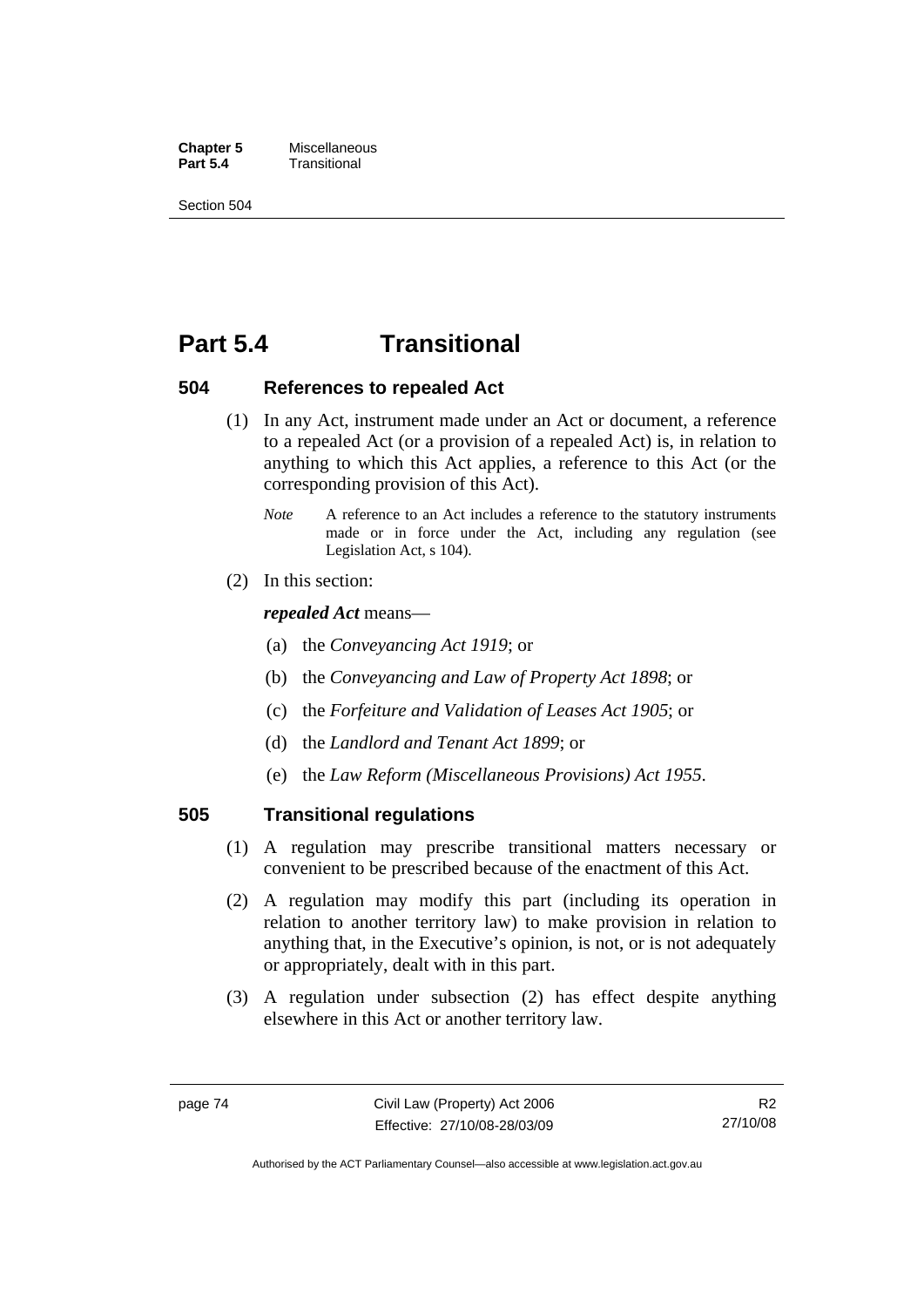# Part 5.4 Transitional

## 504 References to repealed Act

(1) In any Act, instrument made under an Act or document, a reference to a repealed Act (or a provision of a repealed Act) is, in relation to anything to which this Act applies, a reference to this Act (or the corresponding provision of this Act).

*Note* A reference to an Act includes a reference to the statutory instruments made or in force under the Act, including any regulation (see Legislation Act, s 104).

(2) In this section:

***repealed Act*** means—

(a) the *Conveyancing Act 1919*; or

(b) the *Conveyancing and Law of Property Act 1898*; or

(c) the *Forfeiture and Validation of Leases Act 1905*; or

(d) the *Landlord and Tenant Act 1899*; or

(e) the *Law Reform (Miscellaneous Provisions) Act 1955*.

## 505 Transitional regulations

(1) A regulation may prescribe transitional matters necessary or convenient to be prescribed because of the enactment of this Act.

(2) A regulation may modify this part (including its operation in relation to another territory law) to make provision in relation to anything that, in the Executive's opinion, is not, or is not adequately or appropriately, dealt with in this part.

(3) A regulation under subsection (2) has effect despite anything elsewhere in this Act or another territory law.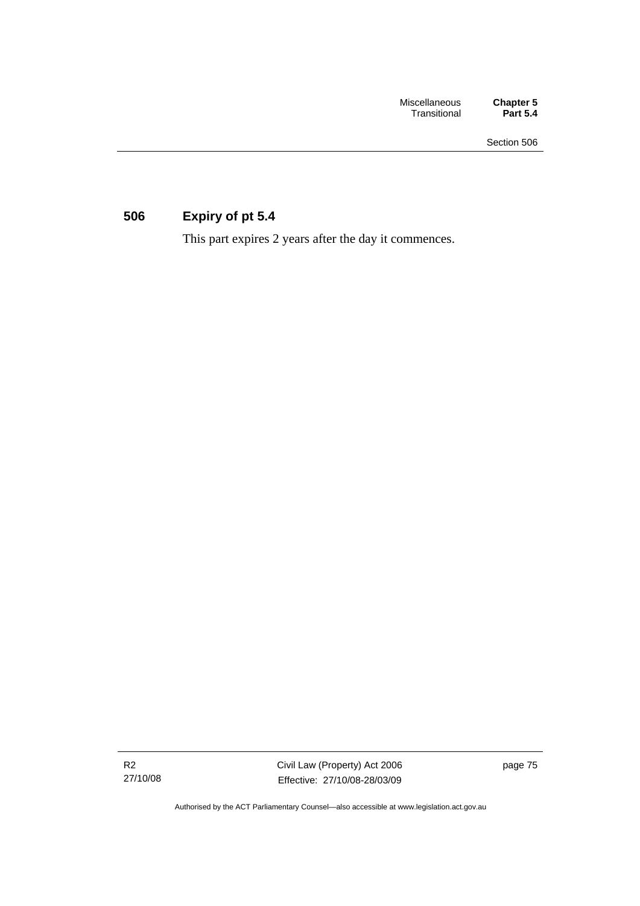## 506 Expiry of pt 5.4

This part expires 2 years after the day it commences.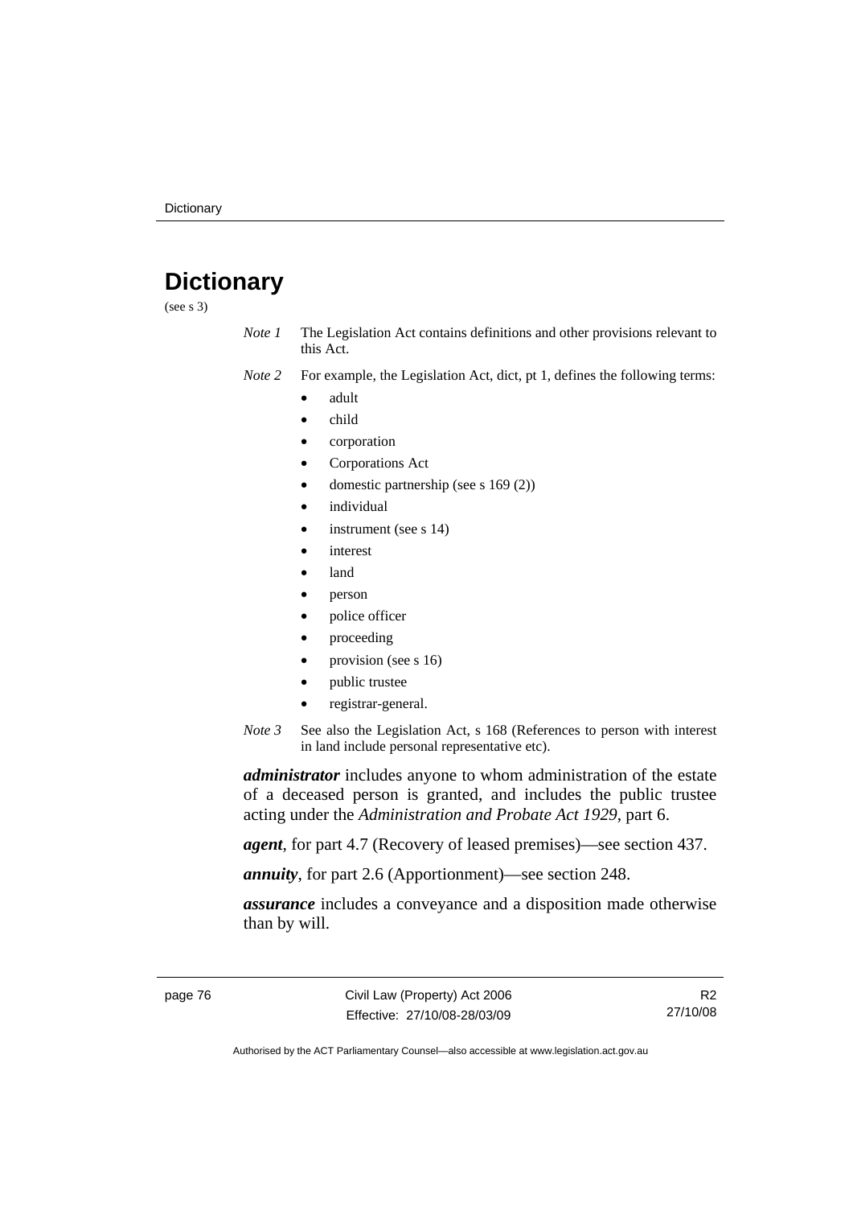# Dictionary

(see s 3)

*Note 1* The Legislation Act contains definitions and other provisions relevant to this Act.

*Note 2* For example, the Legislation Act, dict, pt 1, defines the following terms:

- adult
- child
- corporation
- Corporations Act
- domestic partnership (see s 169 (2))
- individual
- instrument (see s 14)
- interest
- land
- person
- police officer
- proceeding
- provision (see s 16)
- public trustee
- registrar-general.

*Note 3* See also the Legislation Act, s 168 (References to person with interest in land include personal representative etc).

***administrator*** includes anyone to whom administration of the estate of a deceased person is granted, and includes the public trustee acting under the *Administration and Probate Act 1929*, part 6.

***agent***, for part 4.7 (Recovery of leased premises)—see section 437.

***annuity***, for part 2.6 (Apportionment)—see section 248.

***assurance*** includes a conveyance and a disposition made otherwise than by will.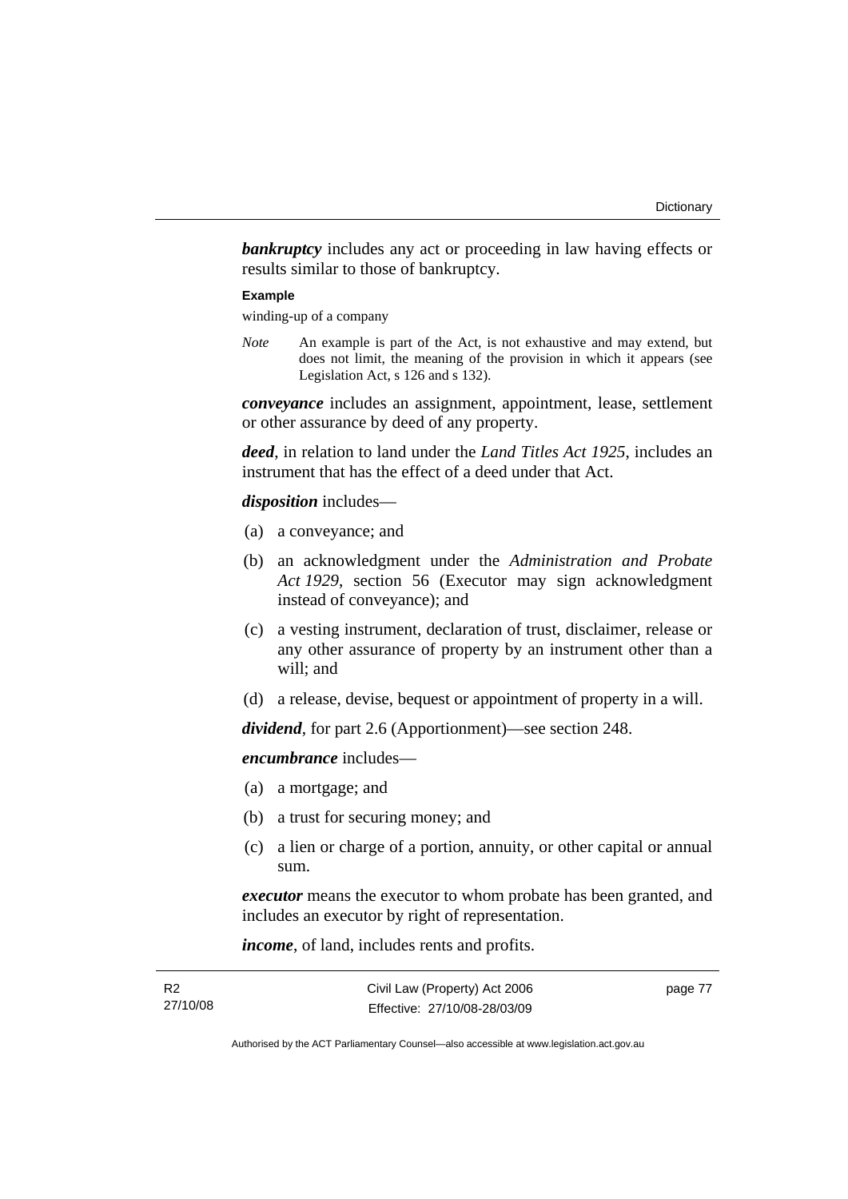***bankruptcy*** includes any act or proceeding in law having effects or results similar to those of bankruptcy.

**Example**

winding-up of a company

*Note* An example is part of the Act, is not exhaustive and may extend, but does not limit, the meaning of the provision in which it appears (see Legislation Act, s 126 and s 132).

***conveyance*** includes an assignment, appointment, lease, settlement or other assurance by deed of any property.

***deed***, in relation to land under the *Land Titles Act 1925*, includes an instrument that has the effect of a deed under that Act.

***disposition*** includes—

(a) a conveyance; and

(b) an acknowledgment under the *Administration and Probate Act 1929*, section 56 (Executor may sign acknowledgment instead of conveyance); and

(c) a vesting instrument, declaration of trust, disclaimer, release or any other assurance of property by an instrument other than a will; and

(d) a release, devise, bequest or appointment of property in a will.

***dividend***, for part 2.6 (Apportionment)—see section 248.

***encumbrance*** includes—

(a) a mortgage; and

(b) a trust for securing money; and

(c) a lien or charge of a portion, annuity, or other capital or annual sum.

***executor*** means the executor to whom probate has been granted, and includes an executor by right of representation.

***income***, of land, includes rents and profits.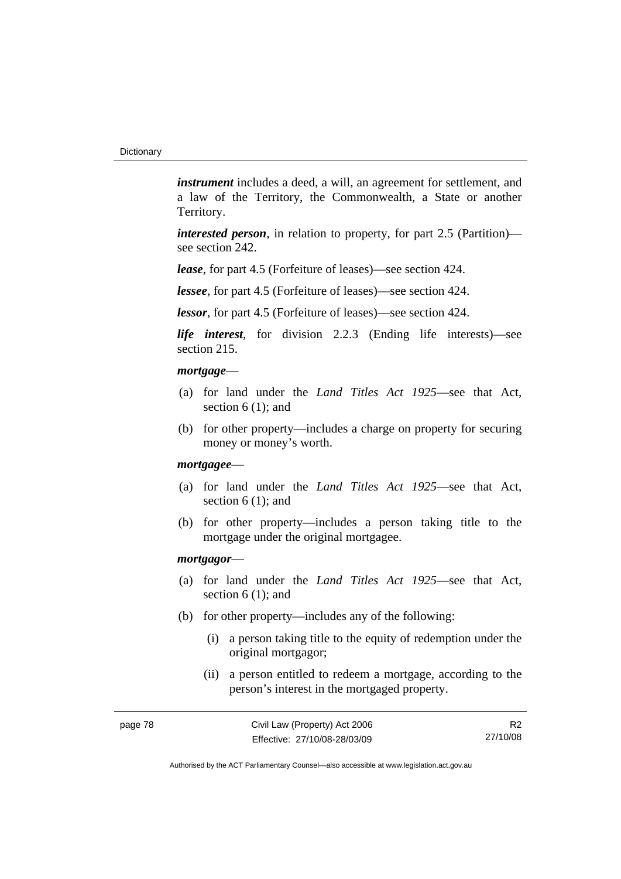***instrument*** includes a deed, a will, an agreement for settlement, and a law of the Territory, the Commonwealth, a State or another Territory.

***interested person***, in relation to property, for part 2.5 (Partition)—see section 242.

***lease***, for part 4.5 (Forfeiture of leases)—see section 424.

***lessee***, for part 4.5 (Forfeiture of leases)—see section 424.

***lessor***, for part 4.5 (Forfeiture of leases)—see section 424.

***life interest***, for division 2.2.3 (Ending life interests)—see section 215.

***mortgage***—

(a) for land under the *Land Titles Act 1925*—see that Act, section 6 (1); and

(b) for other property—includes a charge on property for securing money or money's worth.

***mortgagee***—

(a) for land under the *Land Titles Act 1925*—see that Act, section 6 (1); and

(b) for other property—includes a person taking title to the mortgage under the original mortgagee.

***mortgagor***—

(a) for land under the *Land Titles Act 1925*—see that Act, section 6 (1); and

(b) for other property—includes any of the following:

   (i) a person taking title to the equity of redemption under the original mortgagor;

   (ii) a person entitled to redeem a mortgage, according to the person's interest in the mortgaged property.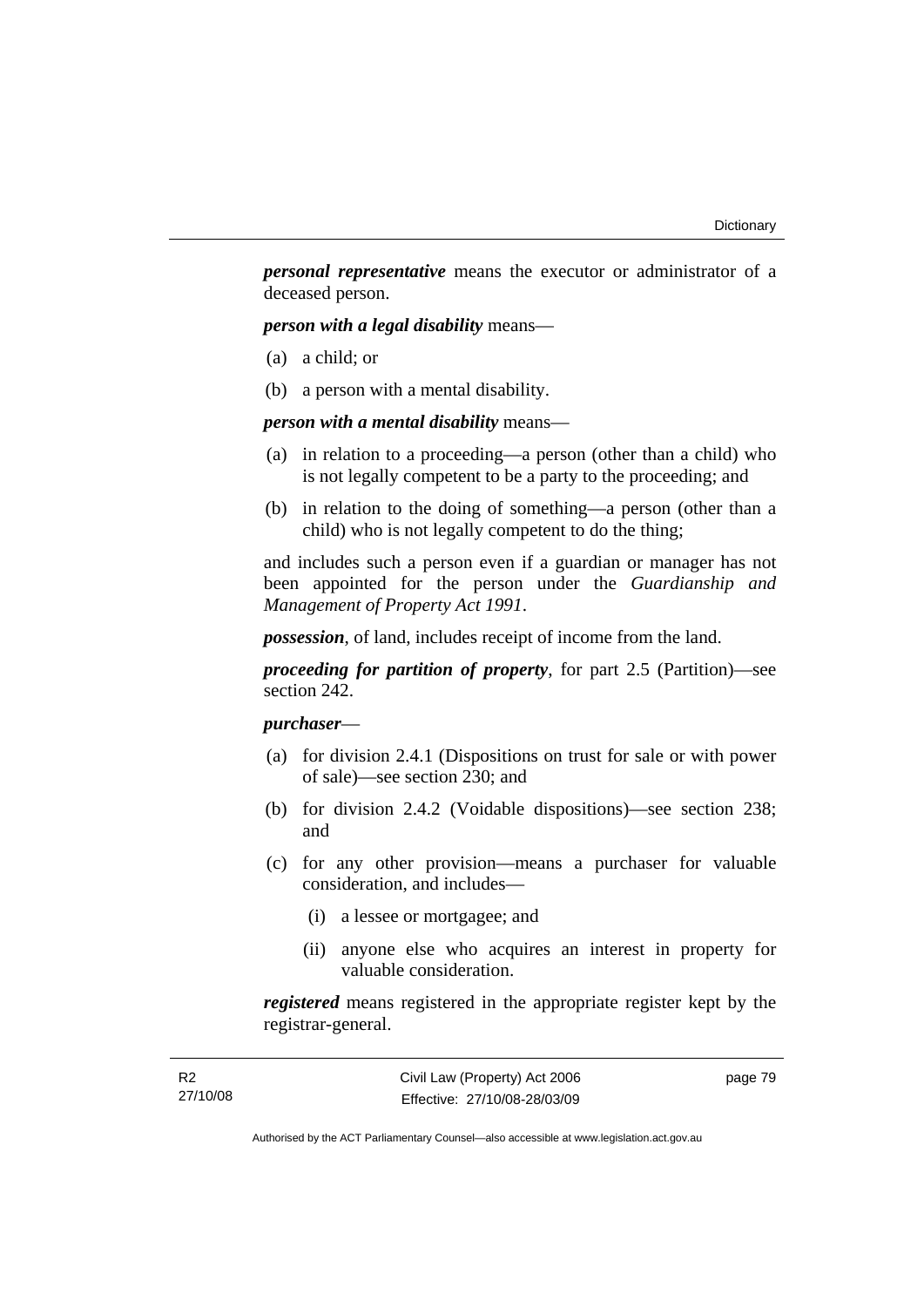***personal representative*** means the executor or administrator of a deceased person.

***person with a legal disability*** means—

(a) a child; or

(b) a person with a mental disability.

***person with a mental disability*** means—

(a) in relation to a proceeding—a person (other than a child) who is not legally competent to be a party to the proceeding; and

(b) in relation to the doing of something—a person (other than a child) who is not legally competent to do the thing;

and includes such a person even if a guardian or manager has not been appointed for the person under the *Guardianship and Management of Property Act 1991*.

***possession***, of land, includes receipt of income from the land.

***proceeding for partition of property***, for part 2.5 (Partition)—see section 242.

***purchaser***—

(a) for division 2.4.1 (Dispositions on trust for sale or with power of sale)—see section 230; and

(b) for division 2.4.2 (Voidable dispositions)—see section 238; and

(c) for any other provision—means a purchaser for valuable consideration, and includes—

  (i) a lessee or mortgagee; and

  (ii) anyone else who acquires an interest in property for valuable consideration.

***registered*** means registered in the appropriate register kept by the registrar-general.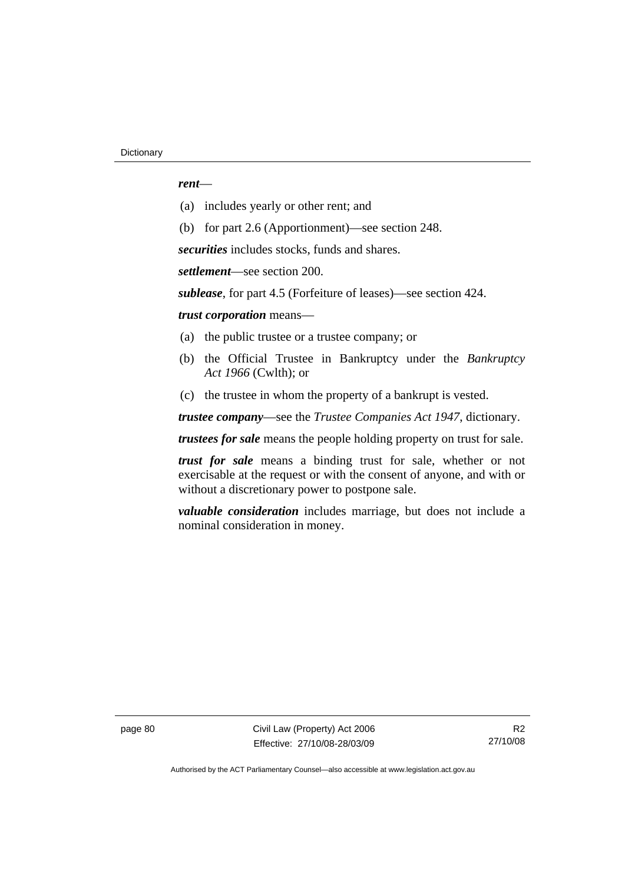***rent***—

(a) includes yearly or other rent; and

(b) for part 2.6 (Apportionment)—see section 248.

***securities*** includes stocks, funds and shares.

***settlement***—see section 200.

***sublease***, for part 4.5 (Forfeiture of leases)—see section 424.

***trust corporation*** means—

(a) the public trustee or a trustee company; or

(b) the Official Trustee in Bankruptcy under the *Bankruptcy Act 1966* (Cwlth); or

(c) the trustee in whom the property of a bankrupt is vested.

***trustee company***—see the *Trustee Companies Act 1947*, dictionary.

***trustees for sale*** means the people holding property on trust for sale.

***trust for sale*** means a binding trust for sale, whether or not exercisable at the request or with the consent of anyone, and with or without a discretionary power to postpone sale.

***valuable consideration*** includes marriage, but does not include a nominal consideration in money.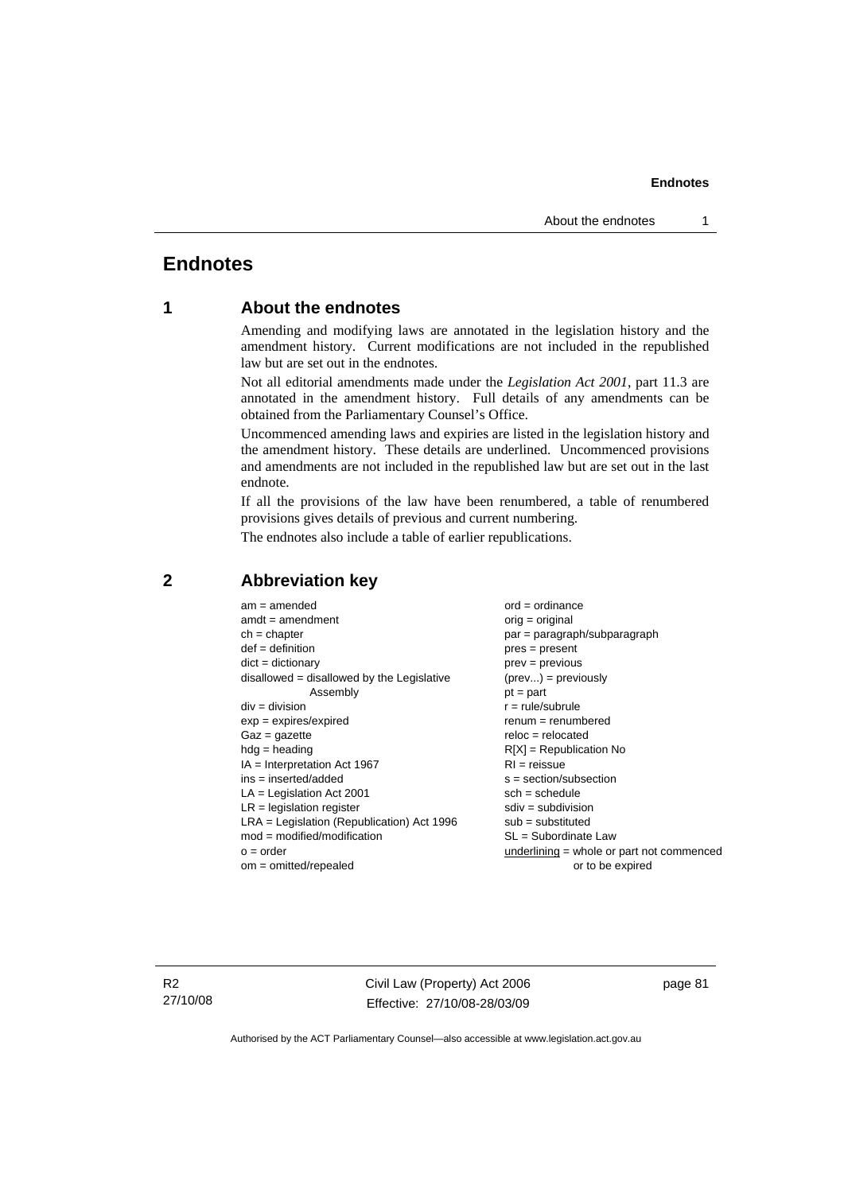# Endnotes

## 1 About the endnotes

Amending and modifying laws are annotated in the legislation history and the amendment history. Current modifications are not included in the republished law but are set out in the endnotes.

Not all editorial amendments made under the *Legislation Act 2001*, part 11.3 are annotated in the amendment history. Full details of any amendments can be obtained from the Parliamentary Counsel's Office.

Uncommenced amending laws and expiries are listed in the legislation history and the amendment history. These details are underlined. Uncommenced provisions and amendments are not included in the republished law but are set out in the last endnote.

If all the provisions of the law have been renumbered, a table of renumbered provisions gives details of previous and current numbering.

The endnotes also include a table of earlier republications.

## 2 Abbreviation key

am = amended
amdt = amendment
ch = chapter
def = definition
dict = dictionary
disallowed = disallowed by the Legislative Assembly
div = division
exp = expires/expired
Gaz = gazette
hdg = heading
IA = Interpretation Act 1967
ins = inserted/added
LA = Legislation Act 2001
LR = legislation register
LRA = Legislation (Republication) Act 1996
mod = modified/modification
o = order
om = omitted/repealed
ord = ordinance
orig = original
par = paragraph/subparagraph
pres = present
prev = previous
(prev...) = previously
pt = part
r = rule/subrule
renum = renumbered
reloc = relocated
R[X] = Republication No
RI = reissue
s = section/subsection
sch = schedule
sdiv = subdivision
sub = substituted
SL = Subordinate Law
<u>underlining</u> = whole or part not commenced or to be expired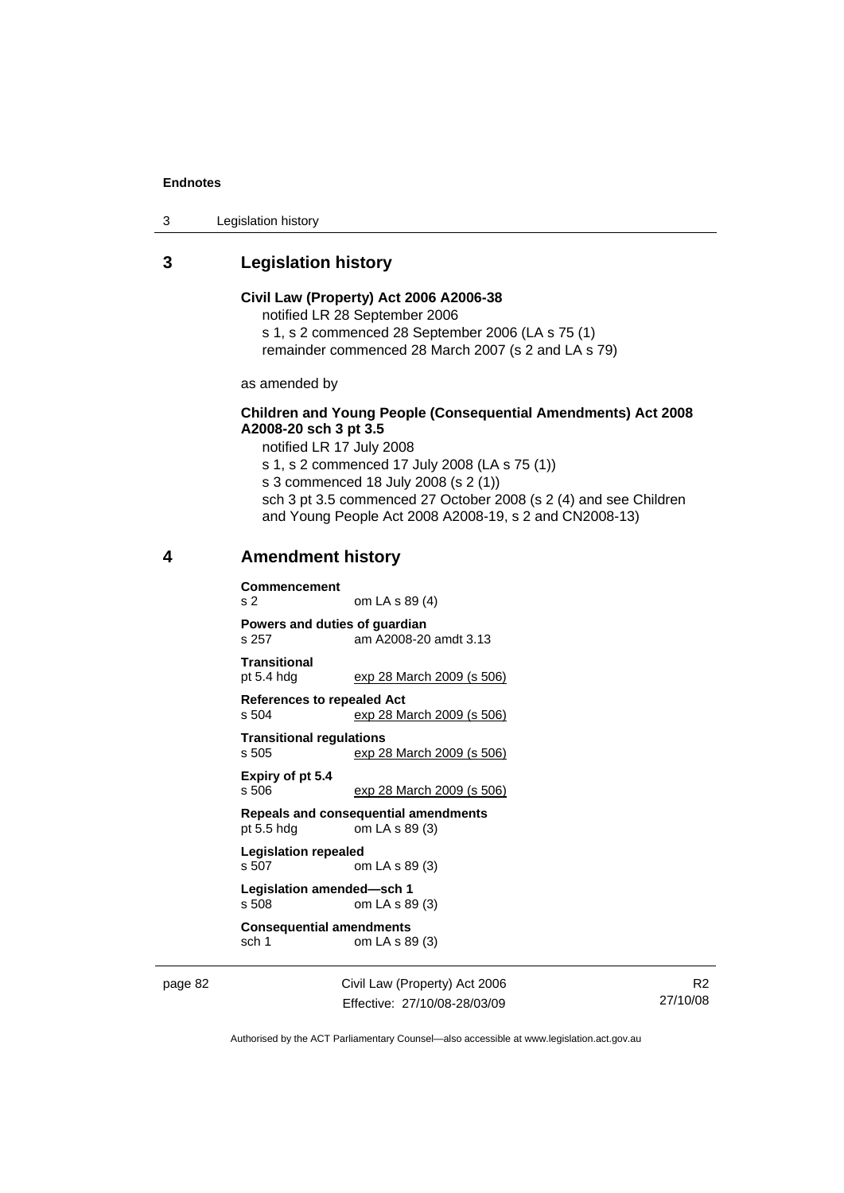## 3 Legislation history

**Civil Law (Property) Act 2006 A2006-38**
notified LR 28 September 2006
s 1, s 2 commenced 28 September 2006 (LA s 75 (1)
remainder commenced 28 March 2007 (s 2 and LA s 79)

as amended by

**Children and Young People (Consequential Amendments) Act 2008 A2008-20 sch 3 pt 3.5**
notified LR 17 July 2008
s 1, s 2 commenced 17 July 2008 (LA s 75 (1))
s 3 commenced 18 July 2008 (s 2 (1))
sch 3 pt 3.5 commenced 27 October 2008 (s 2 (4) and see Children and Young People Act 2008 A2008-19, s 2 and CN2008-13)

## 4 Amendment history

**Commencement**
s 2 om LA s 89 (4)

**Powers and duties of guardian**
s 257 am A2008-20 amdt 3.13

**Transitional**
pt 5.4 hdg exp 28 March 2009 (s 506)

**References to repealed Act**
s 504 exp 28 March 2009 (s 506)

**Transitional regulations**
s 505 exp 28 March 2009 (s 506)

**Expiry of pt 5.4**
s 506 exp 28 March 2009 (s 506)

**Repeals and consequential amendments**
pt 5.5 hdg om LA s 89 (3)

**Legislation repealed**
s 507 om LA s 89 (3)

**Legislation amended—sch 1**
s 508 om LA s 89 (3)

**Consequential amendments**
sch 1 om LA s 89 (3)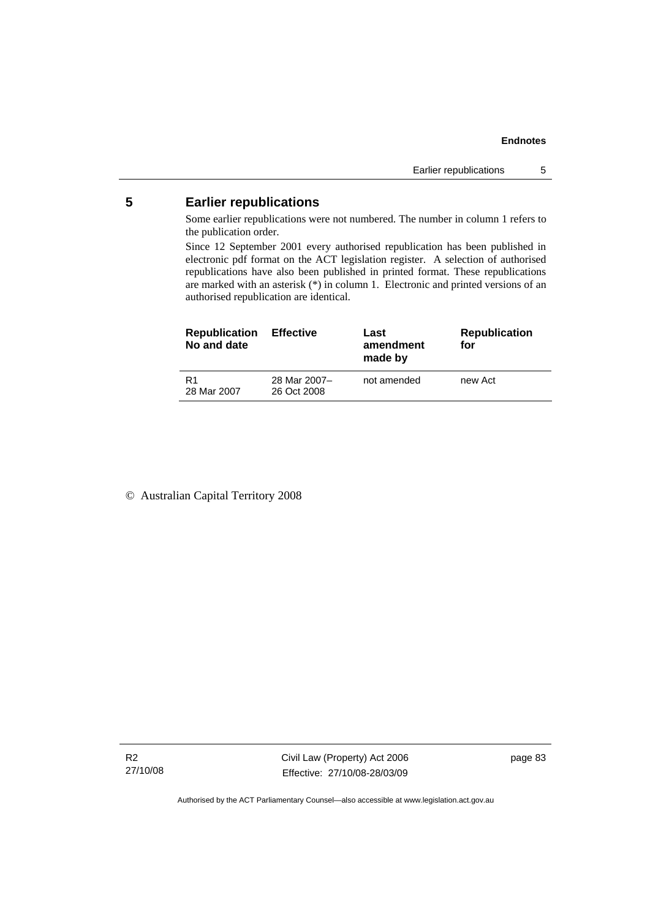## 5 Earlier republications

Some earlier republications were not numbered. The number in column 1 refers to the publication order.

Since 12 September 2001 every authorised republication has been published in electronic pdf format on the ACT legislation register. A selection of authorised republications have also been published in printed format. These republications are marked with an asterisk (*) in column 1. Electronic and printed versions of an authorised republication are identical.

| Republication No and date | Effective | Last amendment made by | Republication for |
|---|---|---|---|
| R1 28 Mar 2007 | 28 Mar 2007– 26 Oct 2008 | not amended | new Act |

© Australian Capital Territory 2008